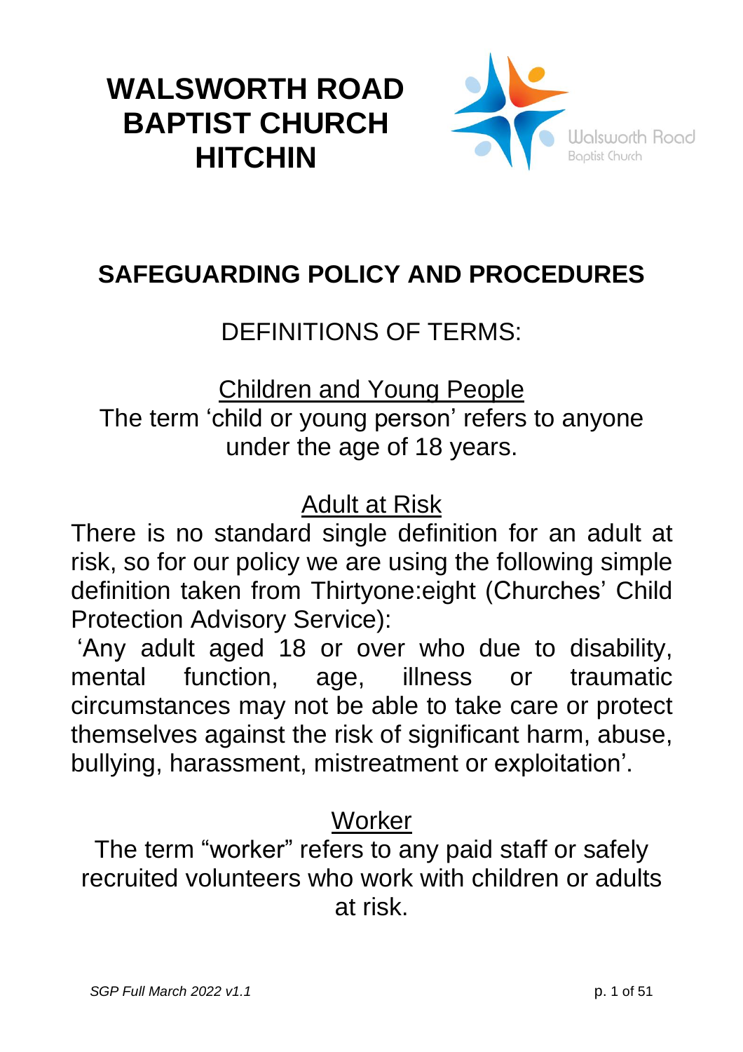# WALSWORTH ROAD BAPTIST CHURCH HITCHIN

## SAFEGUARDING POLICY AND PROCEDURES

### DEFINITIONS OF TERMS:

#### Children and Young People

The term 'child or young person' refers to anyone under the age of 18 years.

#### Adult at Risk

There is no standard single definition for an adult at risk, so for our policy we are using the following simple definition taken from Thirtyone:eight (Churches' Child Protection Advisory Service):

'Any adult aged 18 or over who due to disability, mental function, age, illness or traumatic circumstances may not be able to take care or protect themselves against the risk of significant harm, abuse, bullying, harassment, mistreatment or exploitation'.

#### Worker

The term "worker" refers to any paid staff or safely recruited volunteers who work with children or adults at risk.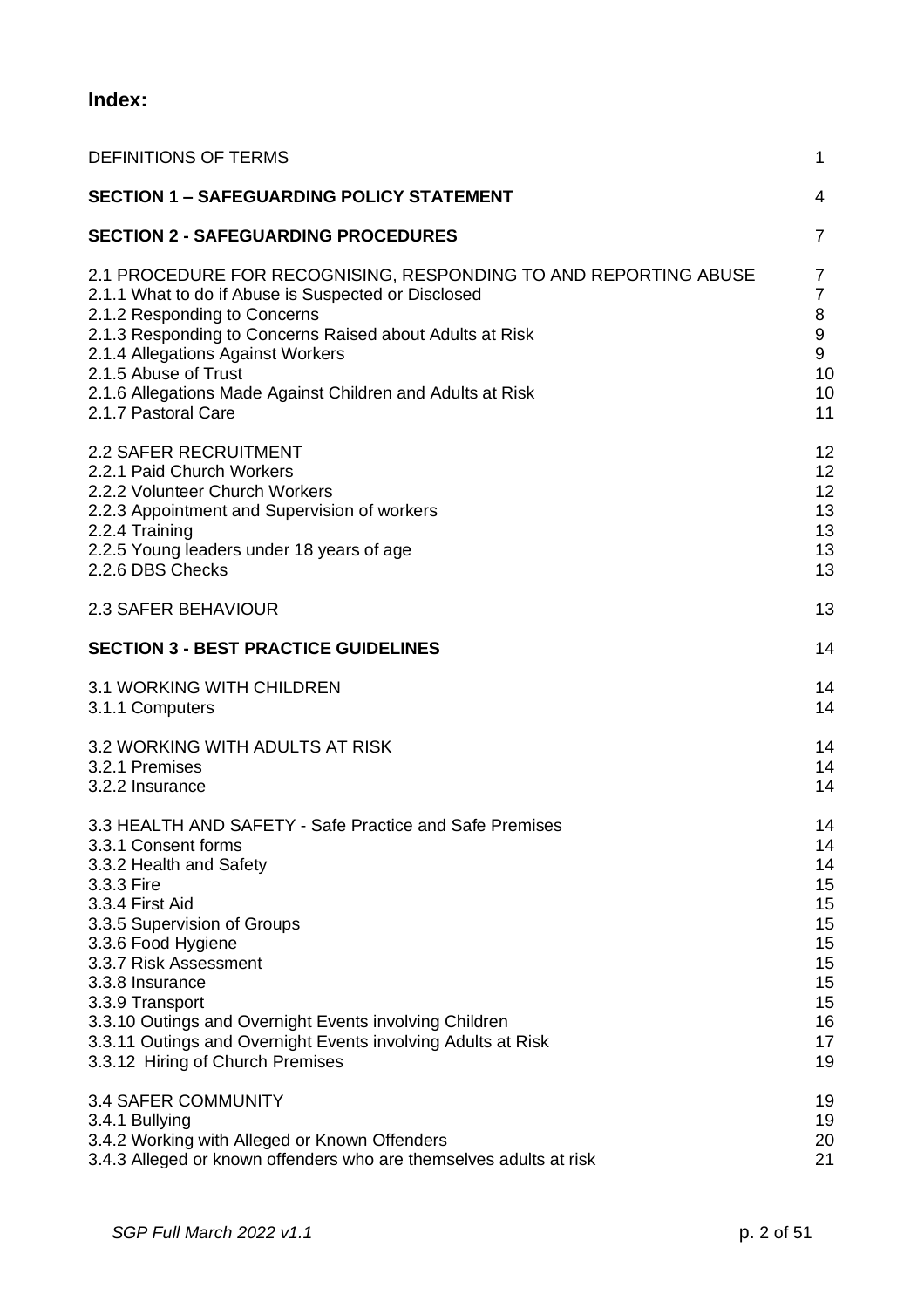## Index:

| | |
|---|---|
| DEFINITIONS OF TERMS | 1 |
| **SECTION 1 – SAFEGUARDING POLICY STATEMENT** | 4 |
| **SECTION 2 - SAFEGUARDING PROCEDURES** | 7 |
| 2.1 PROCEDURE FOR RECOGNISING, RESPONDING TO AND REPORTING ABUSE | 7 |
| 2.1.1 What to do if Abuse is Suspected or Disclosed | 7 |
| 2.1.2 Responding to Concerns | 8 |
| 2.1.3 Responding to Concerns Raised about Adults at Risk | 9 |
| 2.1.4 Allegations Against Workers | 9 |
| 2.1.5 Abuse of Trust | 10 |
| 2.1.6 Allegations Made Against Children and Adults at Risk | 10 |
| 2.1.7 Pastoral Care | 11 |
| 2.2 SAFER RECRUITMENT | 12 |
| 2.2.1 Paid Church Workers | 12 |
| 2.2.2 Volunteer Church Workers | 12 |
| 2.2.3 Appointment and Supervision of workers | 13 |
| 2.2.4 Training | 13 |
| 2.2.5 Young leaders under 18 years of age | 13 |
| 2.2.6 DBS Checks | 13 |
| 2.3 SAFER BEHAVIOUR | 13 |
| **SECTION 3 - BEST PRACTICE GUIDELINES** | 14 |
| 3.1 WORKING WITH CHILDREN | 14 |
| 3.1.1 Computers | 14 |
| 3.2 WORKING WITH ADULTS AT RISK | 14 |
| 3.2.1 Premises | 14 |
| 3.2.2 Insurance | 14 |
| 3.3 HEALTH AND SAFETY - Safe Practice and Safe Premises | 14 |
| 3.3.1 Consent forms | 14 |
| 3.3.2 Health and Safety | 14 |
| 3.3.3 Fire | 15 |
| 3.3.4 First Aid | 15 |
| 3.3.5 Supervision of Groups | 15 |
| 3.3.6 Food Hygiene | 15 |
| 3.3.7 Risk Assessment | 15 |
| 3.3.8 Insurance | 15 |
| 3.3.9 Transport | 15 |
| 3.3.10 Outings and Overnight Events involving Children | 16 |
| 3.3.11 Outings and Overnight Events involving Adults at Risk | 17 |
| 3.3.12 Hiring of Church Premises | 19 |
| 3.4 SAFER COMMUNITY | 19 |
| 3.4.1 Bullying | 19 |
| 3.4.2 Working with Alleged or Known Offenders | 20 |
| 3.4.3 Alleged or known offenders who are themselves adults at risk | 21 |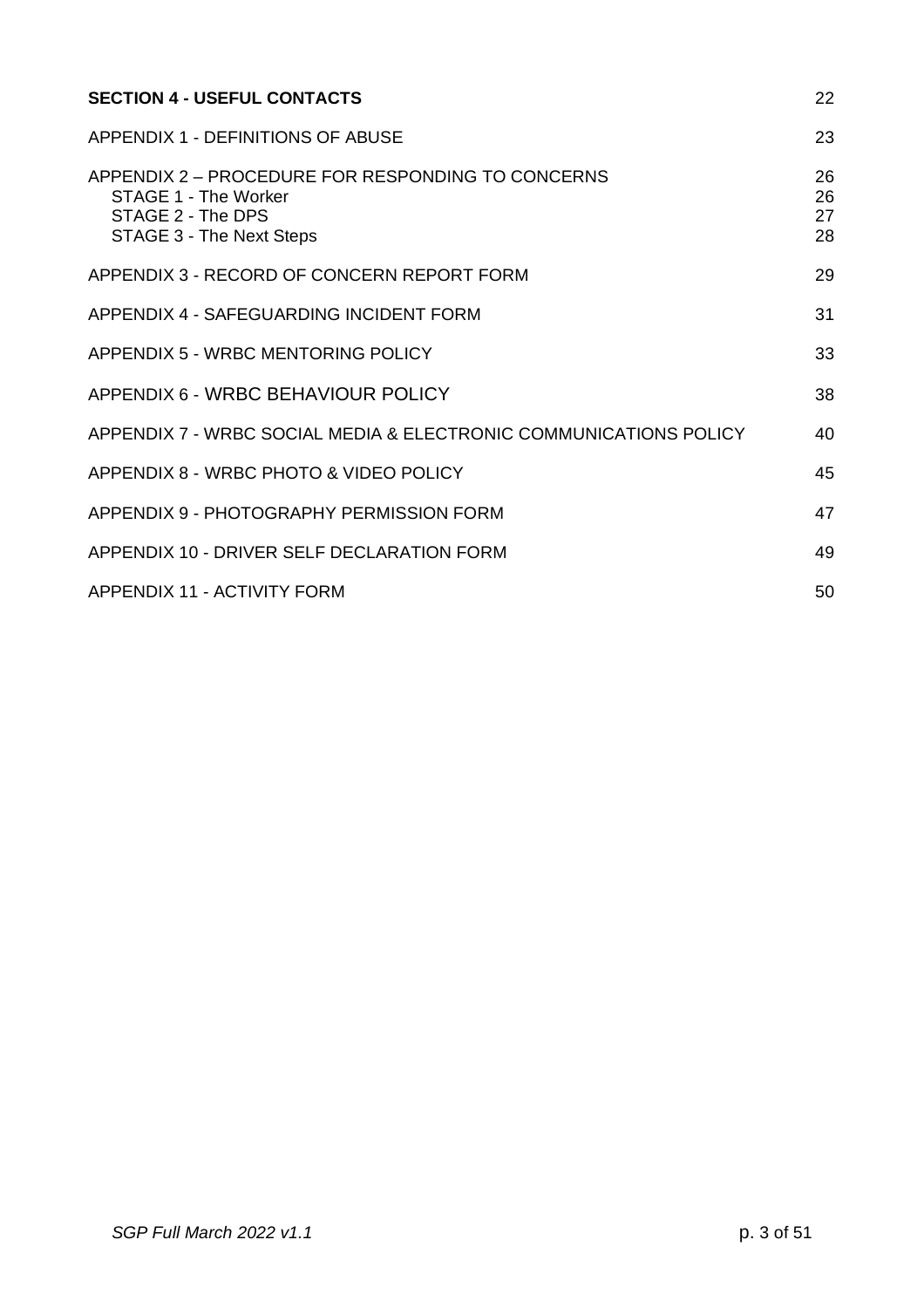**SECTION 4 - USEFUL CONTACTS** 22

APPENDIX 1 - DEFINITIONS OF ABUSE 23

APPENDIX 2 – PROCEDURE FOR RESPONDING TO CONCERNS 26
- STAGE 1 - The Worker 26
- STAGE 2 - The DPS 27
- STAGE 3 - The Next Steps 28

APPENDIX 3 - RECORD OF CONCERN REPORT FORM 29

APPENDIX 4 - SAFEGUARDING INCIDENT FORM 31

APPENDIX 5 - WRBC MENTORING POLICY 33

APPENDIX 6 - WRBC BEHAVIOUR POLICY 38

APPENDIX 7 - WRBC SOCIAL MEDIA & ELECTRONIC COMMUNICATIONS POLICY 40

APPENDIX 8 - WRBC PHOTO & VIDEO POLICY 45

APPENDIX 9 - PHOTOGRAPHY PERMISSION FORM 47

APPENDIX 10 - DRIVER SELF DECLARATION FORM 49

APPENDIX 11 - ACTIVITY FORM 50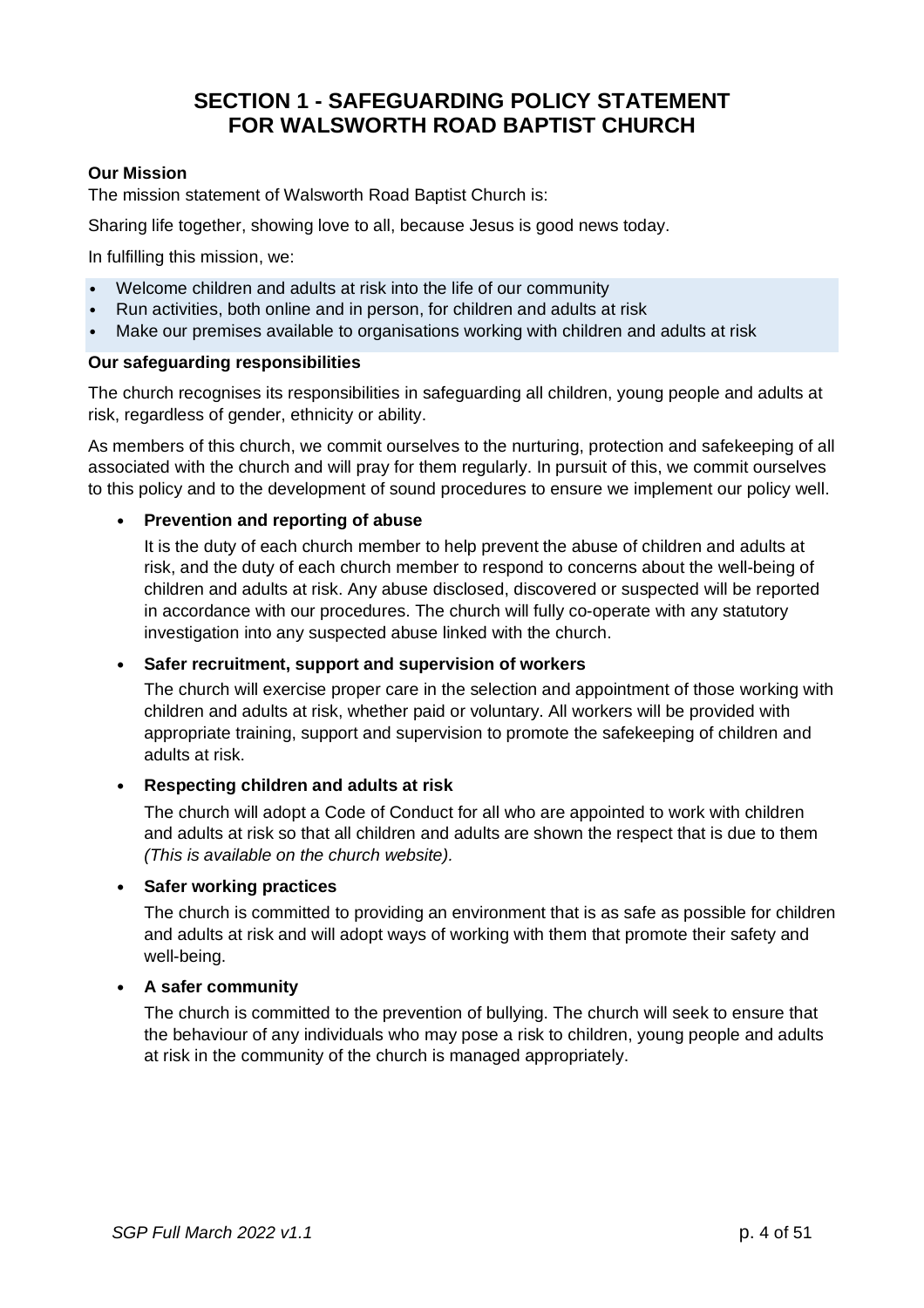# SECTION 1 - SAFEGUARDING POLICY STATEMENT FOR WALSWORTH ROAD BAPTIST CHURCH

**Our Mission**

The mission statement of Walsworth Road Baptist Church is:

Sharing life together, showing love to all, because Jesus is good news today.

In fulfilling this mission, we:

- Welcome children and adults at risk into the life of our community
- Run activities, both online and in person, for children and adults at risk
- Make our premises available to organisations working with children and adults at risk

**Our safeguarding responsibilities**

The church recognises its responsibilities in safeguarding all children, young people and adults at risk, regardless of gender, ethnicity or ability.

As members of this church, we commit ourselves to the nurturing, protection and safekeeping of all associated with the church and will pray for them regularly. In pursuit of this, we commit ourselves to this policy and to the development of sound procedures to ensure we implement our policy well.

- **Prevention and reporting of abuse**

  It is the duty of each church member to help prevent the abuse of children and adults at risk, and the duty of each church member to respond to concerns about the well-being of children and adults at risk. Any abuse disclosed, discovered or suspected will be reported in accordance with our procedures. The church will fully co-operate with any statutory investigation into any suspected abuse linked with the church.

- **Safer recruitment, support and supervision of workers**

  The church will exercise proper care in the selection and appointment of those working with children and adults at risk, whether paid or voluntary. All workers will be provided with appropriate training, support and supervision to promote the safekeeping of children and adults at risk.

- **Respecting children and adults at risk**

  The church will adopt a Code of Conduct for all who are appointed to work with children and adults at risk so that all children and adults are shown the respect that is due to them *(This is available on the church website).*

- **Safer working practices**

  The church is committed to providing an environment that is as safe as possible for children and adults at risk and will adopt ways of working with them that promote their safety and well-being.

- **A safer community**

  The church is committed to the prevention of bullying. The church will seek to ensure that the behaviour of any individuals who may pose a risk to children, young people and adults at risk in the community of the church is managed appropriately.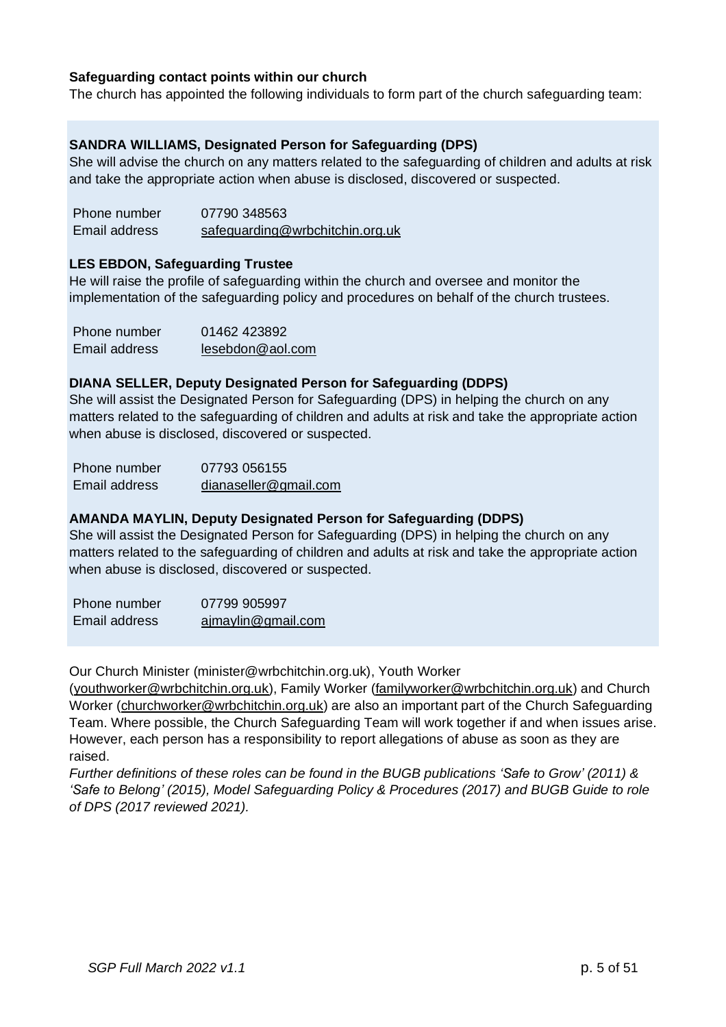**Safeguarding contact points within our church**

The church has appointed the following individuals to form part of the church safeguarding team:

**SANDRA WILLIAMS, Designated Person for Safeguarding (DPS)**

She will advise the church on any matters related to the safeguarding of children and adults at risk and take the appropriate action when abuse is disclosed, discovered or suspected.

| | |
|---|---|
| Phone number | 07790 348563 |
| Email address | safeguarding@wrbchitchin.org.uk |

**LES EBDON, Safeguarding Trustee**

He will raise the profile of safeguarding within the church and oversee and monitor the implementation of the safeguarding policy and procedures on behalf of the church trustees.

| | |
|---|---|
| Phone number | 01462 423892 |
| Email address | lesebdon@aol.com |

**DIANA SELLER, Deputy Designated Person for Safeguarding (DDPS)**

She will assist the Designated Person for Safeguarding (DPS) in helping the church on any matters related to the safeguarding of children and adults at risk and take the appropriate action when abuse is disclosed, discovered or suspected.

| | |
|---|---|
| Phone number | 07793 056155 |
| Email address | dianaseller@gmail.com |

**AMANDA MAYLIN, Deputy Designated Person for Safeguarding (DDPS)**

She will assist the Designated Person for Safeguarding (DPS) in helping the church on any matters related to the safeguarding of children and adults at risk and take the appropriate action when abuse is disclosed, discovered or suspected.

| | |
|---|---|
| Phone number | 07799 905997 |
| Email address | ajmaylin@gmail.com |

Our Church Minister (minister@wrbchitchin.org.uk), Youth Worker (youthworker@wrbchitchin.org.uk), Family Worker (familyworker@wrbchitchin.org.uk) and Church Worker (churchworker@wrbchitchin.org.uk) are also an important part of the Church Safeguarding Team. Where possible, the Church Safeguarding Team will work together if and when issues arise. However, each person has a responsibility to report allegations of abuse as soon as they are raised.

*Further definitions of these roles can be found in the BUGB publications 'Safe to Grow' (2011) & 'Safe to Belong' (2015), Model Safeguarding Policy & Procedures (2017) and BUGB Guide to role of DPS (2017 reviewed 2021).*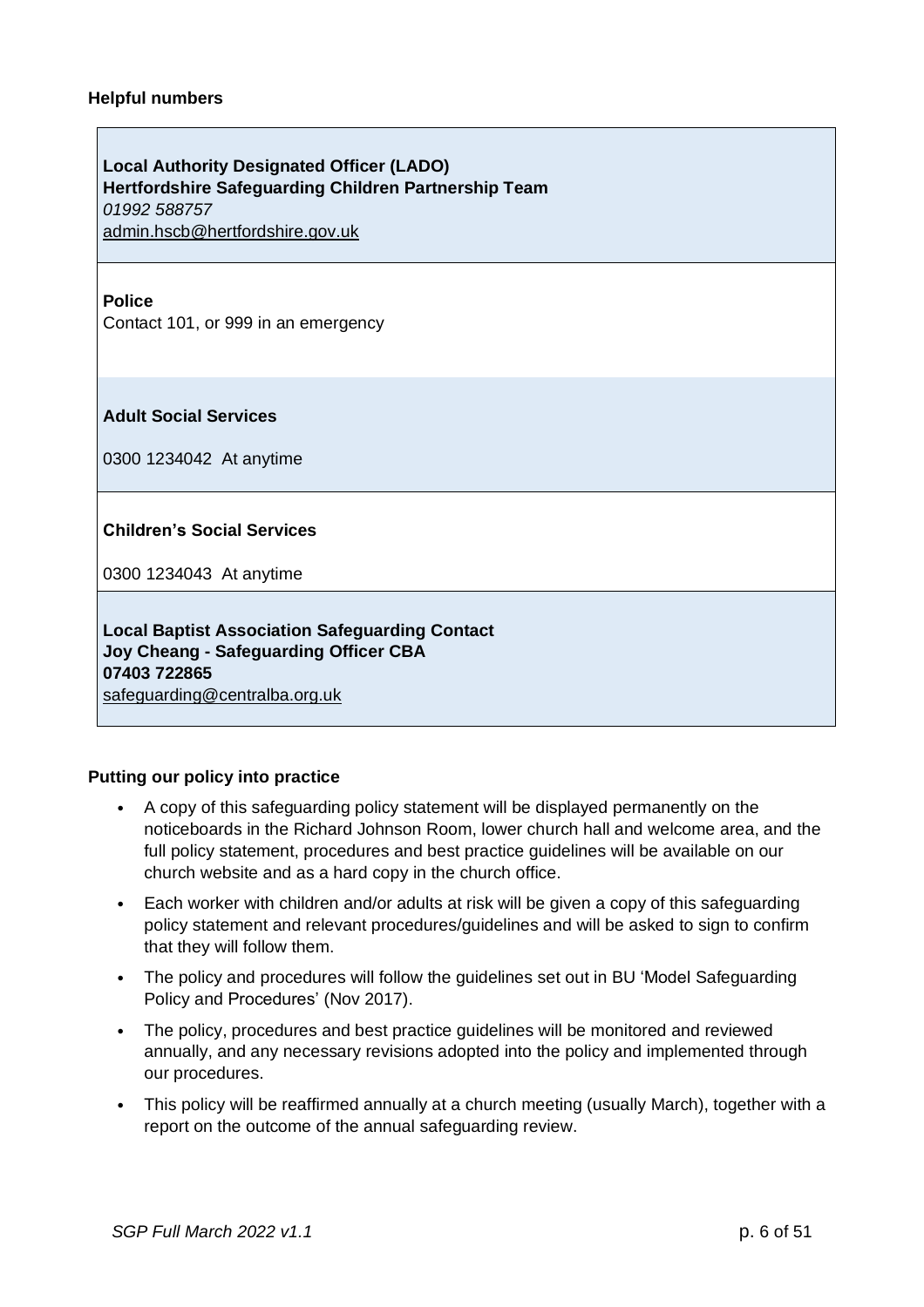**Helpful numbers**

| |
|---|
| **Local Authority Designated Officer (LADO)**<br>**Hertfordshire Safeguarding Children Partnership Team**<br>*01992 588757*<br>admin.hscb@hertfordshire.gov.uk |
| **Police**<br>Contact 101, or 999 in an emergency |
| **Adult Social Services**<br><br>0300 1234042 At anytime |
| **Children's Social Services**<br><br>0300 1234043 At anytime |
| **Local Baptist Association Safeguarding Contact**<br>**Joy Cheang - Safeguarding Officer CBA**<br>**07403 722865**<br>safeguarding@centralba.org.uk |

**Putting our policy into practice**

- A copy of this safeguarding policy statement will be displayed permanently on the noticeboards in the Richard Johnson Room, lower church hall and welcome area, and the full policy statement, procedures and best practice guidelines will be available on our church website and as a hard copy in the church office.
- Each worker with children and/or adults at risk will be given a copy of this safeguarding policy statement and relevant procedures/guidelines and will be asked to sign to confirm that they will follow them.
- The policy and procedures will follow the guidelines set out in BU 'Model Safeguarding Policy and Procedures' (Nov 2017).
- The policy, procedures and best practice guidelines will be monitored and reviewed annually, and any necessary revisions adopted into the policy and implemented through our procedures.
- This policy will be reaffirmed annually at a church meeting (usually March), together with a report on the outcome of the annual safeguarding review.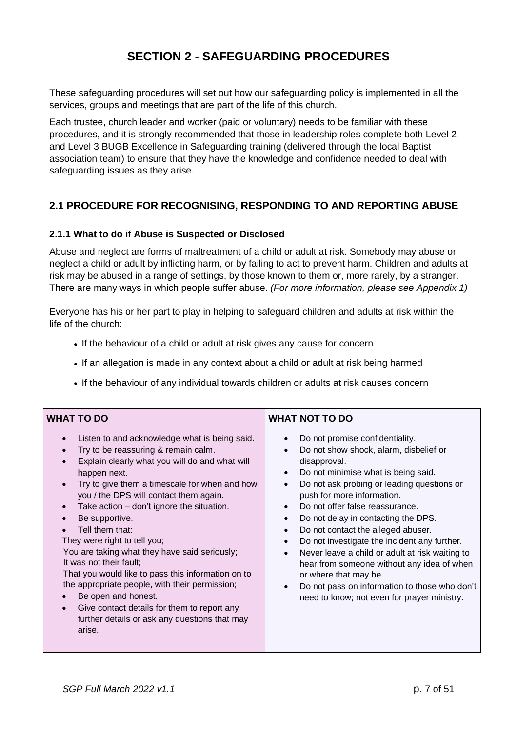# SECTION 2 - SAFEGUARDING PROCEDURES

These safeguarding procedures will set out how our safeguarding policy is implemented in all the services, groups and meetings that are part of the life of this church.

Each trustee, church leader and worker (paid or voluntary) needs to be familiar with these procedures, and it is strongly recommended that those in leadership roles complete both Level 2 and Level 3 BUGB Excellence in Safeguarding training (delivered through the local Baptist association team) to ensure that they have the knowledge and confidence needed to deal with safeguarding issues as they arise.

## 2.1 PROCEDURE FOR RECOGNISING, RESPONDING TO AND REPORTING ABUSE

### 2.1.1 What to do if Abuse is Suspected or Disclosed

Abuse and neglect are forms of maltreatment of a child or adult at risk. Somebody may abuse or neglect a child or adult by inflicting harm, or by failing to act to prevent harm. Children and adults at risk may be abused in a range of settings, by those known to them or, more rarely, by a stranger. There are many ways in which people suffer abuse. *(For more information, please see Appendix 1)*

Everyone has his or her part to play in helping to safeguard children and adults at risk within the life of the church:

- If the behaviour of a child or adult at risk gives any cause for concern
- If an allegation is made in any context about a child or adult at risk being harmed
- If the behaviour of any individual towards children or adults at risk causes concern

| WHAT TO DO | WHAT NOT TO DO |
|---|---|
| • Listen to and acknowledge what is being said.<br>• Try to be reassuring & remain calm.<br>• Explain clearly what you will do and what will happen next.<br>• Try to give them a timescale for when and how you / the DPS will contact them again.<br>• Take action – don't ignore the situation.<br>• Be supportive.<br>• Tell them that:<br>They were right to tell you;<br>You are taking what they have said seriously;<br>It was not their fault;<br>That you would like to pass this information on to the appropriate people, with their permission;<br>• Be open and honest.<br>• Give contact details for them to report any further details or ask any questions that may arise. | • Do not promise confidentiality.<br>• Do not show shock, alarm, disbelief or disapproval.<br>• Do not minimise what is being said.<br>• Do not ask probing or leading questions or push for more information.<br>• Do not offer false reassurance.<br>• Do not delay in contacting the DPS.<br>• Do not contact the alleged abuser.<br>• Do not investigate the incident any further.<br>• Never leave a child or adult at risk waiting to hear from someone without any idea of when or where that may be.<br>• Do not pass on information to those who don't need to know; not even for prayer ministry. |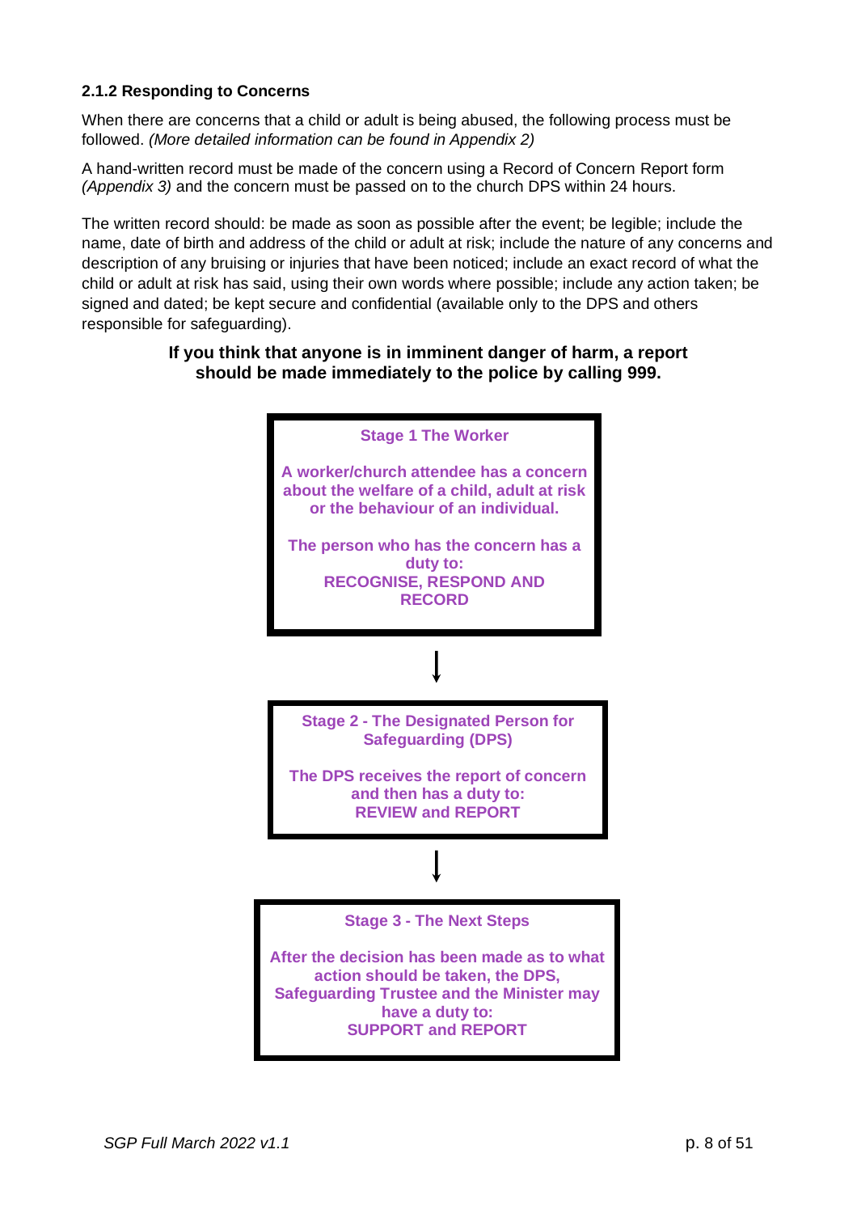### 2.1.2 Responding to Concerns

When there are concerns that a child or adult is being abused, the following process must be followed. *(More detailed information can be found in Appendix 2)*

A hand-written record must be made of the concern using a Record of Concern Report form *(Appendix 3)* and the concern must be passed on to the church DPS within 24 hours.

The written record should: be made as soon as possible after the event; be legible; include the name, date of birth and address of the child or adult at risk; include the nature of any concerns and description of any bruising or injuries that have been noticed; include an exact record of what the child or adult at risk has said, using their own words where possible; include any action taken; be signed and dated; be kept secure and confidential (available only to the DPS and others responsible for safeguarding).

**If you think that anyone is in imminent danger of harm, a report should be made immediately to the police by calling 999.**

**Stage 1 The Worker**

**A worker/church attendee has a concern about the welfare of a child, adult at risk or the behaviour of an individual.**

**The person who has the concern has a duty to:**
**RECOGNISE, RESPOND AND RECORD**

↓

**Stage 2 - The Designated Person for Safeguarding (DPS)**

**The DPS receives the report of concern and then has a duty to:**
**REVIEW and REPORT**

↓

**Stage 3 - The Next Steps**

**After the decision has been made as to what action should be taken, the DPS, Safeguarding Trustee and the Minister may have a duty to:**
**SUPPORT and REPORT**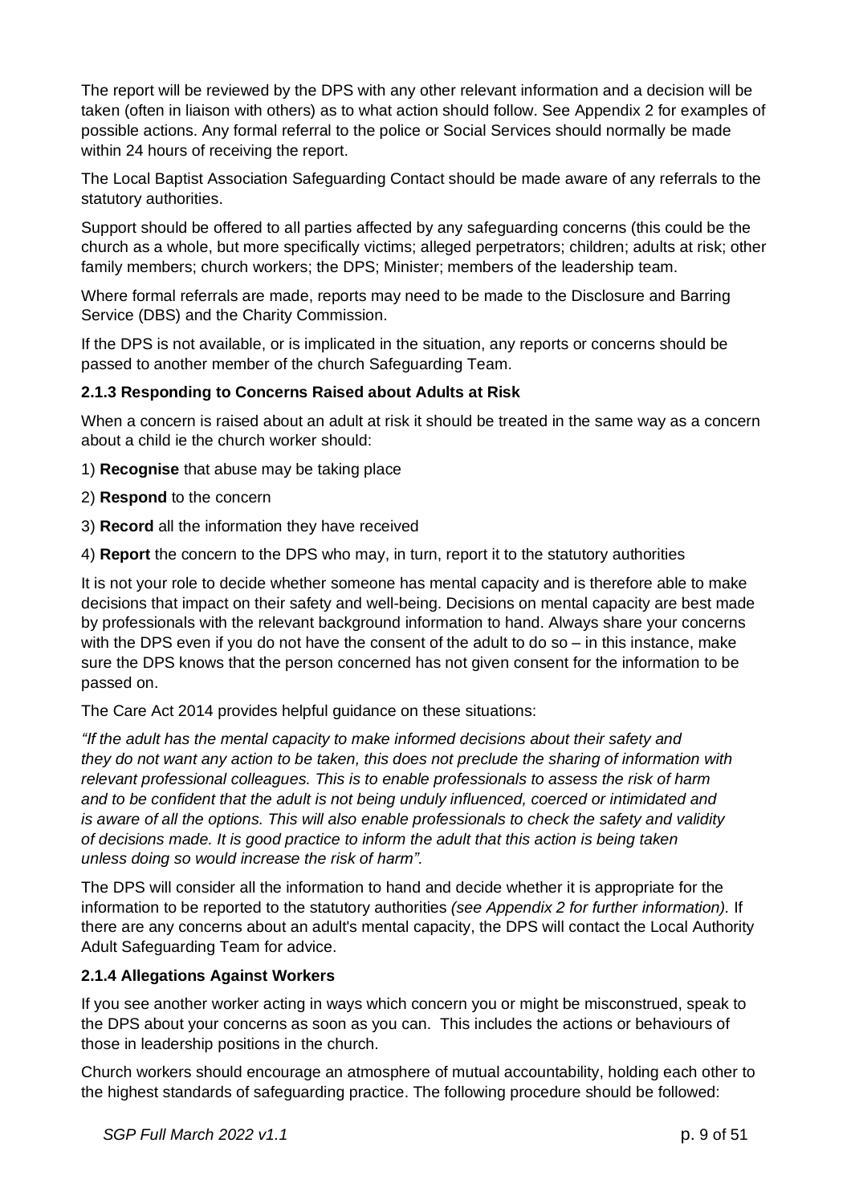The report will be reviewed by the DPS with any other relevant information and a decision will be taken (often in liaison with others) as to what action should follow. See Appendix 2 for examples of possible actions. Any formal referral to the police or Social Services should normally be made within 24 hours of receiving the report.

The Local Baptist Association Safeguarding Contact should be made aware of any referrals to the statutory authorities.

Support should be offered to all parties affected by any safeguarding concerns (this could be the church as a whole, but more specifically victims; alleged perpetrators; children; adults at risk; other family members; church workers; the DPS; Minister; members of the leadership team.

Where formal referrals are made, reports may need to be made to the Disclosure and Barring Service (DBS) and the Charity Commission.

If the DPS is not available, or is implicated in the situation, any reports or concerns should be passed to another member of the church Safeguarding Team.

#### 2.1.3 Responding to Concerns Raised about Adults at Risk

When a concern is raised about an adult at risk it should be treated in the same way as a concern about a child ie the church worker should:

1) **Recognise** that abuse may be taking place

2) **Respond** to the concern

3) **Record** all the information they have received

4) **Report** the concern to the DPS who may, in turn, report it to the statutory authorities

It is not your role to decide whether someone has mental capacity and is therefore able to make decisions that impact on their safety and well-being. Decisions on mental capacity are best made by professionals with the relevant background information to hand. Always share your concerns with the DPS even if you do not have the consent of the adult to do so – in this instance, make sure the DPS knows that the person concerned has not given consent for the information to be passed on.

The Care Act 2014 provides helpful guidance on these situations:

*"If the adult has the mental capacity to make informed decisions about their safety and they do not want any action to be taken, this does not preclude the sharing of information with relevant professional colleagues. This is to enable professionals to assess the risk of harm and to be confident that the adult is not being unduly influenced, coerced or intimidated and is aware of all the options. This will also enable professionals to check the safety and validity of decisions made. It is good practice to inform the adult that this action is being taken unless doing so would increase the risk of harm".*

The DPS will consider all the information to hand and decide whether it is appropriate for the information to be reported to the statutory authorities *(see Appendix 2 for further information).* If there are any concerns about an adult's mental capacity, the DPS will contact the Local Authority Adult Safeguarding Team for advice.

#### 2.1.4 Allegations Against Workers

If you see another worker acting in ways which concern you or might be misconstrued, speak to the DPS about your concerns as soon as you can. This includes the actions or behaviours of those in leadership positions in the church.

Church workers should encourage an atmosphere of mutual accountability, holding each other to the highest standards of safeguarding practice. The following procedure should be followed: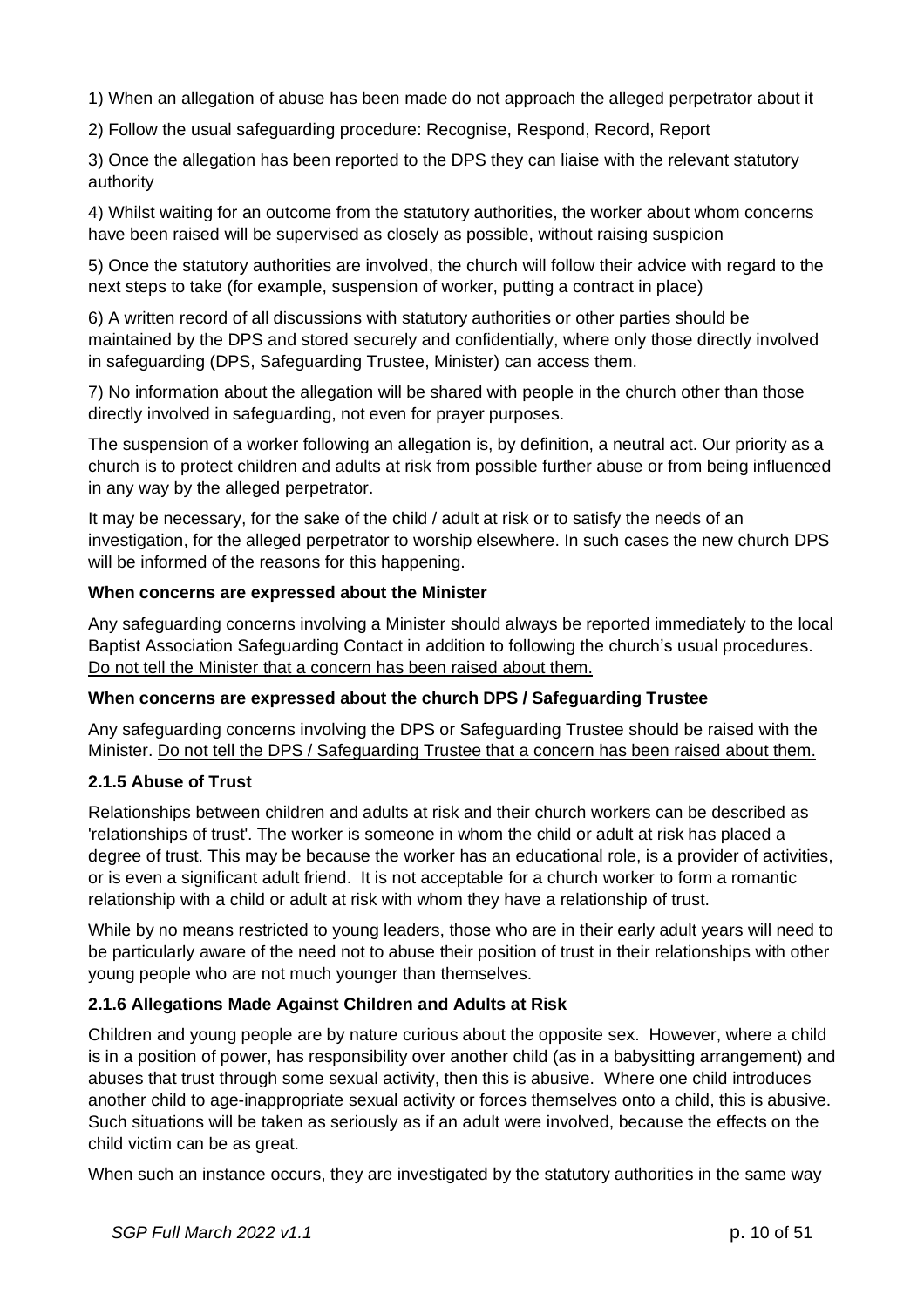1) When an allegation of abuse has been made do not approach the alleged perpetrator about it

2) Follow the usual safeguarding procedure: Recognise, Respond, Record, Report

3) Once the allegation has been reported to the DPS they can liaise with the relevant statutory authority

4) Whilst waiting for an outcome from the statutory authorities, the worker about whom concerns have been raised will be supervised as closely as possible, without raising suspicion

5) Once the statutory authorities are involved, the church will follow their advice with regard to the next steps to take (for example, suspension of worker, putting a contract in place)

6) A written record of all discussions with statutory authorities or other parties should be maintained by the DPS and stored securely and confidentially, where only those directly involved in safeguarding (DPS, Safeguarding Trustee, Minister) can access them.

7) No information about the allegation will be shared with people in the church other than those directly involved in safeguarding, not even for prayer purposes.

The suspension of a worker following an allegation is, by definition, a neutral act. Our priority as a church is to protect children and adults at risk from possible further abuse or from being influenced in any way by the alleged perpetrator.

It may be necessary, for the sake of the child / adult at risk or to satisfy the needs of an investigation, for the alleged perpetrator to worship elsewhere. In such cases the new church DPS will be informed of the reasons for this happening.

**When concerns are expressed about the Minister**

Any safeguarding concerns involving a Minister should always be reported immediately to the local Baptist Association Safeguarding Contact in addition to following the church's usual procedures. <u>Do not tell the Minister that a concern has been raised about them.</u>

**When concerns are expressed about the church DPS / Safeguarding Trustee**

Any safeguarding concerns involving the DPS or Safeguarding Trustee should be raised with the Minister. <u>Do not tell the DPS / Safeguarding Trustee that a concern has been raised about them.</u>

### 2.1.5 Abuse of Trust

Relationships between children and adults at risk and their church workers can be described as 'relationships of trust'. The worker is someone in whom the child or adult at risk has placed a degree of trust. This may be because the worker has an educational role, is a provider of activities, or is even a significant adult friend. It is not acceptable for a church worker to form a romantic relationship with a child or adult at risk with whom they have a relationship of trust.

While by no means restricted to young leaders, those who are in their early adult years will need to be particularly aware of the need not to abuse their position of trust in their relationships with other young people who are not much younger than themselves.

### 2.1.6 Allegations Made Against Children and Adults at Risk

Children and young people are by nature curious about the opposite sex. However, where a child is in a position of power, has responsibility over another child (as in a babysitting arrangement) and abuses that trust through some sexual activity, then this is abusive. Where one child introduces another child to age-inappropriate sexual activity or forces themselves onto a child, this is abusive. Such situations will be taken as seriously as if an adult were involved, because the effects on the child victim can be as great.

When such an instance occurs, they are investigated by the statutory authorities in the same way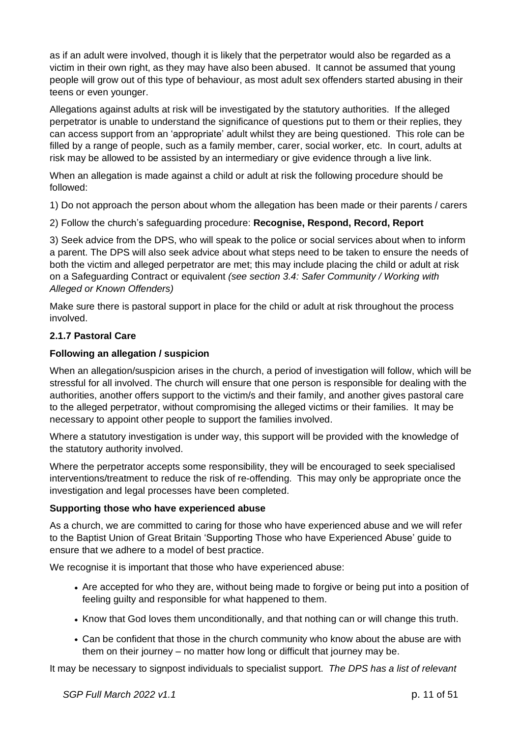as if an adult were involved, though it is likely that the perpetrator would also be regarded as a victim in their own right, as they may have also been abused. It cannot be assumed that young people will grow out of this type of behaviour, as most adult sex offenders started abusing in their teens or even younger.

Allegations against adults at risk will be investigated by the statutory authorities. If the alleged perpetrator is unable to understand the significance of questions put to them or their replies, they can access support from an 'appropriate' adult whilst they are being questioned. This role can be filled by a range of people, such as a family member, carer, social worker, etc. In court, adults at risk may be allowed to be assisted by an intermediary or give evidence through a live link.

When an allegation is made against a child or adult at risk the following procedure should be followed:

1) Do not approach the person about whom the allegation has been made or their parents / carers

2) Follow the church's safeguarding procedure: **Recognise, Respond, Record, Report**

3) Seek advice from the DPS, who will speak to the police or social services about when to inform a parent. The DPS will also seek advice about what steps need to be taken to ensure the needs of both the victim and alleged perpetrator are met; this may include placing the child or adult at risk on a Safeguarding Contract or equivalent *(see section 3.4: Safer Community / Working with Alleged or Known Offenders)*

Make sure there is pastoral support in place for the child or adult at risk throughout the process involved.

### 2.1.7 Pastoral Care

**Following an allegation / suspicion**

When an allegation/suspicion arises in the church, a period of investigation will follow, which will be stressful for all involved. The church will ensure that one person is responsible for dealing with the authorities, another offers support to the victim/s and their family, and another gives pastoral care to the alleged perpetrator, without compromising the alleged victims or their families. It may be necessary to appoint other people to support the families involved.

Where a statutory investigation is under way, this support will be provided with the knowledge of the statutory authority involved.

Where the perpetrator accepts some responsibility, they will be encouraged to seek specialised interventions/treatment to reduce the risk of re-offending. This may only be appropriate once the investigation and legal processes have been completed.

**Supporting those who have experienced abuse**

As a church, we are committed to caring for those who have experienced abuse and we will refer to the Baptist Union of Great Britain 'Supporting Those who have Experienced Abuse' guide to ensure that we adhere to a model of best practice.

We recognise it is important that those who have experienced abuse:

- Are accepted for who they are, without being made to forgive or being put into a position of feeling guilty and responsible for what happened to them.
- Know that God loves them unconditionally, and that nothing can or will change this truth.
- Can be confident that those in the church community who know about the abuse are with them on their journey – no matter how long or difficult that journey may be.

It may be necessary to signpost individuals to specialist support. *The DPS has a list of relevant*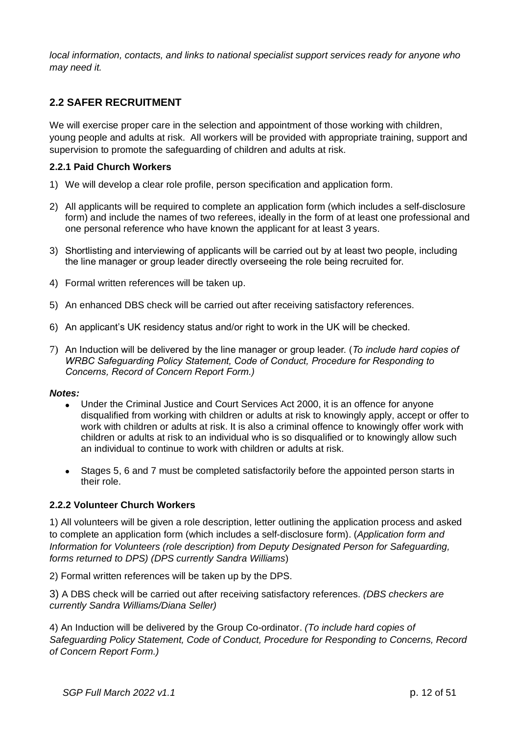*local information, contacts, and links to national specialist support services ready for anyone who may need it.*

## 2.2 SAFER RECRUITMENT

We will exercise proper care in the selection and appointment of those working with children, young people and adults at risk. All workers will be provided with appropriate training, support and supervision to promote the safeguarding of children and adults at risk.

### 2.2.1 Paid Church Workers

1) We will develop a clear role profile, person specification and application form.
2) All applicants will be required to complete an application form (which includes a self-disclosure form) and include the names of two referees, ideally in the form of at least one professional and one personal reference who have known the applicant for at least 3 years.
3) Shortlisting and interviewing of applicants will be carried out by at least two people, including the line manager or group leader directly overseeing the role being recruited for.
4) Formal written references will be taken up.
5) An enhanced DBS check will be carried out after receiving satisfactory references.
6) An applicant's UK residency status and/or right to work in the UK will be checked.
7) An Induction will be delivered by the line manager or group leader. (*To include hard copies of WRBC Safeguarding Policy Statement, Code of Conduct, Procedure for Responding to Concerns, Record of Concern Report Form.)*

***Notes:***

- Under the Criminal Justice and Court Services Act 2000, it is an offence for anyone disqualified from working with children or adults at risk to knowingly apply, accept or offer to work with children or adults at risk. It is also a criminal offence to knowingly offer work with children or adults at risk to an individual who is so disqualified or to knowingly allow such an individual to continue to work with children or adults at risk.
- Stages 5, 6 and 7 must be completed satisfactorily before the appointed person starts in their role.

### 2.2.2 Volunteer Church Workers

1) All volunteers will be given a role description, letter outlining the application process and asked to complete an application form (which includes a self-disclosure form). (*Application form and Information for Volunteers (role description) from Deputy Designated Person for Safeguarding, forms returned to DPS) (DPS currently Sandra Williams*)

2) Formal written references will be taken up by the DPS.

3) A DBS check will be carried out after receiving satisfactory references. *(DBS checkers are currently Sandra Williams/Diana Seller)*

4) An Induction will be delivered by the Group Co-ordinator. *(To include hard copies of Safeguarding Policy Statement, Code of Conduct, Procedure for Responding to Concerns, Record of Concern Report Form.)*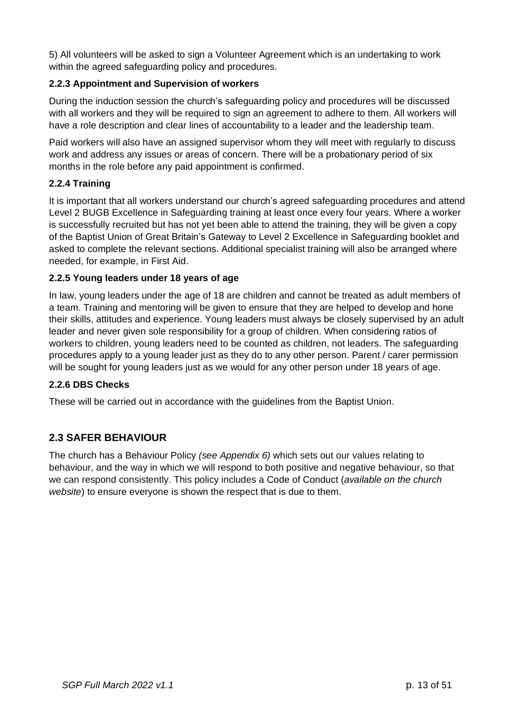5) All volunteers will be asked to sign a Volunteer Agreement which is an undertaking to work within the agreed safeguarding policy and procedures.

### 2.2.3 Appointment and Supervision of workers

During the induction session the church's safeguarding policy and procedures will be discussed with all workers and they will be required to sign an agreement to adhere to them. All workers will have a role description and clear lines of accountability to a leader and the leadership team.

Paid workers will also have an assigned supervisor whom they will meet with regularly to discuss work and address any issues or areas of concern. There will be a probationary period of six months in the role before any paid appointment is confirmed.

### 2.2.4 Training

It is important that all workers understand our church's agreed safeguarding procedures and attend Level 2 BUGB Excellence in Safeguarding training at least once every four years. Where a worker is successfully recruited but has not yet been able to attend the training, they will be given a copy of the Baptist Union of Great Britain's Gateway to Level 2 Excellence in Safeguarding booklet and asked to complete the relevant sections. Additional specialist training will also be arranged where needed, for example, in First Aid.

### 2.2.5 Young leaders under 18 years of age

In law, young leaders under the age of 18 are children and cannot be treated as adult members of a team. Training and mentoring will be given to ensure that they are helped to develop and hone their skills, attitudes and experience. Young leaders must always be closely supervised by an adult leader and never given sole responsibility for a group of children. When considering ratios of workers to children, young leaders need to be counted as children, not leaders. The safeguarding procedures apply to a young leader just as they do to any other person. Parent / carer permission will be sought for young leaders just as we would for any other person under 18 years of age.

### 2.2.6 DBS Checks

These will be carried out in accordance with the guidelines from the Baptist Union.

## 2.3 SAFER BEHAVIOUR

The church has a Behaviour Policy *(see Appendix 6)* which sets out our values relating to behaviour, and the way in which we will respond to both positive and negative behaviour, so that we can respond consistently. This policy includes a Code of Conduct (*available on the church website*) to ensure everyone is shown the respect that is due to them.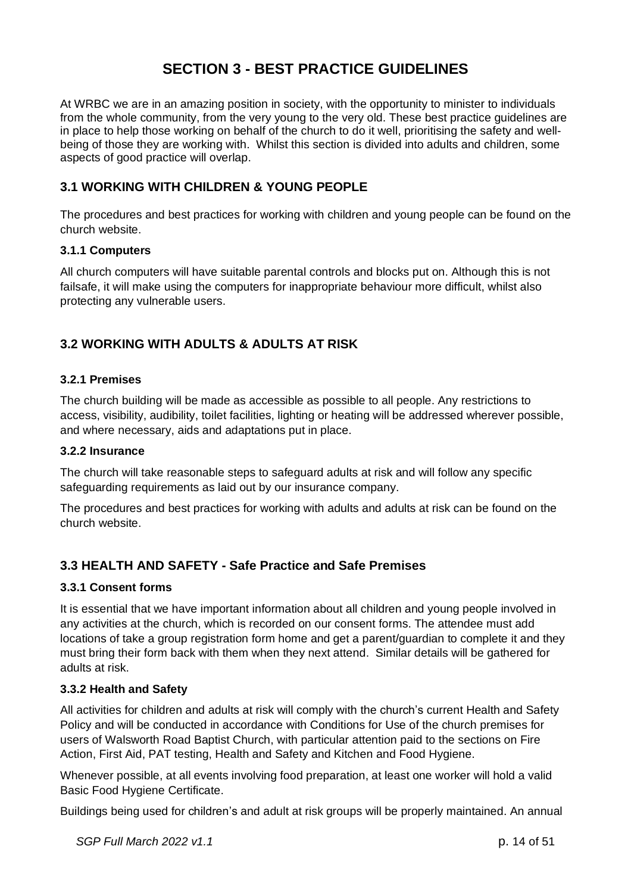# SECTION 3 - BEST PRACTICE GUIDELINES

At WRBC we are in an amazing position in society, with the opportunity to minister to individuals from the whole community, from the very young to the very old. These best practice guidelines are in place to help those working on behalf of the church to do it well, prioritising the safety and well-being of those they are working with. Whilst this section is divided into adults and children, some aspects of good practice will overlap.

## 3.1 WORKING WITH CHILDREN & YOUNG PEOPLE

The procedures and best practices for working with children and young people can be found on the church website.

### 3.1.1 Computers

All church computers will have suitable parental controls and blocks put on. Although this is not failsafe, it will make using the computers for inappropriate behaviour more difficult, whilst also protecting any vulnerable users.

## 3.2 WORKING WITH ADULTS & ADULTS AT RISK

### 3.2.1 Premises

The church building will be made as accessible as possible to all people. Any restrictions to access, visibility, audibility, toilet facilities, lighting or heating will be addressed wherever possible, and where necessary, aids and adaptations put in place.

### 3.2.2 Insurance

The church will take reasonable steps to safeguard adults at risk and will follow any specific safeguarding requirements as laid out by our insurance company.

The procedures and best practices for working with adults and adults at risk can be found on the church website.

## 3.3 HEALTH AND SAFETY - Safe Practice and Safe Premises

### 3.3.1 Consent forms

It is essential that we have important information about all children and young people involved in any activities at the church, which is recorded on our consent forms. The attendee must add locations of take a group registration form home and get a parent/guardian to complete it and they must bring their form back with them when they next attend. Similar details will be gathered for adults at risk.

### 3.3.2 Health and Safety

All activities for children and adults at risk will comply with the church's current Health and Safety Policy and will be conducted in accordance with Conditions for Use of the church premises for users of Walsworth Road Baptist Church, with particular attention paid to the sections on Fire Action, First Aid, PAT testing, Health and Safety and Kitchen and Food Hygiene.

Whenever possible, at all events involving food preparation, at least one worker will hold a valid Basic Food Hygiene Certificate.

Buildings being used for children's and adult at risk groups will be properly maintained. An annual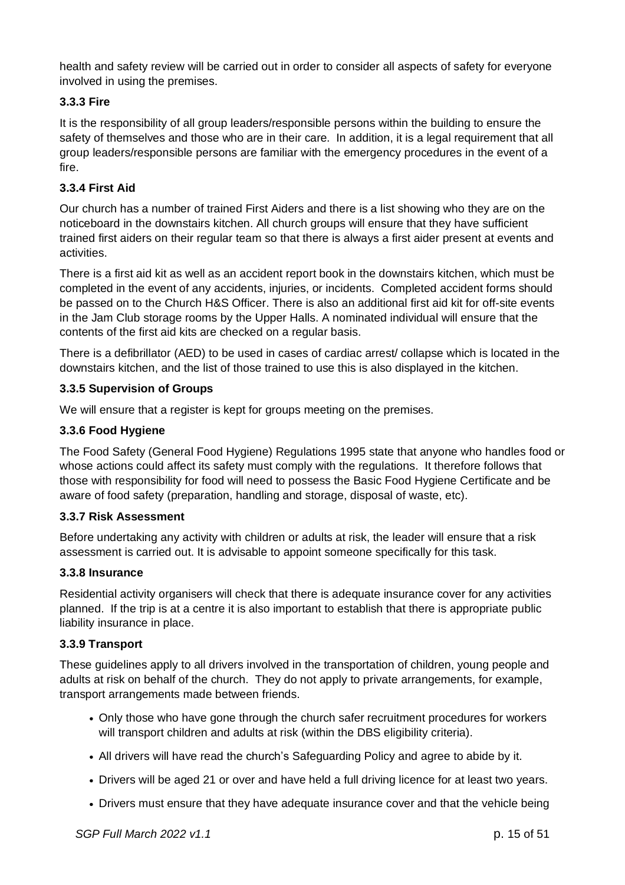health and safety review will be carried out in order to consider all aspects of safety for everyone involved in using the premises.

### 3.3.3 Fire

It is the responsibility of all group leaders/responsible persons within the building to ensure the safety of themselves and those who are in their care. In addition, it is a legal requirement that all group leaders/responsible persons are familiar with the emergency procedures in the event of a fire.

### 3.3.4 First Aid

Our church has a number of trained First Aiders and there is a list showing who they are on the noticeboard in the downstairs kitchen. All church groups will ensure that they have sufficient trained first aiders on their regular team so that there is always a first aider present at events and activities.

There is a first aid kit as well as an accident report book in the downstairs kitchen, which must be completed in the event of any accidents, injuries, or incidents. Completed accident forms should be passed on to the Church H&S Officer. There is also an additional first aid kit for off-site events in the Jam Club storage rooms by the Upper Halls. A nominated individual will ensure that the contents of the first aid kits are checked on a regular basis.

There is a defibrillator (AED) to be used in cases of cardiac arrest/ collapse which is located in the downstairs kitchen, and the list of those trained to use this is also displayed in the kitchen.

### 3.3.5 Supervision of Groups

We will ensure that a register is kept for groups meeting on the premises.

### 3.3.6 Food Hygiene

The Food Safety (General Food Hygiene) Regulations 1995 state that anyone who handles food or whose actions could affect its safety must comply with the regulations. It therefore follows that those with responsibility for food will need to possess the Basic Food Hygiene Certificate and be aware of food safety (preparation, handling and storage, disposal of waste, etc).

### 3.3.7 Risk Assessment

Before undertaking any activity with children or adults at risk, the leader will ensure that a risk assessment is carried out. It is advisable to appoint someone specifically for this task.

### 3.3.8 Insurance

Residential activity organisers will check that there is adequate insurance cover for any activities planned. If the trip is at a centre it is also important to establish that there is appropriate public liability insurance in place.

### 3.3.9 Transport

These guidelines apply to all drivers involved in the transportation of children, young people and adults at risk on behalf of the church. They do not apply to private arrangements, for example, transport arrangements made between friends.

- Only those who have gone through the church safer recruitment procedures for workers will transport children and adults at risk (within the DBS eligibility criteria).
- All drivers will have read the church's Safeguarding Policy and agree to abide by it.
- Drivers will be aged 21 or over and have held a full driving licence for at least two years.
- Drivers must ensure that they have adequate insurance cover and that the vehicle being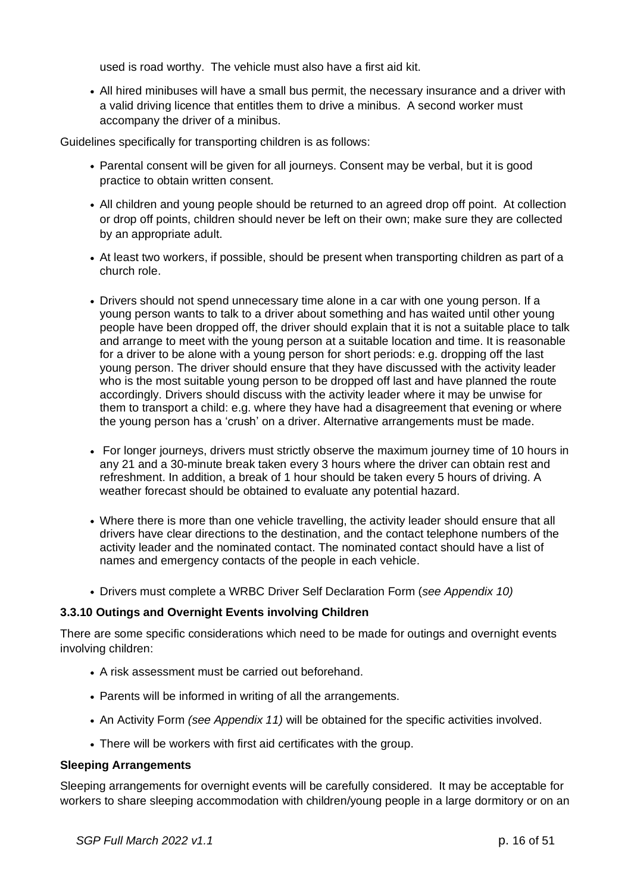used is road worthy. The vehicle must also have a first aid kit.

- All hired minibuses will have a small bus permit, the necessary insurance and a driver with a valid driving licence that entitles them to drive a minibus. A second worker must accompany the driver of a minibus.

Guidelines specifically for transporting children is as follows:

- Parental consent will be given for all journeys. Consent may be verbal, but it is good practice to obtain written consent.
- All children and young people should be returned to an agreed drop off point. At collection or drop off points, children should never be left on their own; make sure they are collected by an appropriate adult.
- At least two workers, if possible, should be present when transporting children as part of a church role.
- Drivers should not spend unnecessary time alone in a car with one young person. If a young person wants to talk to a driver about something and has waited until other young people have been dropped off, the driver should explain that it is not a suitable place to talk and arrange to meet with the young person at a suitable location and time. It is reasonable for a driver to be alone with a young person for short periods: e.g. dropping off the last young person. The driver should ensure that they have discussed with the activity leader who is the most suitable young person to be dropped off last and have planned the route accordingly. Drivers should discuss with the activity leader where it may be unwise for them to transport a child: e.g. where they have had a disagreement that evening or where the young person has a 'crush' on a driver. Alternative arrangements must be made.
- For longer journeys, drivers must strictly observe the maximum journey time of 10 hours in any 21 and a 30-minute break taken every 3 hours where the driver can obtain rest and refreshment. In addition, a break of 1 hour should be taken every 5 hours of driving. A weather forecast should be obtained to evaluate any potential hazard.
- Where there is more than one vehicle travelling, the activity leader should ensure that all drivers have clear directions to the destination, and the contact telephone numbers of the activity leader and the nominated contact. The nominated contact should have a list of names and emergency contacts of the people in each vehicle.
- Drivers must complete a WRBC Driver Self Declaration Form (*see Appendix 10)*

### 3.3.10 Outings and Overnight Events involving Children

There are some specific considerations which need to be made for outings and overnight events involving children:

- A risk assessment must be carried out beforehand.
- Parents will be informed in writing of all the arrangements.
- An Activity Form *(see Appendix 11)* will be obtained for the specific activities involved.
- There will be workers with first aid certificates with the group.

#### Sleeping Arrangements

Sleeping arrangements for overnight events will be carefully considered. It may be acceptable for workers to share sleeping accommodation with children/young people in a large dormitory or on an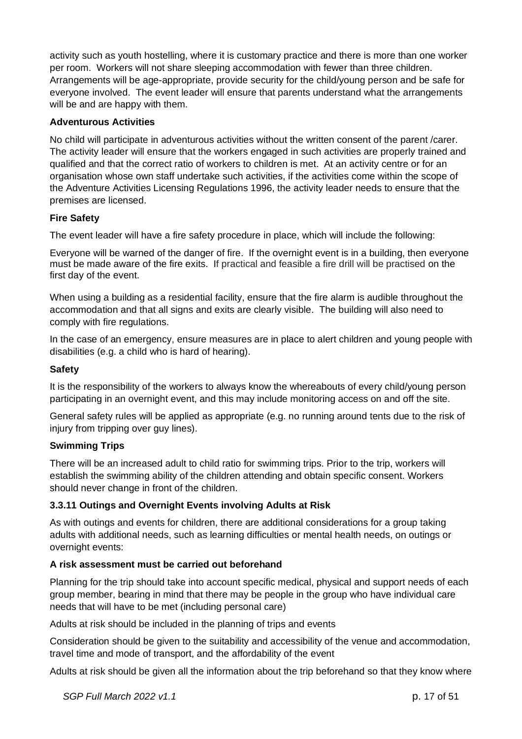activity such as youth hostelling, where it is customary practice and there is more than one worker per room. Workers will not share sleeping accommodation with fewer than three children. Arrangements will be age-appropriate, provide security for the child/young person and be safe for everyone involved. The event leader will ensure that parents understand what the arrangements will be and are happy with them.

**Adventurous Activities**

No child will participate in adventurous activities without the written consent of the parent /carer. The activity leader will ensure that the workers engaged in such activities are properly trained and qualified and that the correct ratio of workers to children is met. At an activity centre or for an organisation whose own staff undertake such activities, if the activities come within the scope of the Adventure Activities Licensing Regulations 1996, the activity leader needs to ensure that the premises are licensed.

**Fire Safety**

The event leader will have a fire safety procedure in place, which will include the following:

Everyone will be warned of the danger of fire. If the overnight event is in a building, then everyone must be made aware of the fire exits. If practical and feasible a fire drill will be practised on the first day of the event.

When using a building as a residential facility, ensure that the fire alarm is audible throughout the accommodation and that all signs and exits are clearly visible. The building will also need to comply with fire regulations.

In the case of an emergency, ensure measures are in place to alert children and young people with disabilities (e.g. a child who is hard of hearing).

**Safety**

It is the responsibility of the workers to always know the whereabouts of every child/young person participating in an overnight event, and this may include monitoring access on and off the site.

General safety rules will be applied as appropriate (e.g. no running around tents due to the risk of injury from tripping over guy lines).

**Swimming Trips**

There will be an increased adult to child ratio for swimming trips. Prior to the trip, workers will establish the swimming ability of the children attending and obtain specific consent. Workers should never change in front of the children.

**3.3.11 Outings and Overnight Events involving Adults at Risk**

As with outings and events for children, there are additional considerations for a group taking adults with additional needs, such as learning difficulties or mental health needs, on outings or overnight events:

**A risk assessment must be carried out beforehand**

Planning for the trip should take into account specific medical, physical and support needs of each group member, bearing in mind that there may be people in the group who have individual care needs that will have to be met (including personal care)

Adults at risk should be included in the planning of trips and events

Consideration should be given to the suitability and accessibility of the venue and accommodation, travel time and mode of transport, and the affordability of the event

Adults at risk should be given all the information about the trip beforehand so that they know where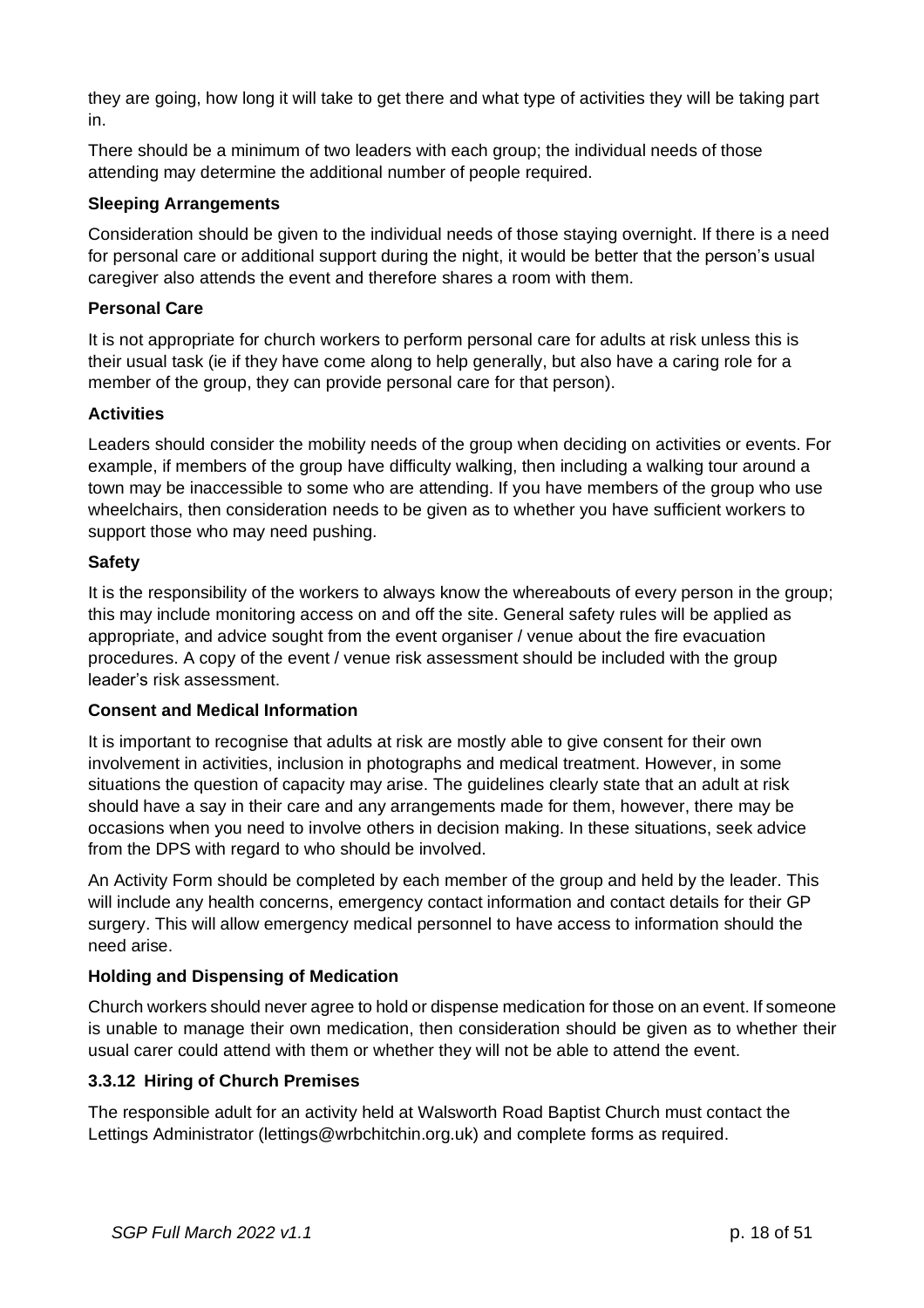they are going, how long it will take to get there and what type of activities they will be taking part in.

There should be a minimum of two leaders with each group; the individual needs of those attending may determine the additional number of people required.

**Sleeping Arrangements**

Consideration should be given to the individual needs of those staying overnight. If there is a need for personal care or additional support during the night, it would be better that the person's usual caregiver also attends the event and therefore shares a room with them.

**Personal Care**

It is not appropriate for church workers to perform personal care for adults at risk unless this is their usual task (ie if they have come along to help generally, but also have a caring role for a member of the group, they can provide personal care for that person).

**Activities**

Leaders should consider the mobility needs of the group when deciding on activities or events. For example, if members of the group have difficulty walking, then including a walking tour around a town may be inaccessible to some who are attending. If you have members of the group who use wheelchairs, then consideration needs to be given as to whether you have sufficient workers to support those who may need pushing.

**Safety**

It is the responsibility of the workers to always know the whereabouts of every person in the group; this may include monitoring access on and off the site. General safety rules will be applied as appropriate, and advice sought from the event organiser / venue about the fire evacuation procedures. A copy of the event / venue risk assessment should be included with the group leader's risk assessment.

**Consent and Medical Information**

It is important to recognise that adults at risk are mostly able to give consent for their own involvement in activities, inclusion in photographs and medical treatment. However, in some situations the question of capacity may arise. The guidelines clearly state that an adult at risk should have a say in their care and any arrangements made for them, however, there may be occasions when you need to involve others in decision making. In these situations, seek advice from the DPS with regard to who should be involved.

An Activity Form should be completed by each member of the group and held by the leader. This will include any health concerns, emergency contact information and contact details for their GP surgery. This will allow emergency medical personnel to have access to information should the need arise.

**Holding and Dispensing of Medication**

Church workers should never agree to hold or dispense medication for those on an event. If someone is unable to manage their own medication, then consideration should be given as to whether their usual carer could attend with them or whether they will not be able to attend the event.

### 3.3.12 Hiring of Church Premises

The responsible adult for an activity held at Walsworth Road Baptist Church must contact the Lettings Administrator (lettings@wrbchitchin.org.uk) and complete forms as required.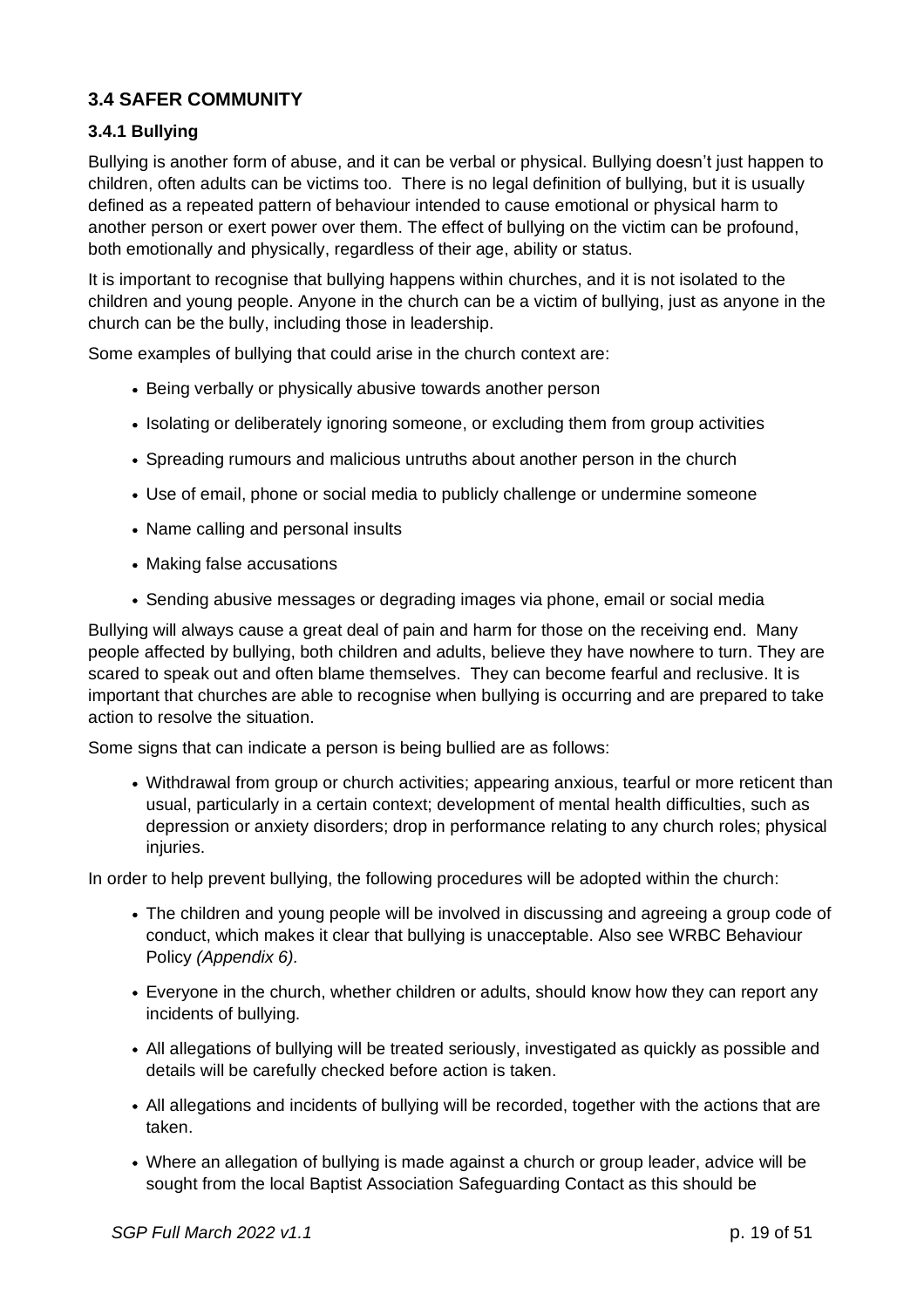## 3.4 SAFER COMMUNITY

### 3.4.1 Bullying

Bullying is another form of abuse, and it can be verbal or physical. Bullying doesn't just happen to children, often adults can be victims too. There is no legal definition of bullying, but it is usually defined as a repeated pattern of behaviour intended to cause emotional or physical harm to another person or exert power over them. The effect of bullying on the victim can be profound, both emotionally and physically, regardless of their age, ability or status.

It is important to recognise that bullying happens within churches, and it is not isolated to the children and young people. Anyone in the church can be a victim of bullying, just as anyone in the church can be the bully, including those in leadership.

Some examples of bullying that could arise in the church context are:

- Being verbally or physically abusive towards another person
- Isolating or deliberately ignoring someone, or excluding them from group activities
- Spreading rumours and malicious untruths about another person in the church
- Use of email, phone or social media to publicly challenge or undermine someone
- Name calling and personal insults
- Making false accusations
- Sending abusive messages or degrading images via phone, email or social media

Bullying will always cause a great deal of pain and harm for those on the receiving end. Many people affected by bullying, both children and adults, believe they have nowhere to turn. They are scared to speak out and often blame themselves. They can become fearful and reclusive. It is important that churches are able to recognise when bullying is occurring and are prepared to take action to resolve the situation.

Some signs that can indicate a person is being bullied are as follows:

- Withdrawal from group or church activities; appearing anxious, tearful or more reticent than usual, particularly in a certain context; development of mental health difficulties, such as depression or anxiety disorders; drop in performance relating to any church roles; physical injuries.

In order to help prevent bullying, the following procedures will be adopted within the church:

- The children and young people will be involved in discussing and agreeing a group code of conduct, which makes it clear that bullying is unacceptable. Also see WRBC Behaviour Policy *(Appendix 6).*
- Everyone in the church, whether children or adults, should know how they can report any incidents of bullying.
- All allegations of bullying will be treated seriously, investigated as quickly as possible and details will be carefully checked before action is taken.
- All allegations and incidents of bullying will be recorded, together with the actions that are taken.
- Where an allegation of bullying is made against a church or group leader, advice will be sought from the local Baptist Association Safeguarding Contact as this should be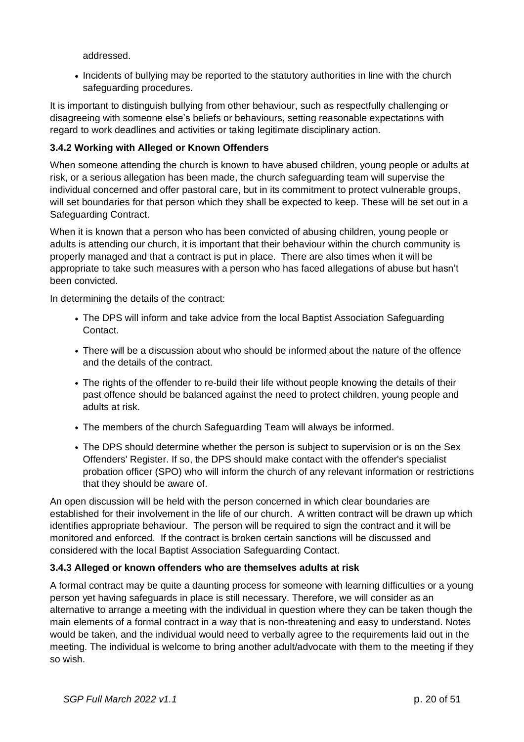addressed.

- Incidents of bullying may be reported to the statutory authorities in line with the church safeguarding procedures.

It is important to distinguish bullying from other behaviour, such as respectfully challenging or disagreeing with someone else's beliefs or behaviours, setting reasonable expectations with regard to work deadlines and activities or taking legitimate disciplinary action.

### 3.4.2 Working with Alleged or Known Offenders

When someone attending the church is known to have abused children, young people or adults at risk, or a serious allegation has been made, the church safeguarding team will supervise the individual concerned and offer pastoral care, but in its commitment to protect vulnerable groups, will set boundaries for that person which they shall be expected to keep. These will be set out in a Safeguarding Contract.

When it is known that a person who has been convicted of abusing children, young people or adults is attending our church, it is important that their behaviour within the church community is properly managed and that a contract is put in place. There are also times when it will be appropriate to take such measures with a person who has faced allegations of abuse but hasn't been convicted.

In determining the details of the contract:

- The DPS will inform and take advice from the local Baptist Association Safeguarding Contact.
- There will be a discussion about who should be informed about the nature of the offence and the details of the contract.
- The rights of the offender to re-build their life without people knowing the details of their past offence should be balanced against the need to protect children, young people and adults at risk.
- The members of the church Safeguarding Team will always be informed.
- The DPS should determine whether the person is subject to supervision or is on the Sex Offenders' Register. If so, the DPS should make contact with the offender's specialist probation officer (SPO) who will inform the church of any relevant information or restrictions that they should be aware of.

An open discussion will be held with the person concerned in which clear boundaries are established for their involvement in the life of our church. A written contract will be drawn up which identifies appropriate behaviour. The person will be required to sign the contract and it will be monitored and enforced. If the contract is broken certain sanctions will be discussed and considered with the local Baptist Association Safeguarding Contact.

### 3.4.3 Alleged or known offenders who are themselves adults at risk

A formal contract may be quite a daunting process for someone with learning difficulties or a young person yet having safeguards in place is still necessary. Therefore, we will consider as an alternative to arrange a meeting with the individual in question where they can be taken though the main elements of a formal contract in a way that is non-threatening and easy to understand. Notes would be taken, and the individual would need to verbally agree to the requirements laid out in the meeting. The individual is welcome to bring another adult/advocate with them to the meeting if they so wish.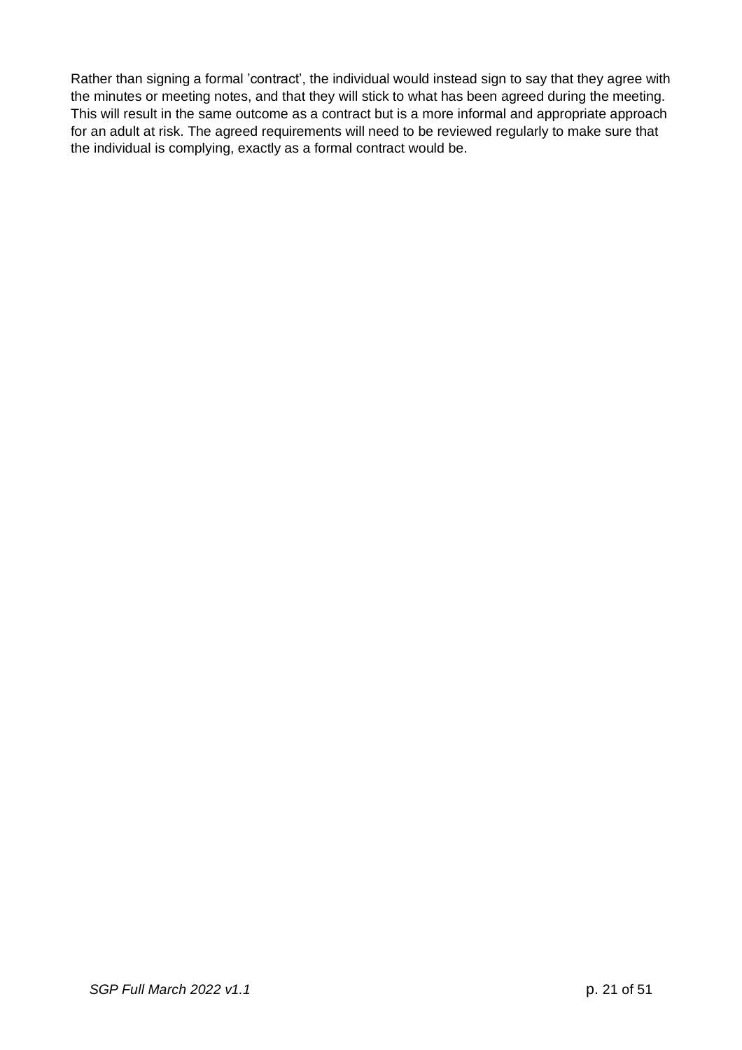Rather than signing a formal 'contract', the individual would instead sign to say that they agree with the minutes or meeting notes, and that they will stick to what has been agreed during the meeting. This will result in the same outcome as a contract but is a more informal and appropriate approach for an adult at risk. The agreed requirements will need to be reviewed regularly to make sure that the individual is complying, exactly as a formal contract would be.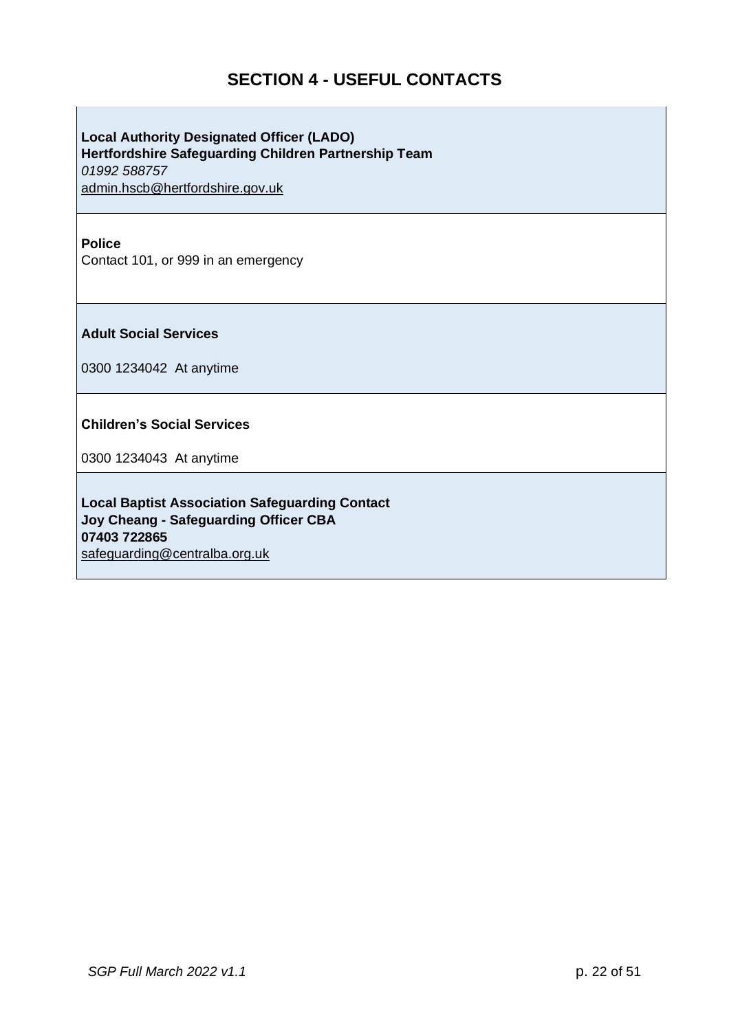## SECTION 4 - USEFUL CONTACTS

**Local Authority Designated Officer (LADO)**
**Hertfordshire Safeguarding Children Partnership Team**
*01992 588757*
admin.hscb@hertfordshire.gov.uk

**Police**
Contact 101, or 999 in an emergency

**Adult Social Services**

0300 1234042 At anytime

**Children's Social Services**

0300 1234043 At anytime

**Local Baptist Association Safeguarding Contact**
**Joy Cheang - Safeguarding Officer CBA**
**07403 722865**
safeguarding@centralba.org.uk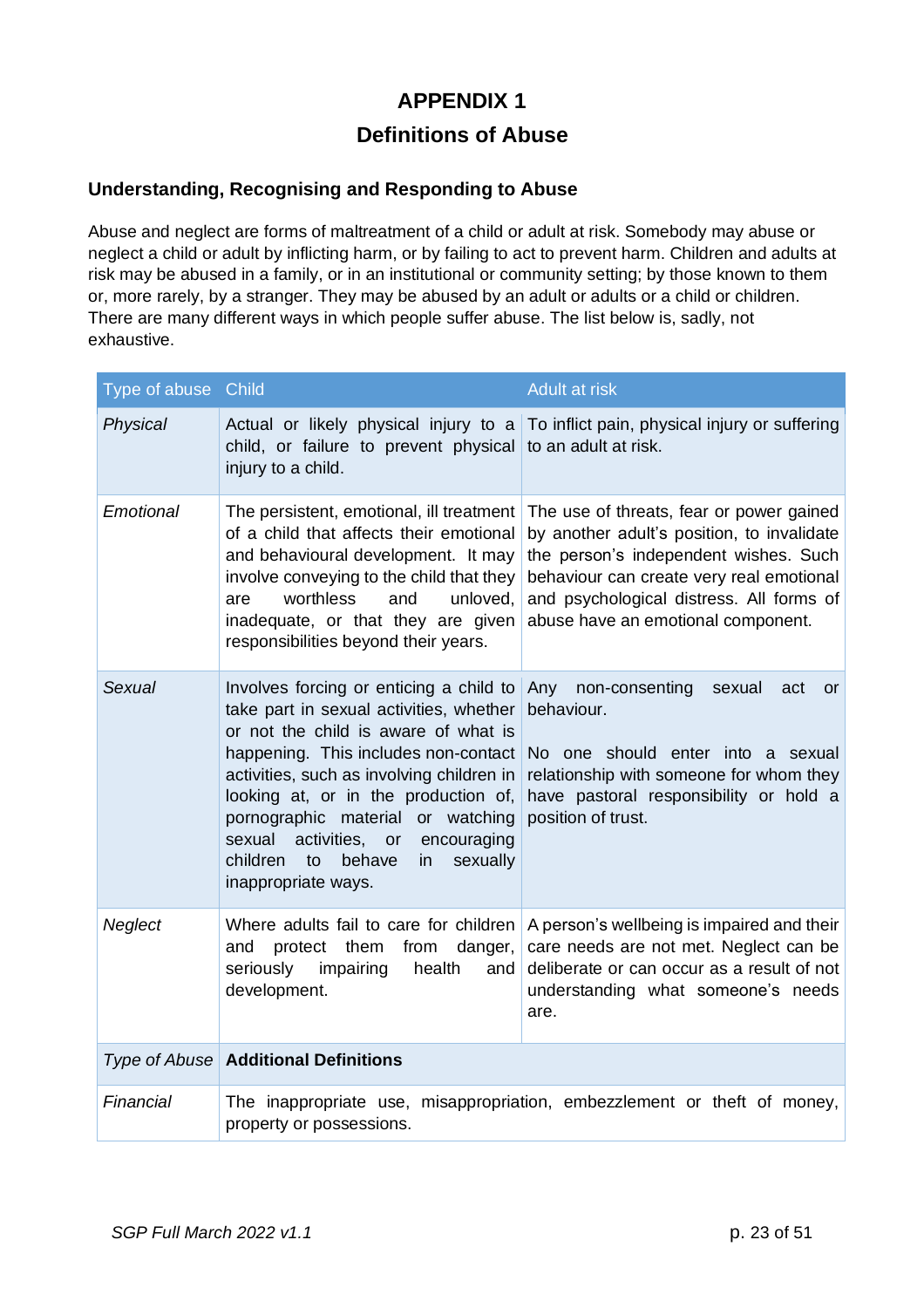# APPENDIX 1

## Definitions of Abuse

### Understanding, Recognising and Responding to Abuse

Abuse and neglect are forms of maltreatment of a child or adult at risk. Somebody may abuse or neglect a child or adult by inflicting harm, or by failing to act to prevent harm. Children and adults at risk may be abused in a family, or in an institutional or community setting; by those known to them or, more rarely, by a stranger. They may be abused by an adult or adults or a child or children. There are many different ways in which people suffer abuse. The list below is, sadly, not exhaustive.

| Type of abuse | Child | Adult at risk |
| --- | --- | --- |
| *Physical* | Actual or likely physical injury to a child, or failure to prevent physical injury to a child. | To inflict pain, physical injury or suffering to an adult at risk. |
| *Emotional* | The persistent, emotional, ill treatment of a child that affects their emotional and behavioural development. It may involve conveying to the child that they are worthless and unloved, inadequate, or that they are given responsibilities beyond their years. | The use of threats, fear or power gained by another adult's position, to invalidate the person's independent wishes. Such behaviour can create very real emotional and psychological distress. All forms of abuse have an emotional component. |
| *Sexual* | Involves forcing or enticing a child to take part in sexual activities, whether or not the child is aware of what is happening. This includes non-contact activities, such as involving children in looking at, or in the production of, pornographic material or watching sexual activities, or encouraging children to behave in sexually inappropriate ways. | Any non-consenting sexual act or behaviour.<br><br>No one should enter into a sexual relationship with someone for whom they have pastoral responsibility or hold a position of trust. |
| *Neglect* | Where adults fail to care for children and protect them from danger, seriously impairing health and development. | A person's wellbeing is impaired and their care needs are not met. Neglect can be deliberate or can occur as a result of not understanding what someone's needs are. |
| *Type of Abuse* | **Additional Definitions** | |
| *Financial* | The inappropriate use, misappropriation, embezzlement or theft of money, property or possessions. | |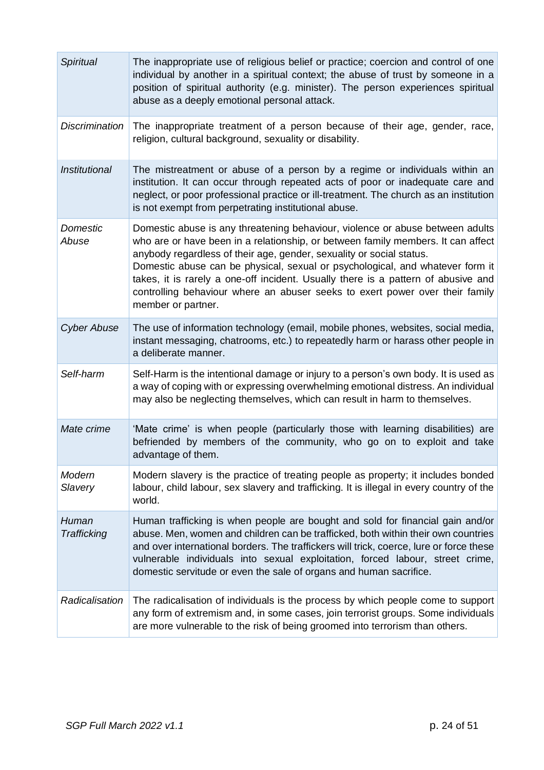| | |
|---|---|
| *Spiritual* | The inappropriate use of religious belief or practice; coercion and control of one individual by another in a spiritual context; the abuse of trust by someone in a position of spiritual authority (e.g. minister). The person experiences spiritual abuse as a deeply emotional personal attack. |
| *Discrimination* | The inappropriate treatment of a person because of their age, gender, race, religion, cultural background, sexuality or disability. |
| *Institutional* | The mistreatment or abuse of a person by a regime or individuals within an institution. It can occur through repeated acts of poor or inadequate care and neglect, or poor professional practice or ill-treatment. The church as an institution is not exempt from perpetrating institutional abuse. |
| *Domestic Abuse* | Domestic abuse is any threatening behaviour, violence or abuse between adults who are or have been in a relationship, or between family members. It can affect anybody regardless of their age, gender, sexuality or social status.<br>Domestic abuse can be physical, sexual or psychological, and whatever form it takes, it is rarely a one-off incident. Usually there is a pattern of abusive and controlling behaviour where an abuser seeks to exert power over their family member or partner. |
| *Cyber Abuse* | The use of information technology (email, mobile phones, websites, social media, instant messaging, chatrooms, etc.) to repeatedly harm or harass other people in a deliberate manner. |
| *Self-harm* | Self-Harm is the intentional damage or injury to a person's own body. It is used as a way of coping with or expressing overwhelming emotional distress. An individual may also be neglecting themselves, which can result in harm to themselves. |
| *Mate crime* | 'Mate crime' is when people (particularly those with learning disabilities) are befriended by members of the community, who go on to exploit and take advantage of them. |
| *Modern Slavery* | Modern slavery is the practice of treating people as property; it includes bonded labour, child labour, sex slavery and trafficking. It is illegal in every country of the world. |
| *Human Trafficking* | Human trafficking is when people are bought and sold for financial gain and/or abuse. Men, women and children can be trafficked, both within their own countries and over international borders. The traffickers will trick, coerce, lure or force these vulnerable individuals into sexual exploitation, forced labour, street crime, domestic servitude or even the sale of organs and human sacrifice. |
| *Radicalisation* | The radicalisation of individuals is the process by which people come to support any form of extremism and, in some cases, join terrorist groups. Some individuals are more vulnerable to the risk of being groomed into terrorism than others. |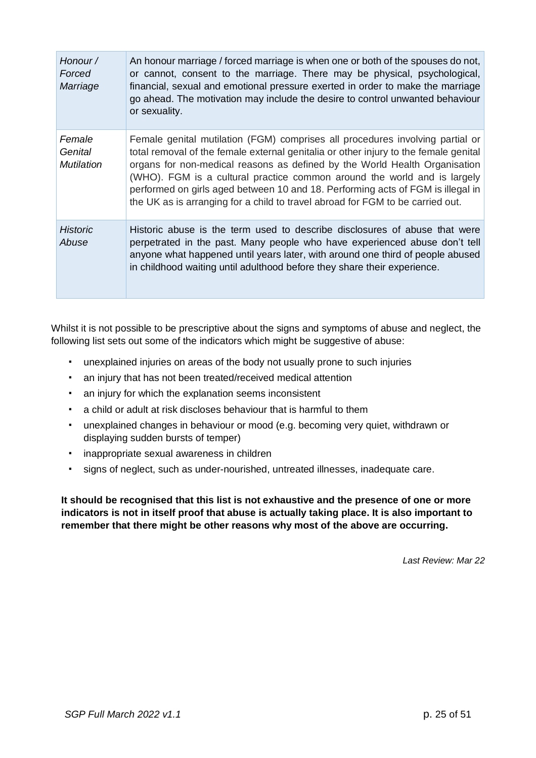| | |
|---|---|
| *Honour / Forced Marriage* | An honour marriage / forced marriage is when one or both of the spouses do not, or cannot, consent to the marriage. There may be physical, psychological, financial, sexual and emotional pressure exerted in order to make the marriage go ahead. The motivation may include the desire to control unwanted behaviour or sexuality. |
| *Female Genital Mutilation* | Female genital mutilation (FGM) comprises all procedures involving partial or total removal of the female external genitalia or other injury to the female genital organs for non-medical reasons as defined by the World Health Organisation (WHO). FGM is a cultural practice common around the world and is largely performed on girls aged between 10 and 18. Performing acts of FGM is illegal in the UK as is arranging for a child to travel abroad for FGM to be carried out. |
| *Historic Abuse* | Historic abuse is the term used to describe disclosures of abuse that were perpetrated in the past. Many people who have experienced abuse don't tell anyone what happened until years later, with around one third of people abused in childhood waiting until adulthood before they share their experience. |

Whilst it is not possible to be prescriptive about the signs and symptoms of abuse and neglect, the following list sets out some of the indicators which might be suggestive of abuse:

- unexplained injuries on areas of the body not usually prone to such injuries
- an injury that has not been treated/received medical attention
- an injury for which the explanation seems inconsistent
- a child or adult at risk discloses behaviour that is harmful to them
- unexplained changes in behaviour or mood (e.g. becoming very quiet, withdrawn or displaying sudden bursts of temper)
- inappropriate sexual awareness in children
- signs of neglect, such as under-nourished, untreated illnesses, inadequate care.

**It should be recognised that this list is not exhaustive and the presence of one or more indicators is not in itself proof that abuse is actually taking place. It is also important to remember that there might be other reasons why most of the above are occurring.**

*Last Review: Mar 22*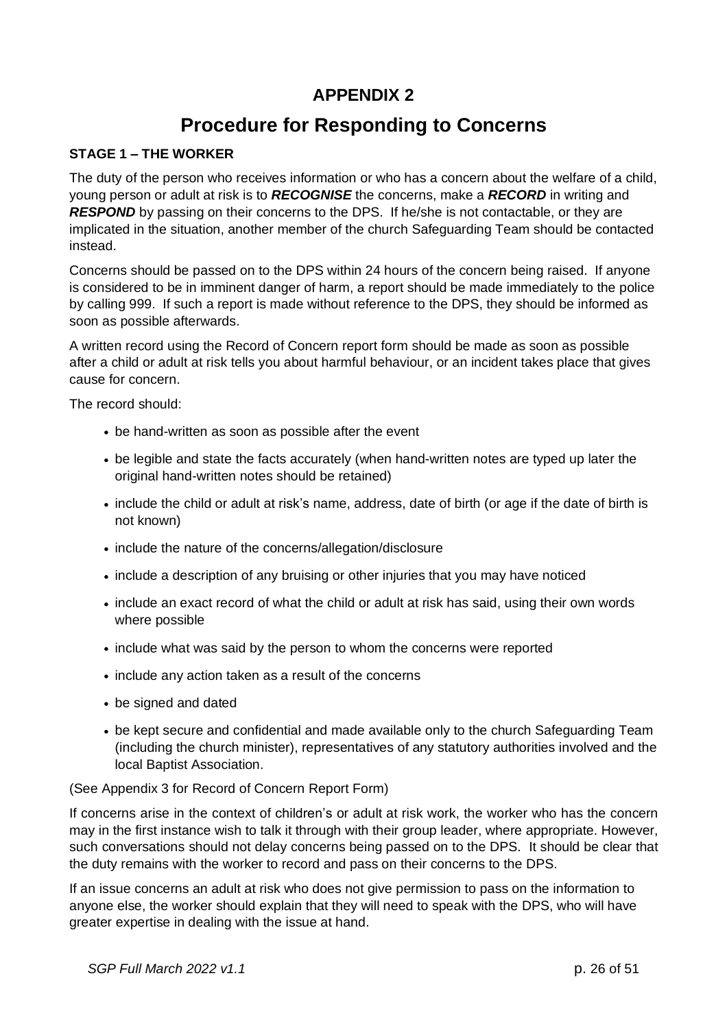# APPENDIX 2

# Procedure for Responding to Concerns

### STAGE 1 – THE WORKER

The duty of the person who receives information or who has a concern about the welfare of a child, young person or adult at risk is to ***RECOGNISE*** the concerns, make a ***RECORD*** in writing and ***RESPOND*** by passing on their concerns to the DPS. If he/she is not contactable, or they are implicated in the situation, another member of the church Safeguarding Team should be contacted instead.

Concerns should be passed on to the DPS within 24 hours of the concern being raised. If anyone is considered to be in imminent danger of harm, a report should be made immediately to the police by calling 999. If such a report is made without reference to the DPS, they should be informed as soon as possible afterwards.

A written record using the Record of Concern report form should be made as soon as possible after a child or adult at risk tells you about harmful behaviour, or an incident takes place that gives cause for concern.

The record should:

- be hand-written as soon as possible after the event
- be legible and state the facts accurately (when hand-written notes are typed up later the original hand-written notes should be retained)
- include the child or adult at risk's name, address, date of birth (or age if the date of birth is not known)
- include the nature of the concerns/allegation/disclosure
- include a description of any bruising or other injuries that you may have noticed
- include an exact record of what the child or adult at risk has said, using their own words where possible
- include what was said by the person to whom the concerns were reported
- include any action taken as a result of the concerns
- be signed and dated
- be kept secure and confidential and made available only to the church Safeguarding Team (including the church minister), representatives of any statutory authorities involved and the local Baptist Association.

(See Appendix 3 for Record of Concern Report Form)

If concerns arise in the context of children's or adult at risk work, the worker who has the concern may in the first instance wish to talk it through with their group leader, where appropriate. However, such conversations should not delay concerns being passed on to the DPS. It should be clear that the duty remains with the worker to record and pass on their concerns to the DPS.

If an issue concerns an adult at risk who does not give permission to pass on the information to anyone else, the worker should explain that they will need to speak with the DPS, who will have greater expertise in dealing with the issue at hand.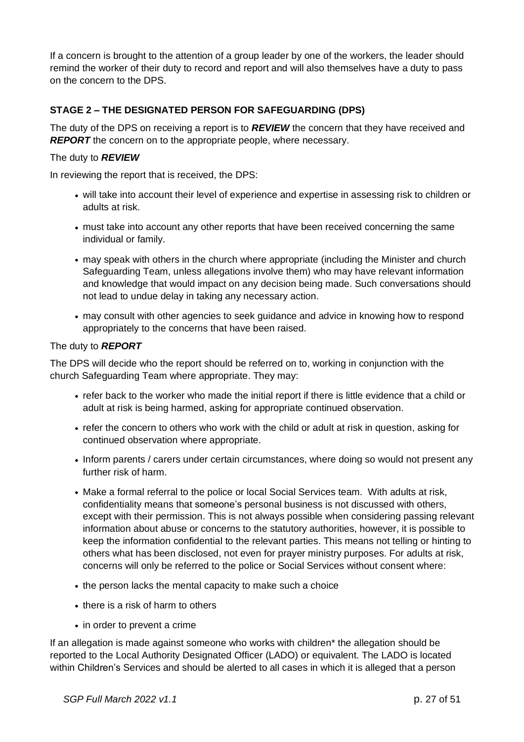If a concern is brought to the attention of a group leader by one of the workers, the leader should remind the worker of their duty to record and report and will also themselves have a duty to pass on the concern to the DPS.

### STAGE 2 – THE DESIGNATED PERSON FOR SAFEGUARDING (DPS)

The duty of the DPS on receiving a report is to ***REVIEW*** the concern that they have received and ***REPORT*** the concern on to the appropriate people, where necessary.

The duty to ***REVIEW***

In reviewing the report that is received, the DPS:

- will take into account their level of experience and expertise in assessing risk to children or adults at risk.
- must take into account any other reports that have been received concerning the same individual or family.
- may speak with others in the church where appropriate (including the Minister and church Safeguarding Team, unless allegations involve them) who may have relevant information and knowledge that would impact on any decision being made. Such conversations should not lead to undue delay in taking any necessary action.
- may consult with other agencies to seek guidance and advice in knowing how to respond appropriately to the concerns that have been raised.

The duty to ***REPORT***

The DPS will decide who the report should be referred on to, working in conjunction with the church Safeguarding Team where appropriate. They may:

- refer back to the worker who made the initial report if there is little evidence that a child or adult at risk is being harmed, asking for appropriate continued observation.
- refer the concern to others who work with the child or adult at risk in question, asking for continued observation where appropriate.
- Inform parents / carers under certain circumstances, where doing so would not present any further risk of harm.
- Make a formal referral to the police or local Social Services team. With adults at risk, confidentiality means that someone's personal business is not discussed with others, except with their permission. This is not always possible when considering passing relevant information about abuse or concerns to the statutory authorities, however, it is possible to keep the information confidential to the relevant parties. This means not telling or hinting to others what has been disclosed, not even for prayer ministry purposes. For adults at risk, concerns will only be referred to the police or Social Services without consent where:
- the person lacks the mental capacity to make such a choice
- there is a risk of harm to others
- in order to prevent a crime

If an allegation is made against someone who works with children* the allegation should be reported to the Local Authority Designated Officer (LADO) or equivalent. The LADO is located within Children's Services and should be alerted to all cases in which it is alleged that a person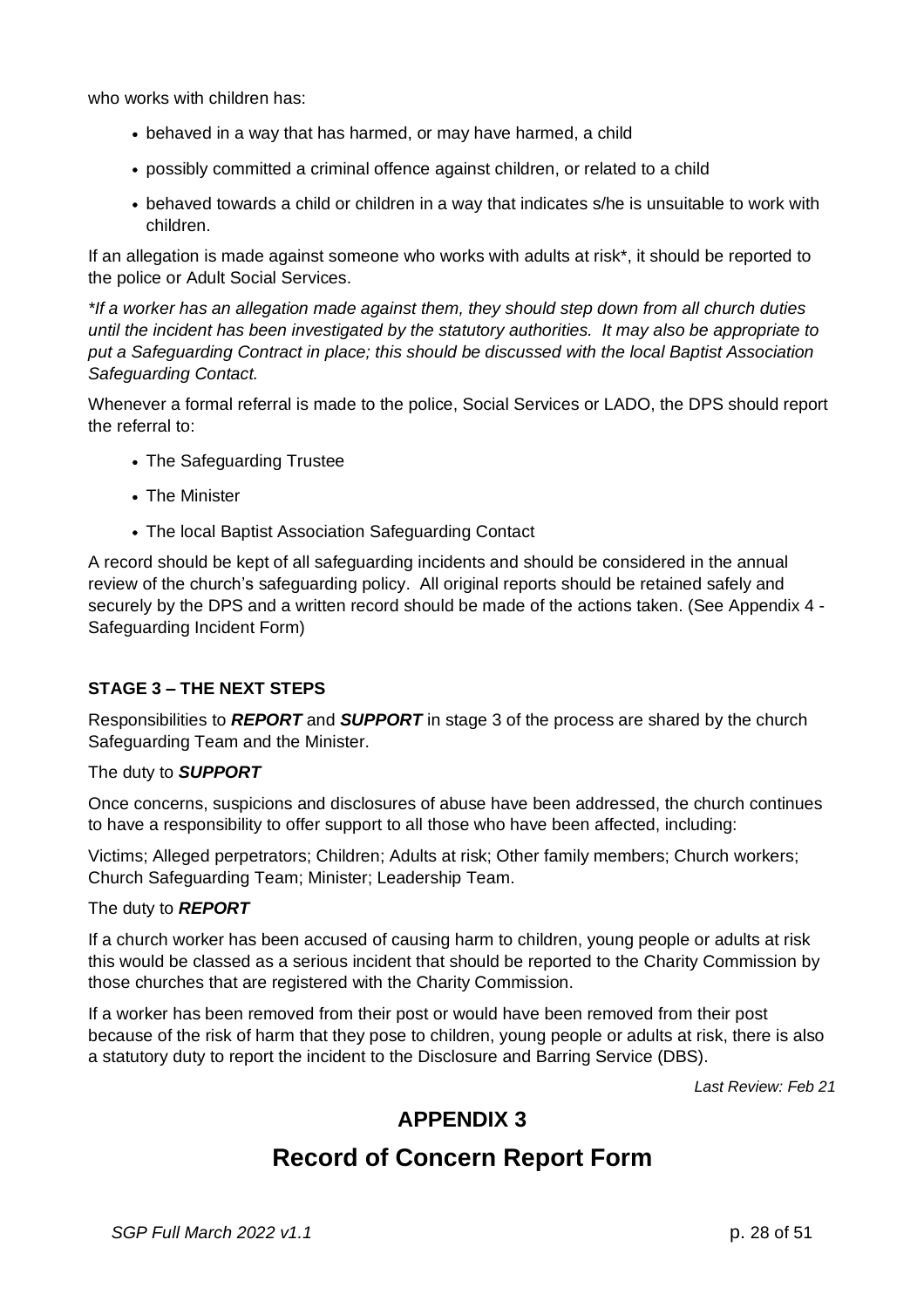who works with children has:

- behaved in a way that has harmed, or may have harmed, a child
- possibly committed a criminal offence against children, or related to a child
- behaved towards a child or children in a way that indicates s/he is unsuitable to work with children.

If an allegation is made against someone who works with adults at risk*, it should be reported to the police or Adult Social Services.

*\*If a worker has an allegation made against them, they should step down from all church duties until the incident has been investigated by the statutory authorities. It may also be appropriate to put a Safeguarding Contract in place; this should be discussed with the local Baptist Association Safeguarding Contact.*

Whenever a formal referral is made to the police, Social Services or LADO, the DPS should report the referral to:

- The Safeguarding Trustee
- The Minister
- The local Baptist Association Safeguarding Contact

A record should be kept of all safeguarding incidents and should be considered in the annual review of the church's safeguarding policy. All original reports should be retained safely and securely by the DPS and a written record should be made of the actions taken. (See Appendix 4 - Safeguarding Incident Form)

**STAGE 3 – THE NEXT STEPS**

Responsibilities to ***REPORT*** and ***SUPPORT*** in stage 3 of the process are shared by the church Safeguarding Team and the Minister.

The duty to ***SUPPORT***

Once concerns, suspicions and disclosures of abuse have been addressed, the church continues to have a responsibility to offer support to all those who have been affected, including:

Victims; Alleged perpetrators; Children; Adults at risk; Other family members; Church workers; Church Safeguarding Team; Minister; Leadership Team.

The duty to ***REPORT***

If a church worker has been accused of causing harm to children, young people or adults at risk this would be classed as a serious incident that should be reported to the Charity Commission by those churches that are registered with the Charity Commission.

If a worker has been removed from their post or would have been removed from their post because of the risk of harm that they pose to children, young people or adults at risk, there is also a statutory duty to report the incident to the Disclosure and Barring Service (DBS).

*Last Review: Feb 21*

## APPENDIX 3

# Record of Concern Report Form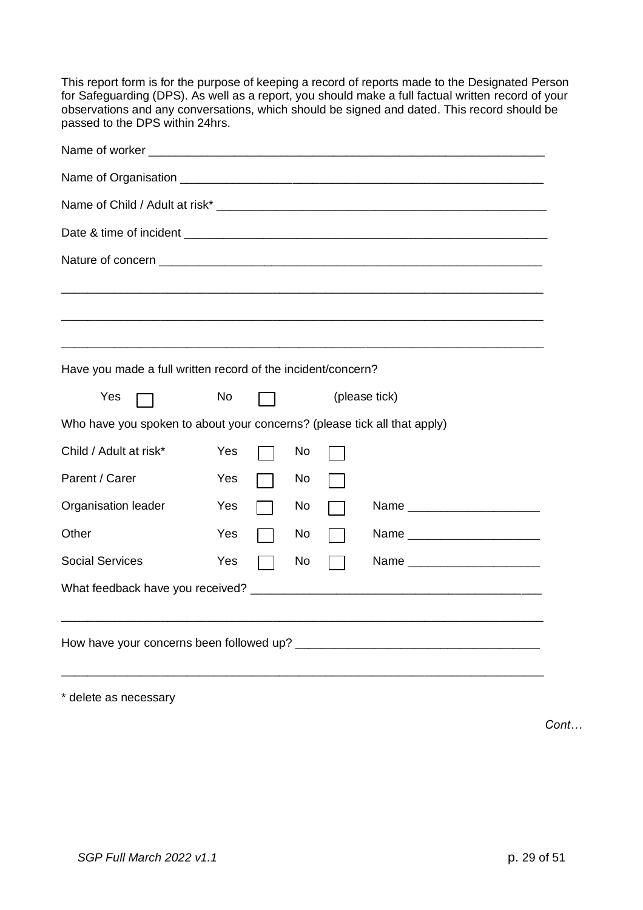This report form is for the purpose of keeping a record of reports made to the Designated Person for Safeguarding (DPS). As well as a report, you should make a full factual written record of your observations and any conversations, which should be signed and dated. This record should be passed to the DPS within 24hrs.

Name of worker ___________________________________________________________

Name of Organisation ______________________________________________________

Name of Child / Adult at risk* _______________________________________________

Date & time of incident ____________________________________________________

Nature of concern _________________________________________________________

_________________________________________________________________________

_________________________________________________________________________

_________________________________________________________________________

Have you made a full written record of the incident/concern?

Yes ☐ No ☐ (please tick)

Who have you spoken to about your concerns? (please tick all that apply)

| | | | | | |
|---|---|---|---|---|---|
| Child / Adult at risk* | Yes ☐ | No ☐ | | | |
| Parent / Carer | Yes ☐ | No ☐ | | | |
| Organisation leader | Yes ☐ | No ☐ | Name ___________________ | | |
| Other | Yes ☐ | No ☐ | Name ___________________ | | |
| Social Services | Yes ☐ | No ☐ | Name ___________________ | | |

What feedback have you received? ____________________________________________

_________________________________________________________________________

How have your concerns been followed up? ____________________________________

_________________________________________________________________________

\* delete as necessary

*Cont…*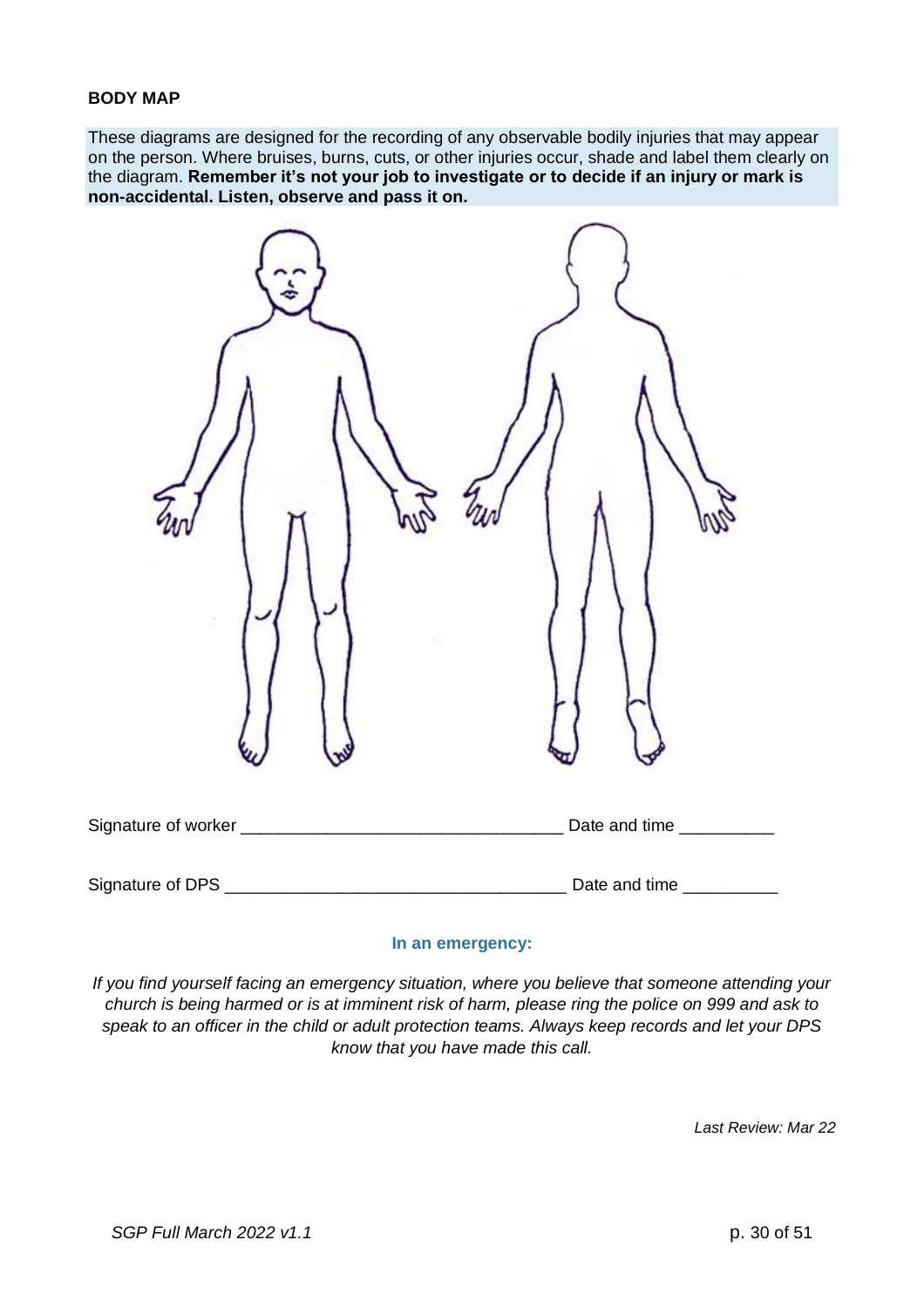**BODY MAP**

These diagrams are designed for the recording of any observable bodily injuries that may appear on the person. Where bruises, burns, cuts, or other injuries occur, shade and label them clearly on the diagram. **Remember it's not your job to investigate or to decide if an injury or mark is non-accidental. Listen, observe and pass it on.**

Signature of worker _________________________________ Date and time __________

Signature of DPS ___________________________________ Date and time __________

**In an emergency:**

*If you find yourself facing an emergency situation, where you believe that someone attending your church is being harmed or is at imminent risk of harm, please ring the police on 999 and ask to speak to an officer in the child or adult protection teams. Always keep records and let your DPS know that you have made this call.*

*Last Review: Mar 22*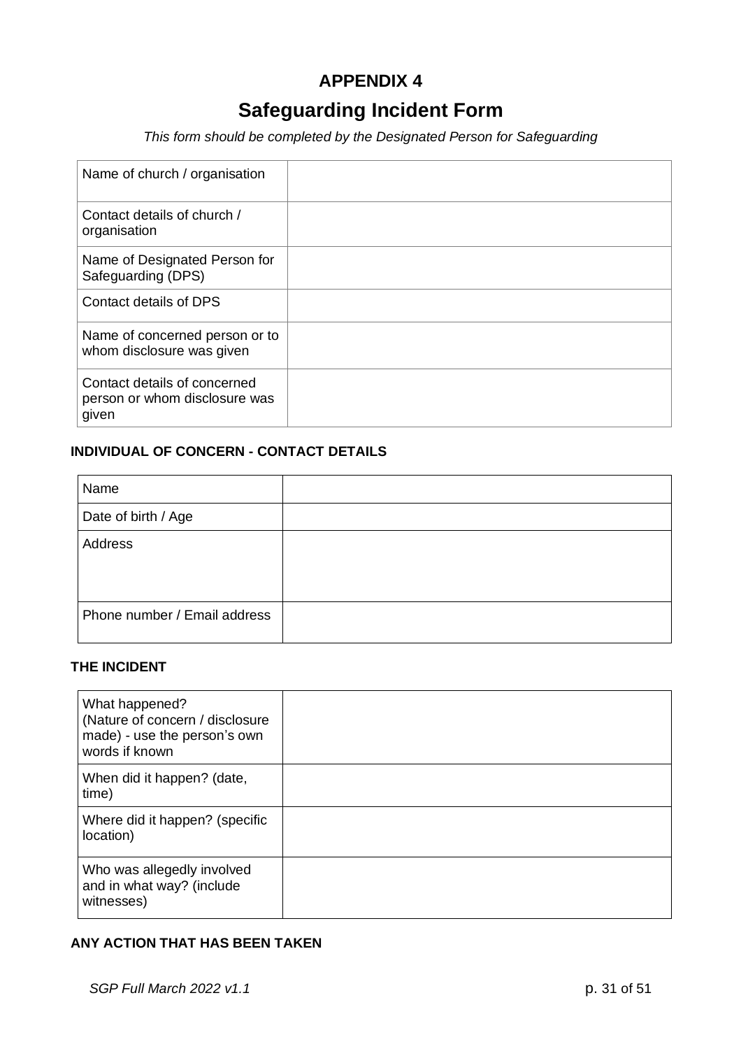# APPENDIX 4

# Safeguarding Incident Form

*This form should be completed by the Designated Person for Safeguarding*

| | |
|---|---|
| Name of church / organisation | |
| Contact details of church / organisation | |
| Name of Designated Person for Safeguarding (DPS) | |
| Contact details of DPS | |
| Name of concerned person or to whom disclosure was given | |
| Contact details of concerned person or whom disclosure was given | |

### INDIVIDUAL OF CONCERN - CONTACT DETAILS

| | |
|---|---|
| Name | |
| Date of birth / Age | |
| Address | |
| Phone number / Email address | |

### THE INCIDENT

| | |
|---|---|
| What happened? (Nature of concern / disclosure made) - use the person's own words if known | |
| When did it happen? (date, time) | |
| Where did it happen? (specific location) | |
| Who was allegedly involved and in what way? (include witnesses) | |

### ANY ACTION THAT HAS BEEN TAKEN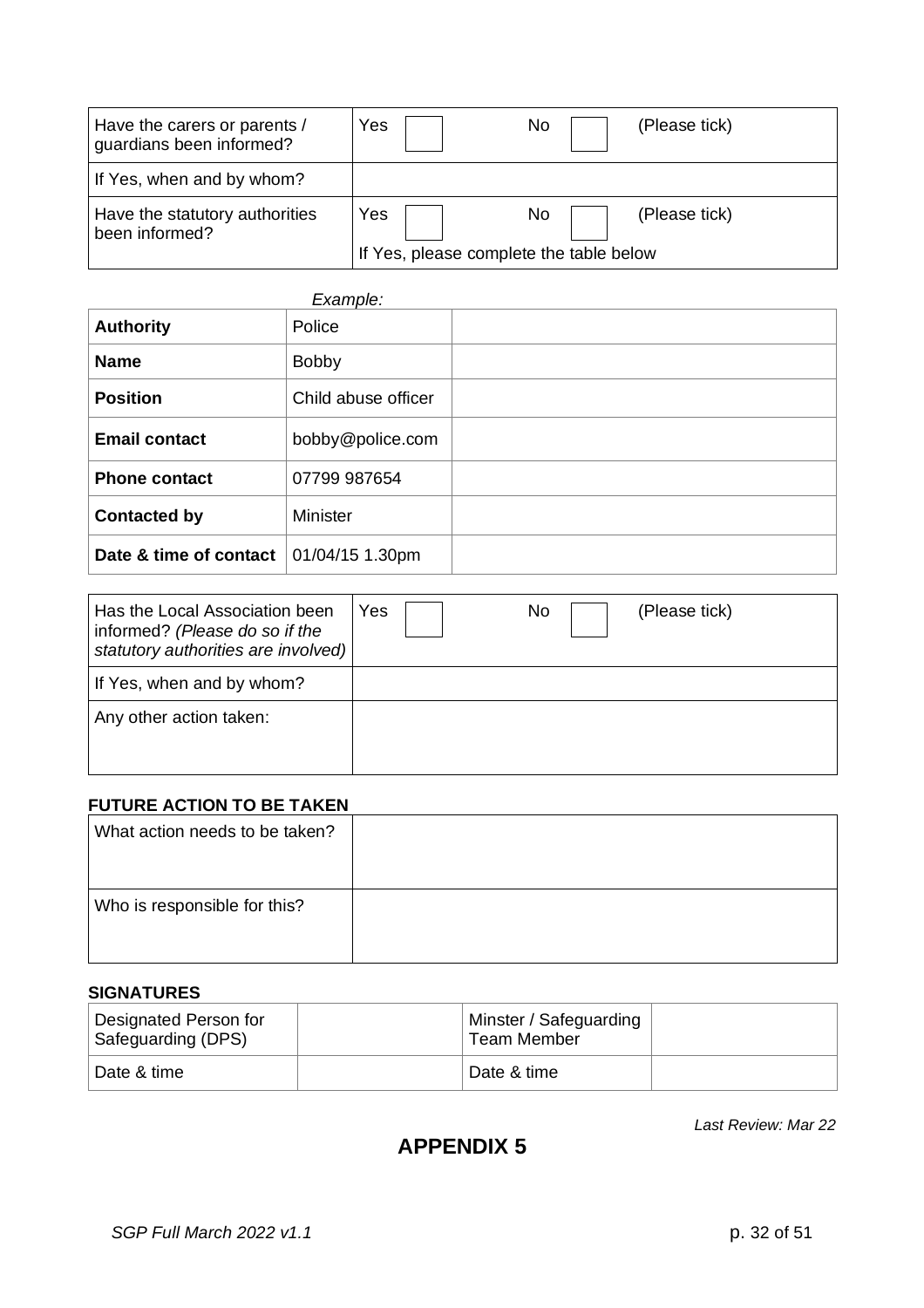| Have the carers or parents / guardians been informed? | Yes ☐ No ☐ (Please tick) |
|---|---|
| If Yes, when and by whom? | |
| Have the statutory authorities been informed? | Yes ☐ No ☐ (Please tick)<br>If Yes, please complete the table below |

*Example:*

| **Authority** | Police | |
|---|---|---|
| **Name** | Bobby | |
| **Position** | Child abuse officer | |
| **Email contact** | bobby@police.com | |
| **Phone contact** | 07799 987654 | |
| **Contacted by** | Minister | |
| **Date & time of contact** | 01/04/15 1.30pm | |

| Has the Local Association been informed? *(Please do so if the statutory authorities are involved)* | Yes ☐ No ☐ (Please tick) |
|---|---|
| If Yes, when and by whom? | |
| Any other action taken: | |

**FUTURE ACTION TO BE TAKEN**

| What action needs to be taken? | |
|---|---|
| Who is responsible for this? | |

**SIGNATURES**

| Designated Person for Safeguarding (DPS) | | Minster / Safeguarding Team Member | |
|---|---|---|---|
| Date & time | | Date & time | |

*Last Review: Mar 22*

## APPENDIX 5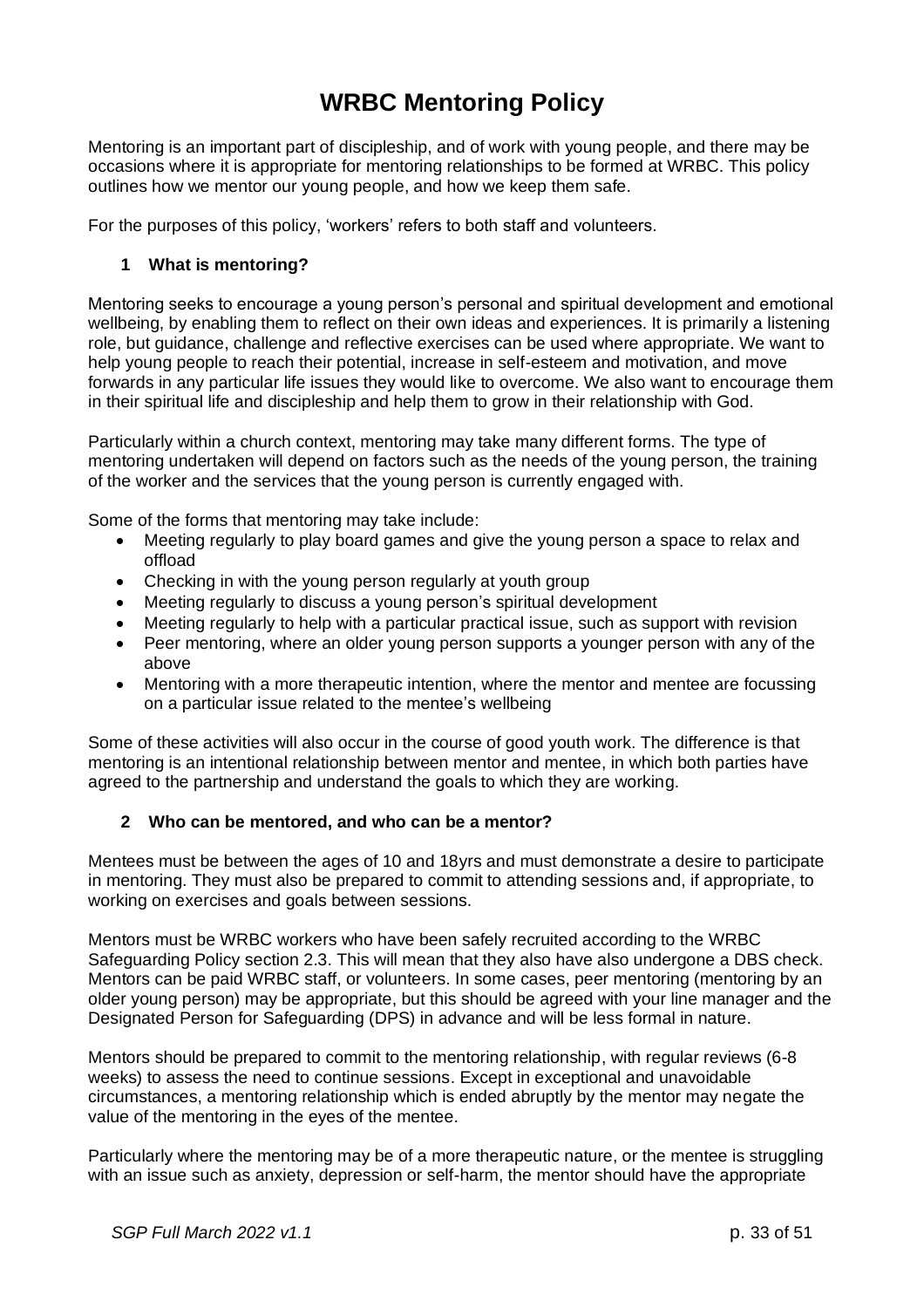# WRBC Mentoring Policy

Mentoring is an important part of discipleship, and of work with young people, and there may be occasions where it is appropriate for mentoring relationships to be formed at WRBC. This policy outlines how we mentor our young people, and how we keep them safe.

For the purposes of this policy, 'workers' refers to both staff and volunteers.

## 1 What is mentoring?

Mentoring seeks to encourage a young person's personal and spiritual development and emotional wellbeing, by enabling them to reflect on their own ideas and experiences. It is primarily a listening role, but guidance, challenge and reflective exercises can be used where appropriate. We want to help young people to reach their potential, increase in self-esteem and motivation, and move forwards in any particular life issues they would like to overcome. We also want to encourage them in their spiritual life and discipleship and help them to grow in their relationship with God.

Particularly within a church context, mentoring may take many different forms. The type of mentoring undertaken will depend on factors such as the needs of the young person, the training of the worker and the services that the young person is currently engaged with.

Some of the forms that mentoring may take include:

- Meeting regularly to play board games and give the young person a space to relax and offload
- Checking in with the young person regularly at youth group
- Meeting regularly to discuss a young person's spiritual development
- Meeting regularly to help with a particular practical issue, such as support with revision
- Peer mentoring, where an older young person supports a younger person with any of the above
- Mentoring with a more therapeutic intention, where the mentor and mentee are focussing on a particular issue related to the mentee's wellbeing

Some of these activities will also occur in the course of good youth work. The difference is that mentoring is an intentional relationship between mentor and mentee, in which both parties have agreed to the partnership and understand the goals to which they are working.

## 2 Who can be mentored, and who can be a mentor?

Mentees must be between the ages of 10 and 18yrs and must demonstrate a desire to participate in mentoring. They must also be prepared to commit to attending sessions and, if appropriate, to working on exercises and goals between sessions.

Mentors must be WRBC workers who have been safely recruited according to the WRBC Safeguarding Policy section 2.3. This will mean that they also have also undergone a DBS check. Mentors can be paid WRBC staff, or volunteers. In some cases, peer mentoring (mentoring by an older young person) may be appropriate, but this should be agreed with your line manager and the Designated Person for Safeguarding (DPS) in advance and will be less formal in nature.

Mentors should be prepared to commit to the mentoring relationship, with regular reviews (6-8 weeks) to assess the need to continue sessions. Except in exceptional and unavoidable circumstances, a mentoring relationship which is ended abruptly by the mentor may negate the value of the mentoring in the eyes of the mentee.

Particularly where the mentoring may be of a more therapeutic nature, or the mentee is struggling with an issue such as anxiety, depression or self-harm, the mentor should have the appropriate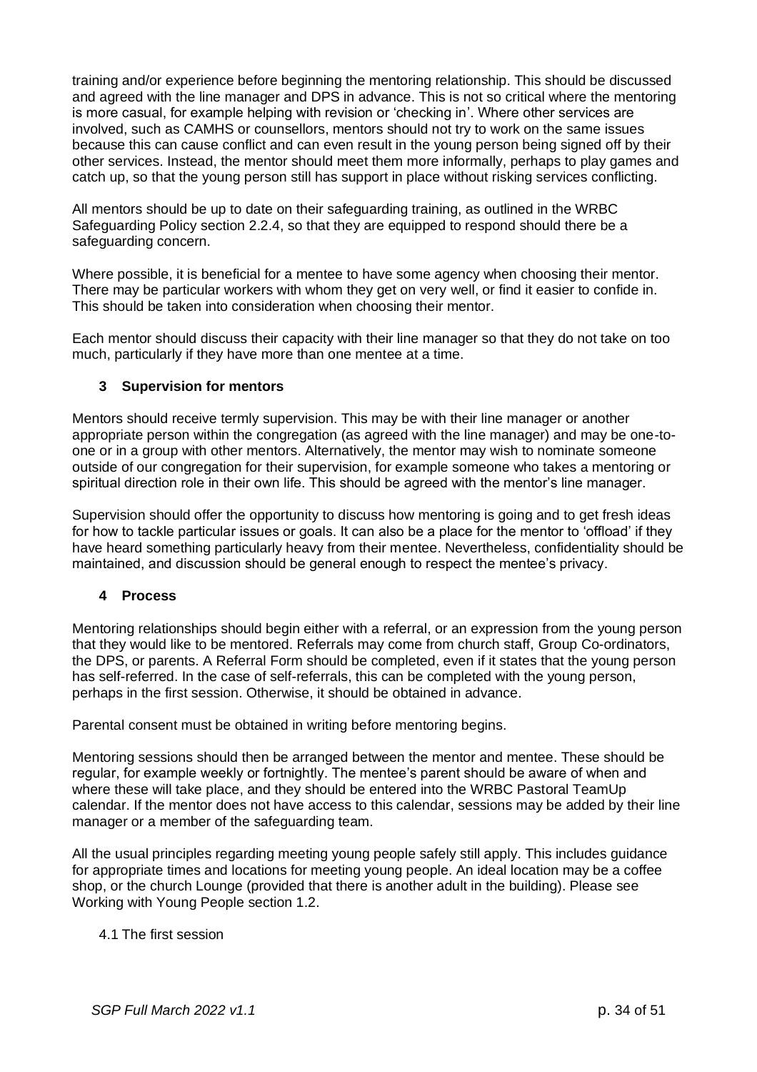training and/or experience before beginning the mentoring relationship. This should be discussed and agreed with the line manager and DPS in advance. This is not so critical where the mentoring is more casual, for example helping with revision or 'checking in'. Where other services are involved, such as CAMHS or counsellors, mentors should not try to work on the same issues because this can cause conflict and can even result in the young person being signed off by their other services. Instead, the mentor should meet them more informally, perhaps to play games and catch up, so that the young person still has support in place without risking services conflicting.

All mentors should be up to date on their safeguarding training, as outlined in the WRBC Safeguarding Policy section 2.2.4, so that they are equipped to respond should there be a safeguarding concern.

Where possible, it is beneficial for a mentee to have some agency when choosing their mentor. There may be particular workers with whom they get on very well, or find it easier to confide in. This should be taken into consideration when choosing their mentor.

Each mentor should discuss their capacity with their line manager so that they do not take on too much, particularly if they have more than one mentee at a time.

## 3 Supervision for mentors

Mentors should receive termly supervision. This may be with their line manager or another appropriate person within the congregation (as agreed with the line manager) and may be one-to-one or in a group with other mentors. Alternatively, the mentor may wish to nominate someone outside of our congregation for their supervision, for example someone who takes a mentoring or spiritual direction role in their own life. This should be agreed with the mentor's line manager.

Supervision should offer the opportunity to discuss how mentoring is going and to get fresh ideas for how to tackle particular issues or goals. It can also be a place for the mentor to 'offload' if they have heard something particularly heavy from their mentee. Nevertheless, confidentiality should be maintained, and discussion should be general enough to respect the mentee's privacy.

## 4 Process

Mentoring relationships should begin either with a referral, or an expression from the young person that they would like to be mentored. Referrals may come from church staff, Group Co-ordinators, the DPS, or parents. A Referral Form should be completed, even if it states that the young person has self-referred. In the case of self-referrals, this can be completed with the young person, perhaps in the first session. Otherwise, it should be obtained in advance.

Parental consent must be obtained in writing before mentoring begins.

Mentoring sessions should then be arranged between the mentor and mentee. These should be regular, for example weekly or fortnightly. The mentee's parent should be aware of when and where these will take place, and they should be entered into the WRBC Pastoral TeamUp calendar. If the mentor does not have access to this calendar, sessions may be added by their line manager or a member of the safeguarding team.

All the usual principles regarding meeting young people safely still apply. This includes guidance for appropriate times and locations for meeting young people. An ideal location may be a coffee shop, or the church Lounge (provided that there is another adult in the building). Please see Working with Young People section 1.2.

### 4.1 The first session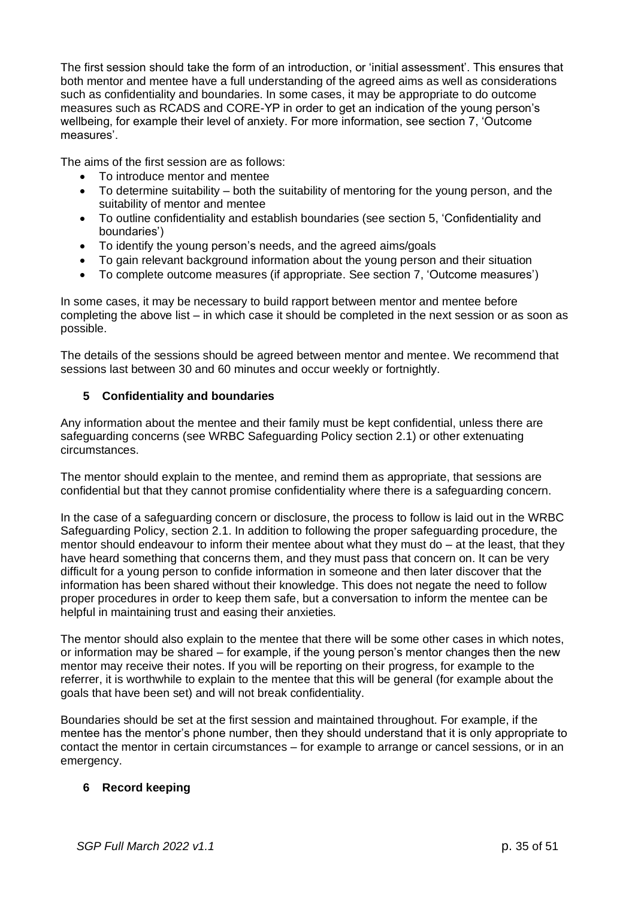The first session should take the form of an introduction, or 'initial assessment'. This ensures that both mentor and mentee have a full understanding of the agreed aims as well as considerations such as confidentiality and boundaries. In some cases, it may be appropriate to do outcome measures such as RCADS and CORE-YP in order to get an indication of the young person's wellbeing, for example their level of anxiety. For more information, see section 7, 'Outcome measures'.

The aims of the first session are as follows:

- To introduce mentor and mentee
- To determine suitability – both the suitability of mentoring for the young person, and the suitability of mentor and mentee
- To outline confidentiality and establish boundaries (see section 5, 'Confidentiality and boundaries')
- To identify the young person's needs, and the agreed aims/goals
- To gain relevant background information about the young person and their situation
- To complete outcome measures (if appropriate. See section 7, 'Outcome measures')

In some cases, it may be necessary to build rapport between mentor and mentee before completing the above list – in which case it should be completed in the next session or as soon as possible.

The details of the sessions should be agreed between mentor and mentee. We recommend that sessions last between 30 and 60 minutes and occur weekly or fortnightly.

## 5 Confidentiality and boundaries

Any information about the mentee and their family must be kept confidential, unless there are safeguarding concerns (see WRBC Safeguarding Policy section 2.1) or other extenuating circumstances.

The mentor should explain to the mentee, and remind them as appropriate, that sessions are confidential but that they cannot promise confidentiality where there is a safeguarding concern.

In the case of a safeguarding concern or disclosure, the process to follow is laid out in the WRBC Safeguarding Policy, section 2.1. In addition to following the proper safeguarding procedure, the mentor should endeavour to inform their mentee about what they must do – at the least, that they have heard something that concerns them, and they must pass that concern on. It can be very difficult for a young person to confide information in someone and then later discover that the information has been shared without their knowledge. This does not negate the need to follow proper procedures in order to keep them safe, but a conversation to inform the mentee can be helpful in maintaining trust and easing their anxieties.

The mentor should also explain to the mentee that there will be some other cases in which notes, or information may be shared – for example, if the young person's mentor changes then the new mentor may receive their notes. If you will be reporting on their progress, for example to the referrer, it is worthwhile to explain to the mentee that this will be general (for example about the goals that have been set) and will not break confidentiality.

Boundaries should be set at the first session and maintained throughout. For example, if the mentee has the mentor's phone number, then they should understand that it is only appropriate to contact the mentor in certain circumstances – for example to arrange or cancel sessions, or in an emergency.

## 6 Record keeping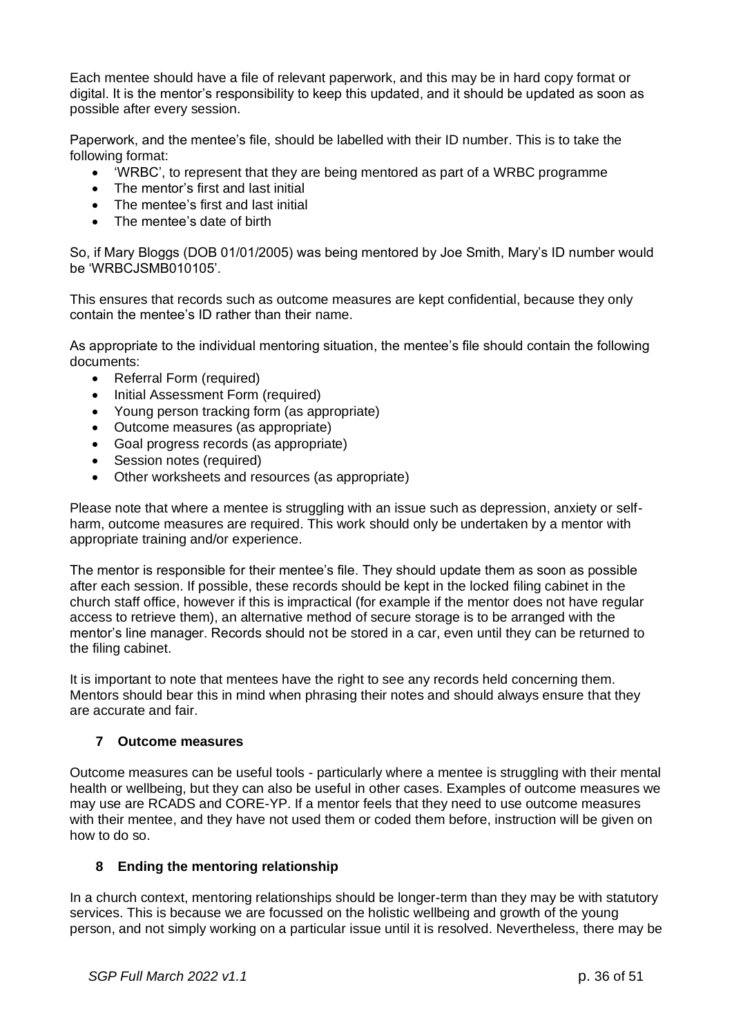Each mentee should have a file of relevant paperwork, and this may be in hard copy format or digital. It is the mentor's responsibility to keep this updated, and it should be updated as soon as possible after every session.

Paperwork, and the mentee's file, should be labelled with their ID number. This is to take the following format:

- 'WRBC', to represent that they are being mentored as part of a WRBC programme
- The mentor's first and last initial
- The mentee's first and last initial
- The mentee's date of birth

So, if Mary Bloggs (DOB 01/01/2005) was being mentored by Joe Smith, Mary's ID number would be 'WRBCJSMB010105'.

This ensures that records such as outcome measures are kept confidential, because they only contain the mentee's ID rather than their name.

As appropriate to the individual mentoring situation, the mentee's file should contain the following documents:

- Referral Form (required)
- Initial Assessment Form (required)
- Young person tracking form (as appropriate)
- Outcome measures (as appropriate)
- Goal progress records (as appropriate)
- Session notes (required)
- Other worksheets and resources (as appropriate)

Please note that where a mentee is struggling with an issue such as depression, anxiety or self-harm, outcome measures are required. This work should only be undertaken by a mentor with appropriate training and/or experience.

The mentor is responsible for their mentee's file. They should update them as soon as possible after each session. If possible, these records should be kept in the locked filing cabinet in the church staff office, however if this is impractical (for example if the mentor does not have regular access to retrieve them), an alternative method of secure storage is to be arranged with the mentor's line manager. Records should not be stored in a car, even until they can be returned to the filing cabinet.

It is important to note that mentees have the right to see any records held concerning them. Mentors should bear this in mind when phrasing their notes and should always ensure that they are accurate and fair.

## 7 Outcome measures

Outcome measures can be useful tools - particularly where a mentee is struggling with their mental health or wellbeing, but they can also be useful in other cases. Examples of outcome measures we may use are RCADS and CORE-YP. If a mentor feels that they need to use outcome measures with their mentee, and they have not used them or coded them before, instruction will be given on how to do so.

## 8 Ending the mentoring relationship

In a church context, mentoring relationships should be longer-term than they may be with statutory services. This is because we are focussed on the holistic wellbeing and growth of the young person, and not simply working on a particular issue until it is resolved. Nevertheless, there may be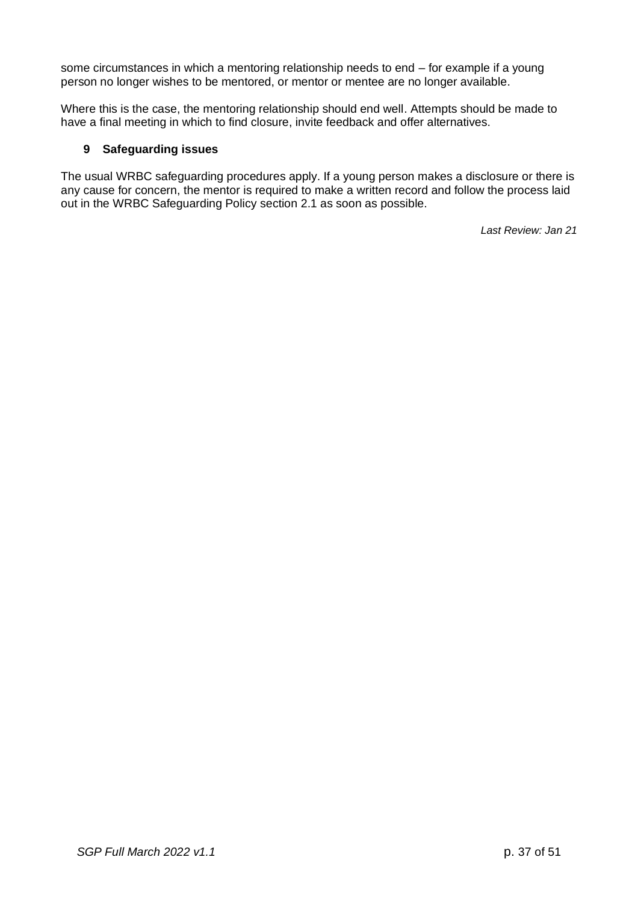some circumstances in which a mentoring relationship needs to end – for example if a young person no longer wishes to be mentored, or mentor or mentee are no longer available.

Where this is the case, the mentoring relationship should end well. Attempts should be made to have a final meeting in which to find closure, invite feedback and offer alternatives.

### 9 Safeguarding issues

The usual WRBC safeguarding procedures apply. If a young person makes a disclosure or there is any cause for concern, the mentor is required to make a written record and follow the process laid out in the WRBC Safeguarding Policy section 2.1 as soon as possible.

*Last Review: Jan 21*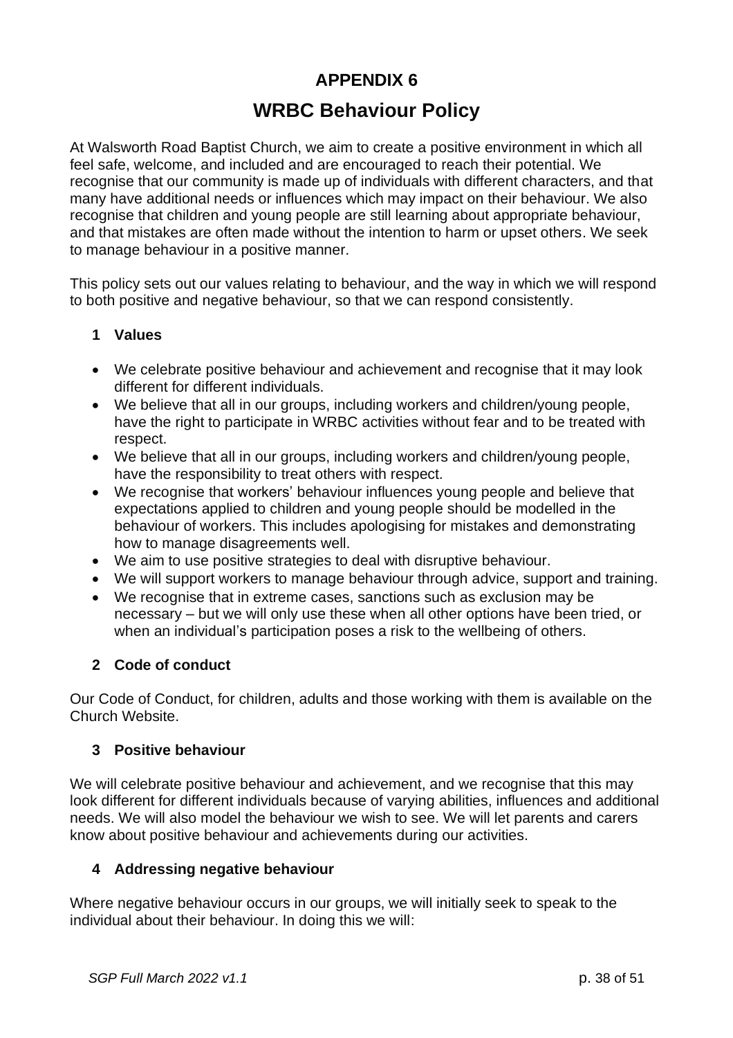# APPENDIX 6

# WRBC Behaviour Policy

At Walsworth Road Baptist Church, we aim to create a positive environment in which all feel safe, welcome, and included and are encouraged to reach their potential. We recognise that our community is made up of individuals with different characters, and that many have additional needs or influences which may impact on their behaviour. We also recognise that children and young people are still learning about appropriate behaviour, and that mistakes are often made without the intention to harm or upset others. We seek to manage behaviour in a positive manner.

This policy sets out our values relating to behaviour, and the way in which we will respond to both positive and negative behaviour, so that we can respond consistently.

## 1 Values

- We celebrate positive behaviour and achievement and recognise that it may look different for different individuals.
- We believe that all in our groups, including workers and children/young people, have the right to participate in WRBC activities without fear and to be treated with respect.
- We believe that all in our groups, including workers and children/young people, have the responsibility to treat others with respect.
- We recognise that workers' behaviour influences young people and believe that expectations applied to children and young people should be modelled in the behaviour of workers. This includes apologising for mistakes and demonstrating how to manage disagreements well.
- We aim to use positive strategies to deal with disruptive behaviour.
- We will support workers to manage behaviour through advice, support and training.
- We recognise that in extreme cases, sanctions such as exclusion may be necessary – but we will only use these when all other options have been tried, or when an individual's participation poses a risk to the wellbeing of others.

## 2 Code of conduct

Our Code of Conduct, for children, adults and those working with them is available on the Church Website.

## 3 Positive behaviour

We will celebrate positive behaviour and achievement, and we recognise that this may look different for different individuals because of varying abilities, influences and additional needs. We will also model the behaviour we wish to see. We will let parents and carers know about positive behaviour and achievements during our activities.

## 4 Addressing negative behaviour

Where negative behaviour occurs in our groups, we will initially seek to speak to the individual about their behaviour. In doing this we will: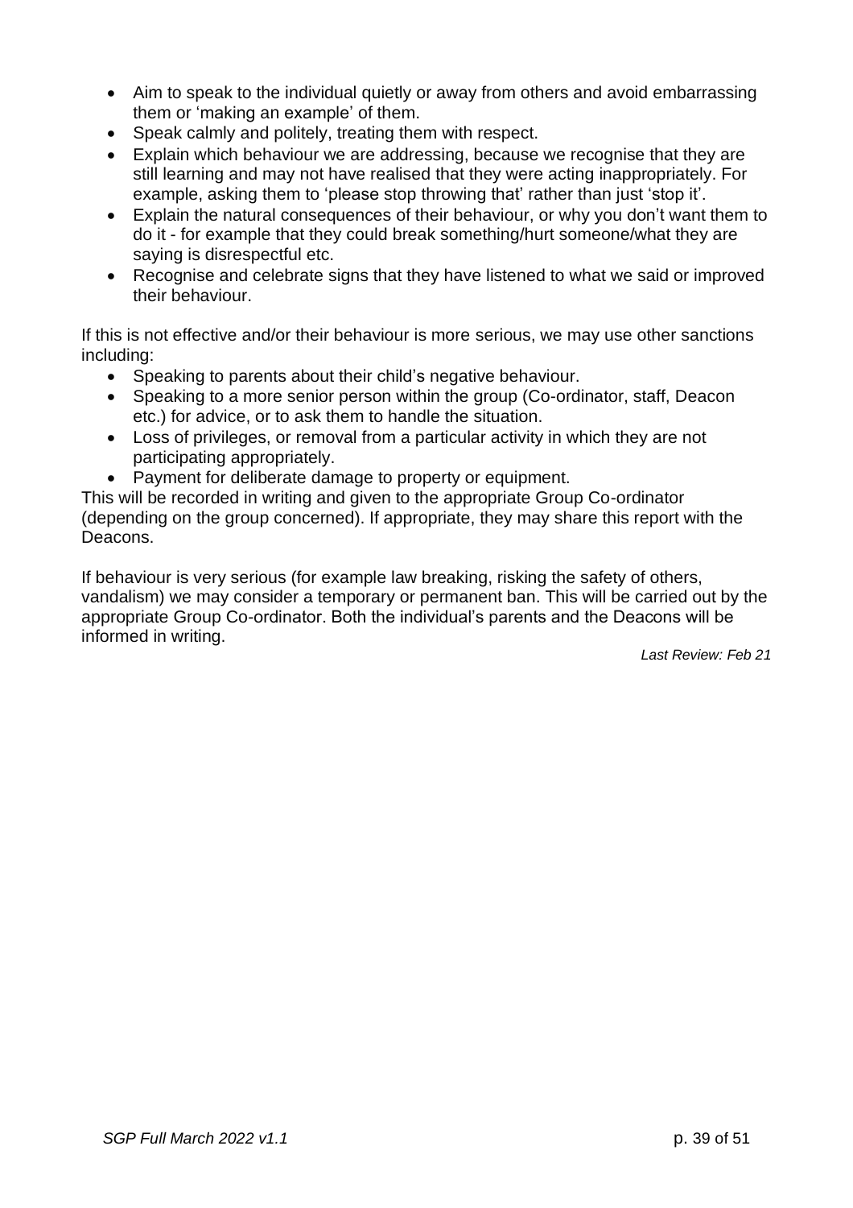- Aim to speak to the individual quietly or away from others and avoid embarrassing them or 'making an example' of them.
- Speak calmly and politely, treating them with respect.
- Explain which behaviour we are addressing, because we recognise that they are still learning and may not have realised that they were acting inappropriately. For example, asking them to 'please stop throwing that' rather than just 'stop it'.
- Explain the natural consequences of their behaviour, or why you don't want them to do it - for example that they could break something/hurt someone/what they are saying is disrespectful etc.
- Recognise and celebrate signs that they have listened to what we said or improved their behaviour.

If this is not effective and/or their behaviour is more serious, we may use other sanctions including:

- Speaking to parents about their child's negative behaviour.
- Speaking to a more senior person within the group (Co-ordinator, staff, Deacon etc.) for advice, or to ask them to handle the situation.
- Loss of privileges, or removal from a particular activity in which they are not participating appropriately.
- Payment for deliberate damage to property or equipment.

This will be recorded in writing and given to the appropriate Group Co-ordinator (depending on the group concerned). If appropriate, they may share this report with the Deacons.

If behaviour is very serious (for example law breaking, risking the safety of others, vandalism) we may consider a temporary or permanent ban. This will be carried out by the appropriate Group Co-ordinator. Both the individual's parents and the Deacons will be informed in writing.

*Last Review: Feb 21*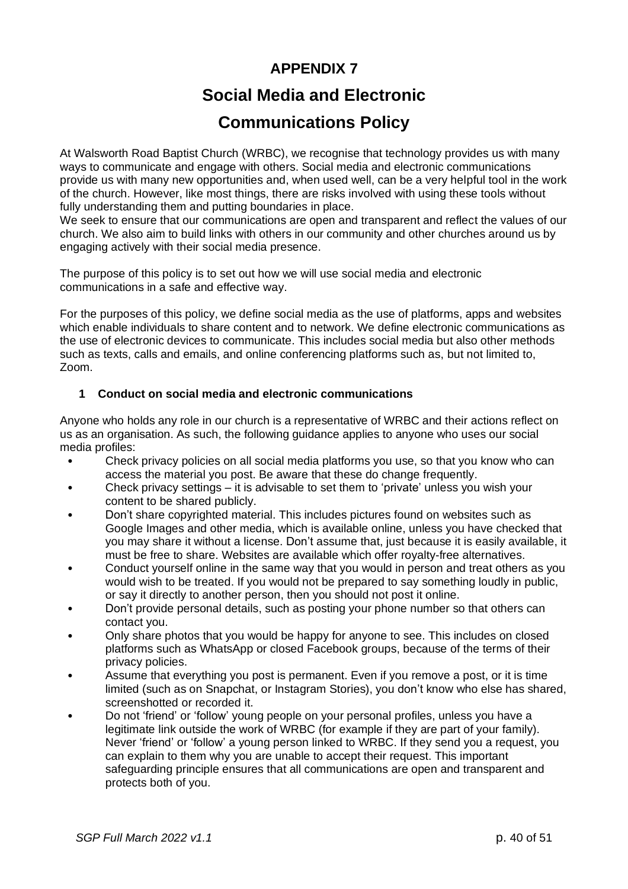# APPENDIX 7

# Social Media and Electronic Communications Policy

At Walsworth Road Baptist Church (WRBC), we recognise that technology provides us with many ways to communicate and engage with others. Social media and electronic communications provide us with many new opportunities and, when used well, can be a very helpful tool in the work of the church. However, like most things, there are risks involved with using these tools without fully understanding them and putting boundaries in place.

We seek to ensure that our communications are open and transparent and reflect the values of our church. We also aim to build links with others in our community and other churches around us by engaging actively with their social media presence.

The purpose of this policy is to set out how we will use social media and electronic communications in a safe and effective way.

For the purposes of this policy, we define social media as the use of platforms, apps and websites which enable individuals to share content and to network. We define electronic communications as the use of electronic devices to communicate. This includes social media but also other methods such as texts, calls and emails, and online conferencing platforms such as, but not limited to, Zoom.

## 1 Conduct on social media and electronic communications

Anyone who holds any role in our church is a representative of WRBC and their actions reflect on us as an organisation. As such, the following guidance applies to anyone who uses our social media profiles:

- Check privacy policies on all social media platforms you use, so that you know who can access the material you post. Be aware that these do change frequently.
- Check privacy settings – it is advisable to set them to 'private' unless you wish your content to be shared publicly.
- Don't share copyrighted material. This includes pictures found on websites such as Google Images and other media, which is available online, unless you have checked that you may share it without a license. Don't assume that, just because it is easily available, it must be free to share. Websites are available which offer royalty-free alternatives.
- Conduct yourself online in the same way that you would in person and treat others as you would wish to be treated. If you would not be prepared to say something loudly in public, or say it directly to another person, then you should not post it online.
- Don't provide personal details, such as posting your phone number so that others can contact you.
- Only share photos that you would be happy for anyone to see. This includes on closed platforms such as WhatsApp or closed Facebook groups, because of the terms of their privacy policies.
- Assume that everything you post is permanent. Even if you remove a post, or it is time limited (such as on Snapchat, or Instagram Stories), you don't know who else has shared, screenshotted or recorded it.
- Do not 'friend' or 'follow' young people on your personal profiles, unless you have a legitimate link outside the work of WRBC (for example if they are part of your family). Never 'friend' or 'follow' a young person linked to WRBC. If they send you a request, you can explain to them why you are unable to accept their request. This important safeguarding principle ensures that all communications are open and transparent and protects both of you.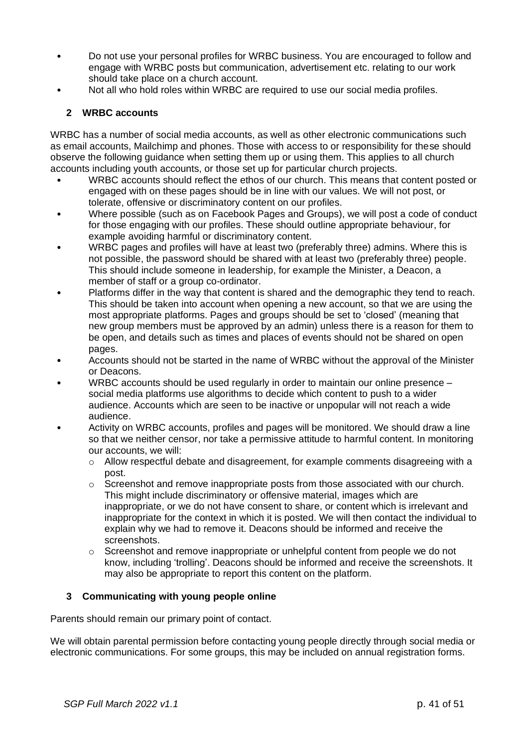- Do not use your personal profiles for WRBC business. You are encouraged to follow and engage with WRBC posts but communication, advertisement etc. relating to our work should take place on a church account.
- Not all who hold roles within WRBC are required to use our social media profiles.

## 2 WRBC accounts

WRBC has a number of social media accounts, as well as other electronic communications such as email accounts, Mailchimp and phones. Those with access to or responsibility for these should observe the following guidance when setting them up or using them. This applies to all church accounts including youth accounts, or those set up for particular church projects.

- WRBC accounts should reflect the ethos of our church. This means that content posted or engaged with on these pages should be in line with our values. We will not post, or tolerate, offensive or discriminatory content on our profiles.
- Where possible (such as on Facebook Pages and Groups), we will post a code of conduct for those engaging with our profiles. These should outline appropriate behaviour, for example avoiding harmful or discriminatory content.
- WRBC pages and profiles will have at least two (preferably three) admins. Where this is not possible, the password should be shared with at least two (preferably three) people. This should include someone in leadership, for example the Minister, a Deacon, a member of staff or a group co-ordinator.
- Platforms differ in the way that content is shared and the demographic they tend to reach. This should be taken into account when opening a new account, so that we are using the most appropriate platforms. Pages and groups should be set to 'closed' (meaning that new group members must be approved by an admin) unless there is a reason for them to be open, and details such as times and places of events should not be shared on open pages.
- Accounts should not be started in the name of WRBC without the approval of the Minister or Deacons.
- WRBC accounts should be used regularly in order to maintain our online presence – social media platforms use algorithms to decide which content to push to a wider audience. Accounts which are seen to be inactive or unpopular will not reach a wide audience.
- Activity on WRBC accounts, profiles and pages will be monitored. We should draw a line so that we neither censor, nor take a permissive attitude to harmful content. In monitoring our accounts, we will:
  - Allow respectful debate and disagreement, for example comments disagreeing with a post.
  - Screenshot and remove inappropriate posts from those associated with our church. This might include discriminatory or offensive material, images which are inappropriate, or we do not have consent to share, or content which is irrelevant and inappropriate for the context in which it is posted. We will then contact the individual to explain why we had to remove it. Deacons should be informed and receive the screenshots.
  - Screenshot and remove inappropriate or unhelpful content from people we do not know, including 'trolling'. Deacons should be informed and receive the screenshots. It may also be appropriate to report this content on the platform.

## 3 Communicating with young people online

Parents should remain our primary point of contact.

We will obtain parental permission before contacting young people directly through social media or electronic communications. For some groups, this may be included on annual registration forms.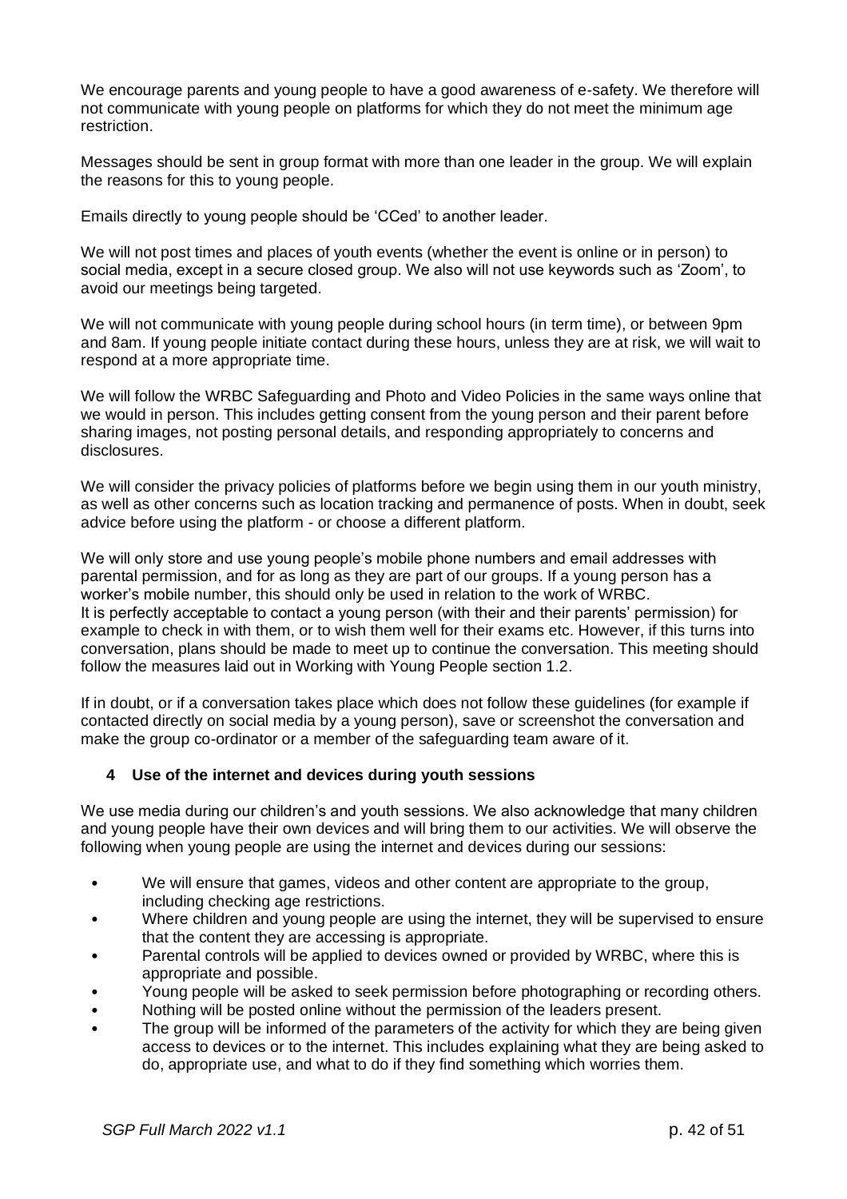We encourage parents and young people to have a good awareness of e-safety. We therefore will not communicate with young people on platforms for which they do not meet the minimum age restriction.

Messages should be sent in group format with more than one leader in the group. We will explain the reasons for this to young people.

Emails directly to young people should be 'CCed' to another leader.

We will not post times and places of youth events (whether the event is online or in person) to social media, except in a secure closed group. We also will not use keywords such as 'Zoom', to avoid our meetings being targeted.

We will not communicate with young people during school hours (in term time), or between 9pm and 8am. If young people initiate contact during these hours, unless they are at risk, we will wait to respond at a more appropriate time.

We will follow the WRBC Safeguarding and Photo and Video Policies in the same ways online that we would in person. This includes getting consent from the young person and their parent before sharing images, not posting personal details, and responding appropriately to concerns and disclosures.

We will consider the privacy policies of platforms before we begin using them in our youth ministry, as well as other concerns such as location tracking and permanence of posts. When in doubt, seek advice before using the platform - or choose a different platform.

We will only store and use young people's mobile phone numbers and email addresses with parental permission, and for as long as they are part of our groups. If a young person has a worker's mobile number, this should only be used in relation to the work of WRBC.
It is perfectly acceptable to contact a young person (with their and their parents' permission) for example to check in with them, or to wish them well for their exams etc. However, if this turns into conversation, plans should be made to meet up to continue the conversation. This meeting should follow the measures laid out in Working with Young People section 1.2.

If in doubt, or if a conversation takes place which does not follow these guidelines (for example if contacted directly on social media by a young person), save or screenshot the conversation and make the group co-ordinator or a member of the safeguarding team aware of it.

### 4 Use of the internet and devices during youth sessions

We use media during our children's and youth sessions. We also acknowledge that many children and young people have their own devices and will bring them to our activities. We will observe the following when young people are using the internet and devices during our sessions:

- We will ensure that games, videos and other content are appropriate to the group, including checking age restrictions.
- Where children and young people are using the internet, they will be supervised to ensure that the content they are accessing is appropriate.
- Parental controls will be applied to devices owned or provided by WRBC, where this is appropriate and possible.
- Young people will be asked to seek permission before photographing or recording others.
- Nothing will be posted online without the permission of the leaders present.
- The group will be informed of the parameters of the activity for which they are being given access to devices or to the internet. This includes explaining what they are being asked to do, appropriate use, and what to do if they find something which worries them.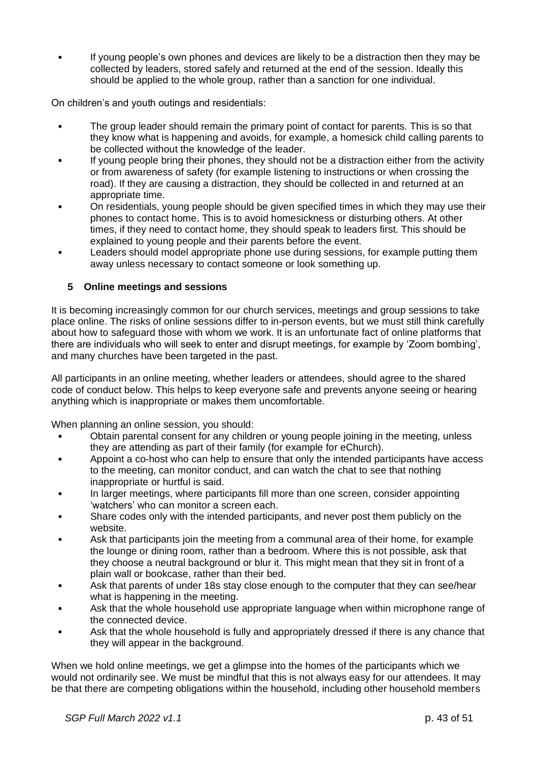- If young people's own phones and devices are likely to be a distraction then they may be collected by leaders, stored safely and returned at the end of the session. Ideally this should be applied to the whole group, rather than a sanction for one individual.

On children's and youth outings and residentials:

- The group leader should remain the primary point of contact for parents. This is so that they know what is happening and avoids, for example, a homesick child calling parents to be collected without the knowledge of the leader.
- If young people bring their phones, they should not be a distraction either from the activity or from awareness of safety (for example listening to instructions or when crossing the road). If they are causing a distraction, they should be collected in and returned at an appropriate time.
- On residentials, young people should be given specified times in which they may use their phones to contact home. This is to avoid homesickness or disturbing others. At other times, if they need to contact home, they should speak to leaders first. This should be explained to young people and their parents before the event.
- Leaders should model appropriate phone use during sessions, for example putting them away unless necessary to contact someone or look something up.

### 5 Online meetings and sessions

It is becoming increasingly common for our church services, meetings and group sessions to take place online. The risks of online sessions differ to in-person events, but we must still think carefully about how to safeguard those with whom we work. It is an unfortunate fact of online platforms that there are individuals who will seek to enter and disrupt meetings, for example by 'Zoom bombing', and many churches have been targeted in the past.

All participants in an online meeting, whether leaders or attendees, should agree to the shared code of conduct below. This helps to keep everyone safe and prevents anyone seeing or hearing anything which is inappropriate or makes them uncomfortable.

When planning an online session, you should:

- Obtain parental consent for any children or young people joining in the meeting, unless they are attending as part of their family (for example for eChurch).
- Appoint a co-host who can help to ensure that only the intended participants have access to the meeting, can monitor conduct, and can watch the chat to see that nothing inappropriate or hurtful is said.
- In larger meetings, where participants fill more than one screen, consider appointing 'watchers' who can monitor a screen each.
- Share codes only with the intended participants, and never post them publicly on the website.
- Ask that participants join the meeting from a communal area of their home, for example the lounge or dining room, rather than a bedroom. Where this is not possible, ask that they choose a neutral background or blur it. This might mean that they sit in front of a plain wall or bookcase, rather than their bed.
- Ask that parents of under 18s stay close enough to the computer that they can see/hear what is happening in the meeting.
- Ask that the whole household use appropriate language when within microphone range of the connected device.
- Ask that the whole household is fully and appropriately dressed if there is any chance that they will appear in the background.

When we hold online meetings, we get a glimpse into the homes of the participants which we would not ordinarily see. We must be mindful that this is not always easy for our attendees. It may be that there are competing obligations within the household, including other household members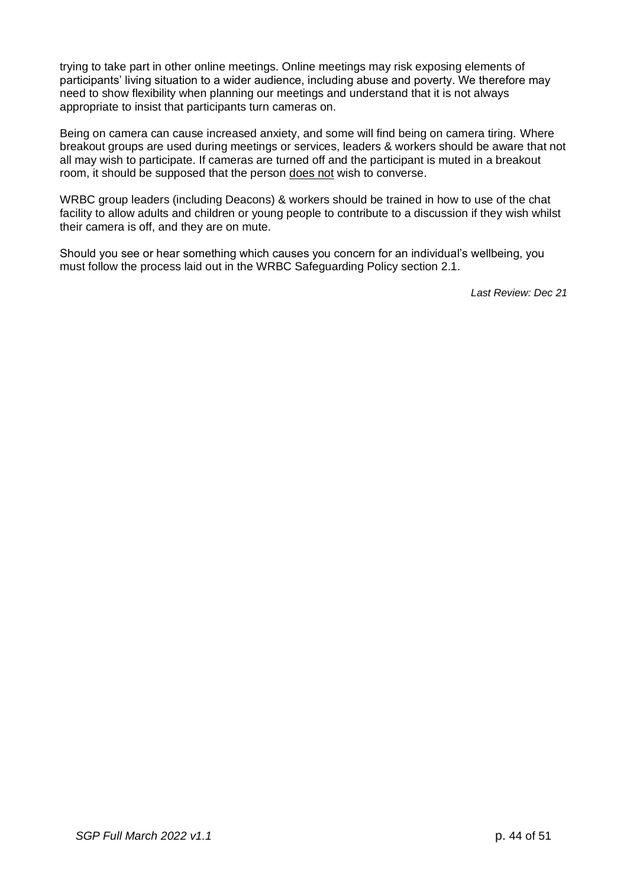trying to take part in other online meetings. Online meetings may risk exposing elements of participants' living situation to a wider audience, including abuse and poverty. We therefore may need to show flexibility when planning our meetings and understand that it is not always appropriate to insist that participants turn cameras on.

Being on camera can cause increased anxiety, and some will find being on camera tiring. Where breakout groups are used during meetings or services, leaders & workers should be aware that not all may wish to participate. If cameras are turned off and the participant is muted in a breakout room, it should be supposed that the person <u>does not</u> wish to converse.

WRBC group leaders (including Deacons) & workers should be trained in how to use of the chat facility to allow adults and children or young people to contribute to a discussion if they wish whilst their camera is off, and they are on mute.

Should you see or hear something which causes you concern for an individual's wellbeing, you must follow the process laid out in the WRBC Safeguarding Policy section 2.1.

*Last Review: Dec 21*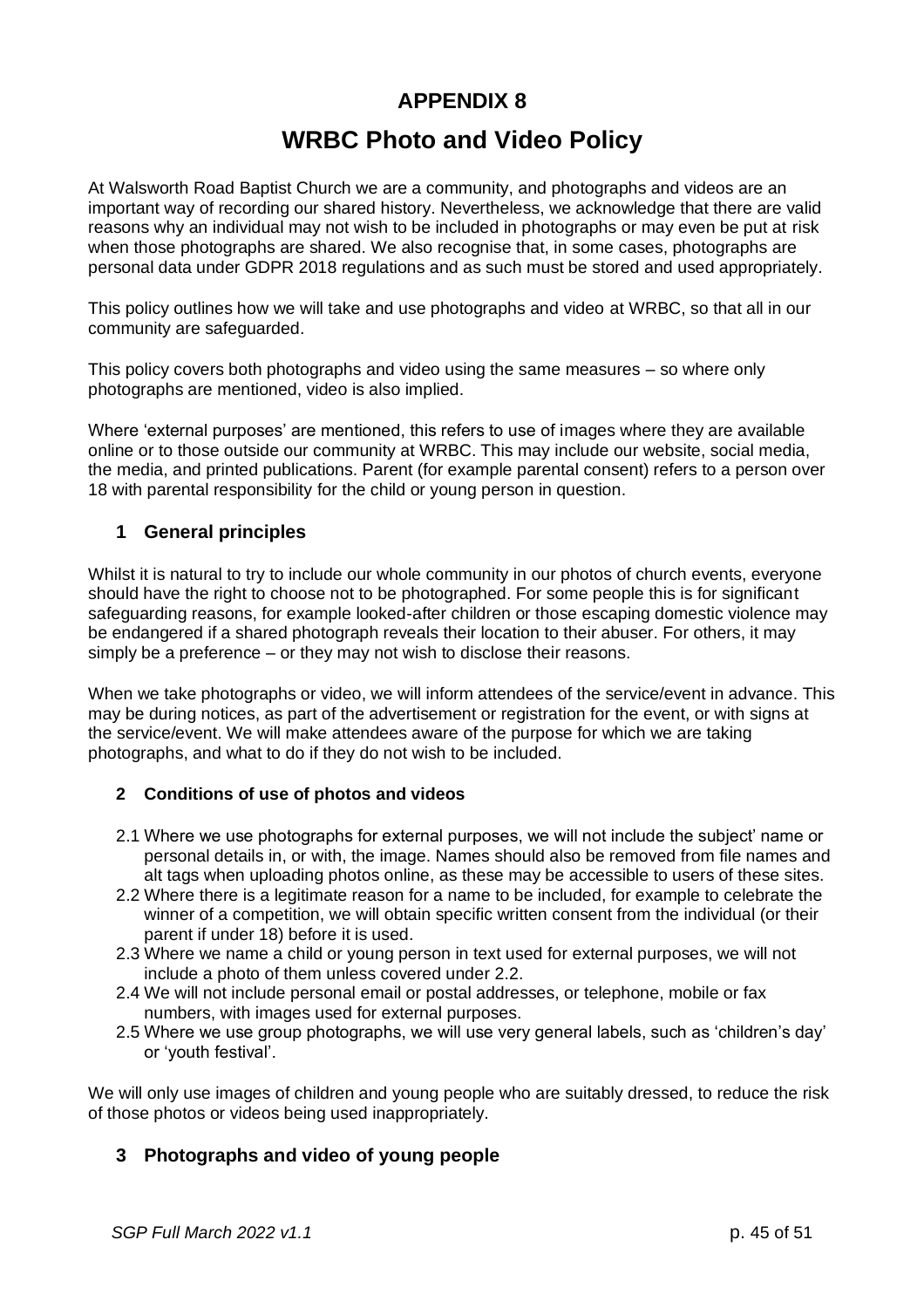# APPENDIX 8

# WRBC Photo and Video Policy

At Walsworth Road Baptist Church we are a community, and photographs and videos are an important way of recording our shared history. Nevertheless, we acknowledge that there are valid reasons why an individual may not wish to be included in photographs or may even be put at risk when those photographs are shared. We also recognise that, in some cases, photographs are personal data under GDPR 2018 regulations and as such must be stored and used appropriately.

This policy outlines how we will take and use photographs and video at WRBC, so that all in our community are safeguarded.

This policy covers both photographs and video using the same measures – so where only photographs are mentioned, video is also implied.

Where 'external purposes' are mentioned, this refers to use of images where they are available online or to those outside our community at WRBC. This may include our website, social media, the media, and printed publications. Parent (for example parental consent) refers to a person over 18 with parental responsibility for the child or young person in question.

## 1 General principles

Whilst it is natural to try to include our whole community in our photos of church events, everyone should have the right to choose not to be photographed. For some people this is for significant safeguarding reasons, for example looked-after children or those escaping domestic violence may be endangered if a shared photograph reveals their location to their abuser. For others, it may simply be a preference – or they may not wish to disclose their reasons.

When we take photographs or video, we will inform attendees of the service/event in advance. This may be during notices, as part of the advertisement or registration for the event, or with signs at the service/event. We will make attendees aware of the purpose for which we are taking photographs, and what to do if they do not wish to be included.

### 2 Conditions of use of photos and videos

2.1 Where we use photographs for external purposes, we will not include the subject' name or personal details in, or with, the image. Names should also be removed from file names and alt tags when uploading photos online, as these may be accessible to users of these sites.

2.2 Where there is a legitimate reason for a name to be included, for example to celebrate the winner of a competition, we will obtain specific written consent from the individual (or their parent if under 18) before it is used.

2.3 Where we name a child or young person in text used for external purposes, we will not include a photo of them unless covered under 2.2.

2.4 We will not include personal email or postal addresses, or telephone, mobile or fax numbers, with images used for external purposes.

2.5 Where we use group photographs, we will use very general labels, such as 'children's day' or 'youth festival'.

We will only use images of children and young people who are suitably dressed, to reduce the risk of those photos or videos being used inappropriately.

## 3 Photographs and video of young people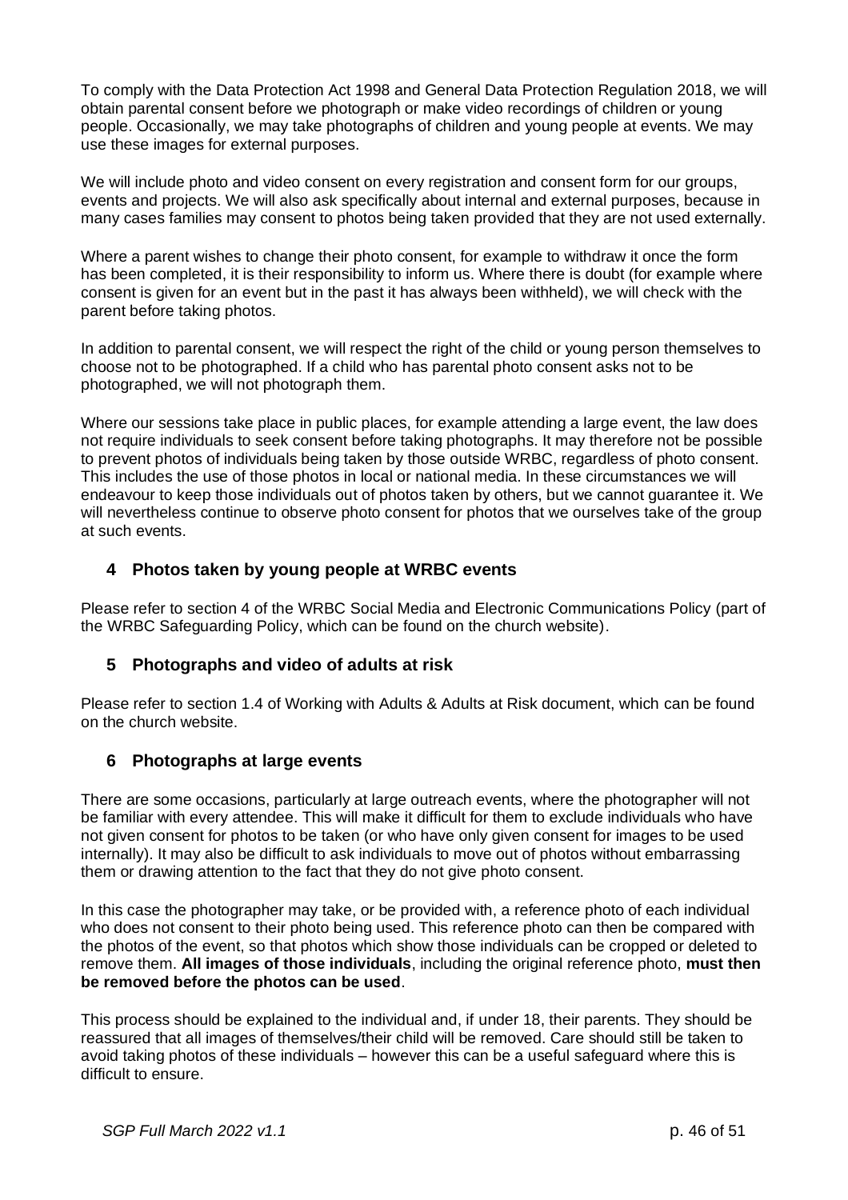To comply with the Data Protection Act 1998 and General Data Protection Regulation 2018, we will obtain parental consent before we photograph or make video recordings of children or young people. Occasionally, we may take photographs of children and young people at events. We may use these images for external purposes.

We will include photo and video consent on every registration and consent form for our groups, events and projects. We will also ask specifically about internal and external purposes, because in many cases families may consent to photos being taken provided that they are not used externally.

Where a parent wishes to change their photo consent, for example to withdraw it once the form has been completed, it is their responsibility to inform us. Where there is doubt (for example where consent is given for an event but in the past it has always been withheld), we will check with the parent before taking photos.

In addition to parental consent, we will respect the right of the child or young person themselves to choose not to be photographed. If a child who has parental photo consent asks not to be photographed, we will not photograph them.

Where our sessions take place in public places, for example attending a large event, the law does not require individuals to seek consent before taking photographs. It may therefore not be possible to prevent photos of individuals being taken by those outside WRBC, regardless of photo consent. This includes the use of those photos in local or national media. In these circumstances we will endeavour to keep those individuals out of photos taken by others, but we cannot guarantee it. We will nevertheless continue to observe photo consent for photos that we ourselves take of the group at such events.

## 4 Photos taken by young people at WRBC events

Please refer to section 4 of the WRBC Social Media and Electronic Communications Policy (part of the WRBC Safeguarding Policy, which can be found on the church website).

## 5 Photographs and video of adults at risk

Please refer to section 1.4 of Working with Adults & Adults at Risk document, which can be found on the church website.

## 6 Photographs at large events

There are some occasions, particularly at large outreach events, where the photographer will not be familiar with every attendee. This will make it difficult for them to exclude individuals who have not given consent for photos to be taken (or who have only given consent for images to be used internally). It may also be difficult to ask individuals to move out of photos without embarrassing them or drawing attention to the fact that they do not give photo consent.

In this case the photographer may take, or be provided with, a reference photo of each individual who does not consent to their photo being used. This reference photo can then be compared with the photos of the event, so that photos which show those individuals can be cropped or deleted to remove them. **All images of those individuals**, including the original reference photo, **must then be removed before the photos can be used**.

This process should be explained to the individual and, if under 18, their parents. They should be reassured that all images of themselves/their child will be removed. Care should still be taken to avoid taking photos of these individuals – however this can be a useful safeguard where this is difficult to ensure.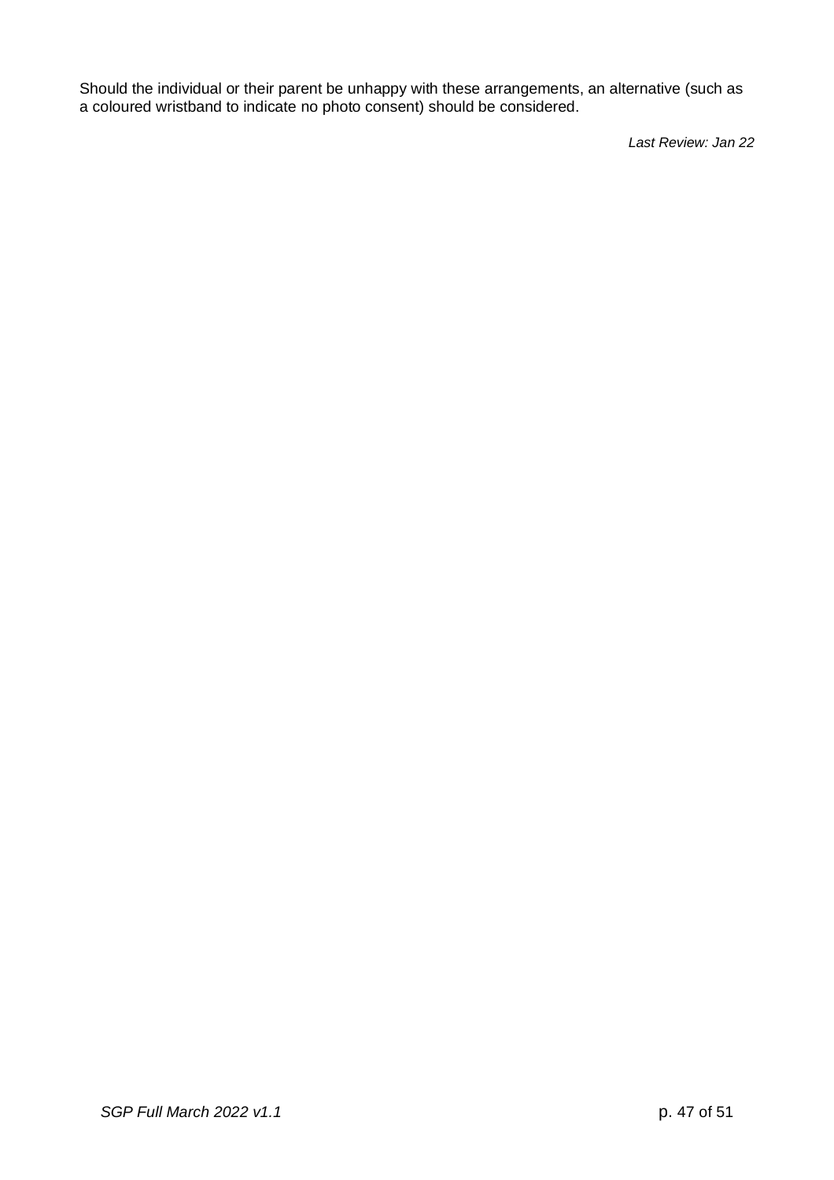Should the individual or their parent be unhappy with these arrangements, an alternative (such as a coloured wristband to indicate no photo consent) should be considered.

*Last Review: Jan 22*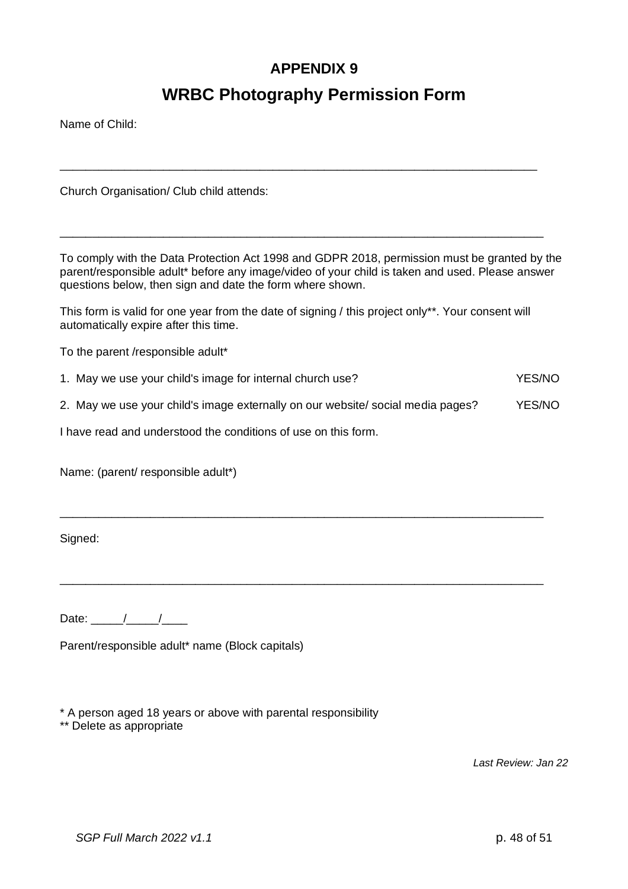## APPENDIX 9

# WRBC Photography Permission Form

Name of Child:

\_\_\_\_\_\_\_\_\_\_\_\_\_\_\_\_\_\_\_\_\_\_\_\_\_\_\_\_\_\_\_\_\_\_\_\_\_\_\_\_\_\_\_\_\_\_\_\_\_\_\_\_\_\_\_\_\_\_\_\_\_\_\_\_\_\_\_\_\_\_\_\_\_\_

Church Organisation/ Club child attends:

\_\_\_\_\_\_\_\_\_\_\_\_\_\_\_\_\_\_\_\_\_\_\_\_\_\_\_\_\_\_\_\_\_\_\_\_\_\_\_\_\_\_\_\_\_\_\_\_\_\_\_\_\_\_\_\_\_\_\_\_\_\_\_\_\_\_\_\_\_\_\_\_\_\_

To comply with the Data Protection Act 1998 and GDPR 2018, permission must be granted by the parent/responsible adult* before any image/video of your child is taken and used. Please answer questions below, then sign and date the form where shown.

This form is valid for one year from the date of signing / this project only**. Your consent will automatically expire after this time.

To the parent /responsible adult*

1. May we use your child's image for internal church use? YES/NO
2. May we use your child's image externally on our website/ social media pages? YES/NO

I have read and understood the conditions of use on this form.

Name: (parent/ responsible adult*)

\_\_\_\_\_\_\_\_\_\_\_\_\_\_\_\_\_\_\_\_\_\_\_\_\_\_\_\_\_\_\_\_\_\_\_\_\_\_\_\_\_\_\_\_\_\_\_\_\_\_\_\_\_\_\_\_\_\_\_\_\_\_\_\_\_\_\_\_\_\_\_\_\_\_

Signed:

\_\_\_\_\_\_\_\_\_\_\_\_\_\_\_\_\_\_\_\_\_\_\_\_\_\_\_\_\_\_\_\_\_\_\_\_\_\_\_\_\_\_\_\_\_\_\_\_\_\_\_\_\_\_\_\_\_\_\_\_\_\_\_\_\_\_\_\_\_\_\_\_\_\_

Date: \_\_\_\_\_/\_\_\_\_\_/\_\_\_\_

Parent/responsible adult* name (Block capitals)

\* A person aged 18 years or above with parental responsibility
\*\* Delete as appropriate

*Last Review: Jan 22*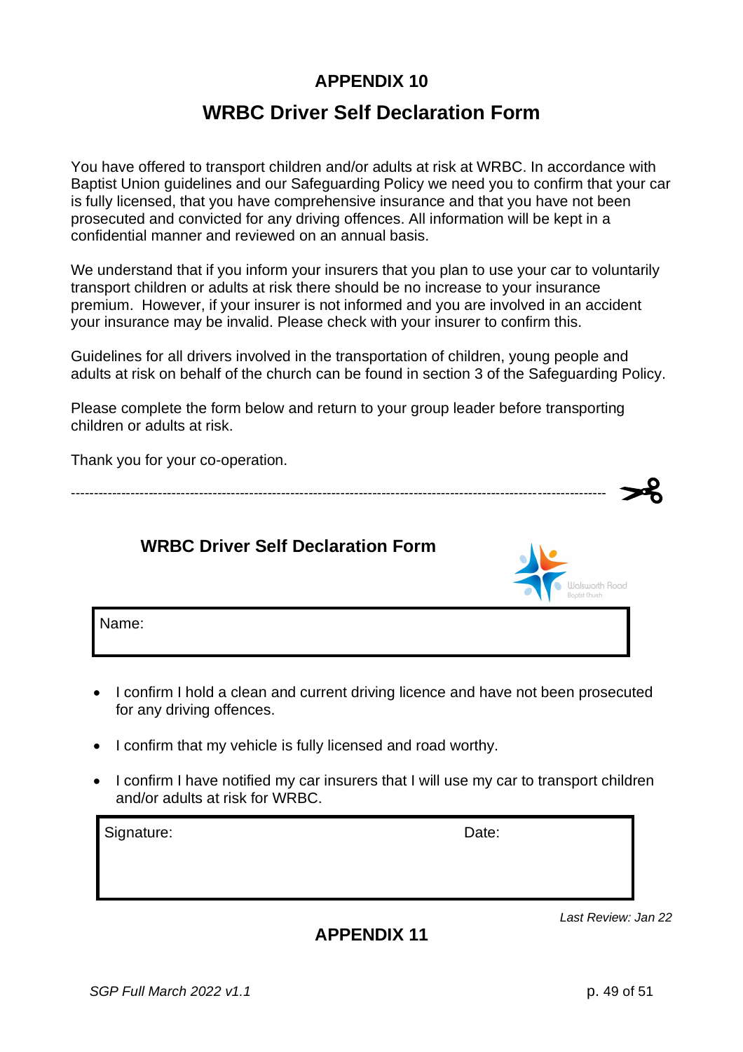## APPENDIX 10

# WRBC Driver Self Declaration Form

You have offered to transport children and/or adults at risk at WRBC. In accordance with Baptist Union guidelines and our Safeguarding Policy we need you to confirm that your car is fully licensed, that you have comprehensive insurance and that you have not been prosecuted and convicted for any driving offences. All information will be kept in a confidential manner and reviewed on an annual basis.

We understand that if you inform your insurers that you plan to use your car to voluntarily transport children or adults at risk there should be no increase to your insurance premium. However, if your insurer is not informed and you are involved in an accident your insurance may be invalid. Please check with your insurer to confirm this.

Guidelines for all drivers involved in the transportation of children, young people and adults at risk on behalf of the church can be found in section 3 of the Safeguarding Policy.

Please complete the form below and return to your group leader before transporting children or adults at risk.

Thank you for your co-operation.

---

### WRBC Driver Self Declaration Form

Walsworth Road Baptist Church

| Name: |
|---|
| |

- I confirm I hold a clean and current driving licence and have not been prosecuted for any driving offences.
- I confirm that my vehicle is fully licensed and road worthy.
- I confirm I have notified my car insurers that I will use my car to transport children and/or adults at risk for WRBC.

| Signature: | Date: |
|---|---|
| | |

*Last Review: Jan 22*

## APPENDIX 11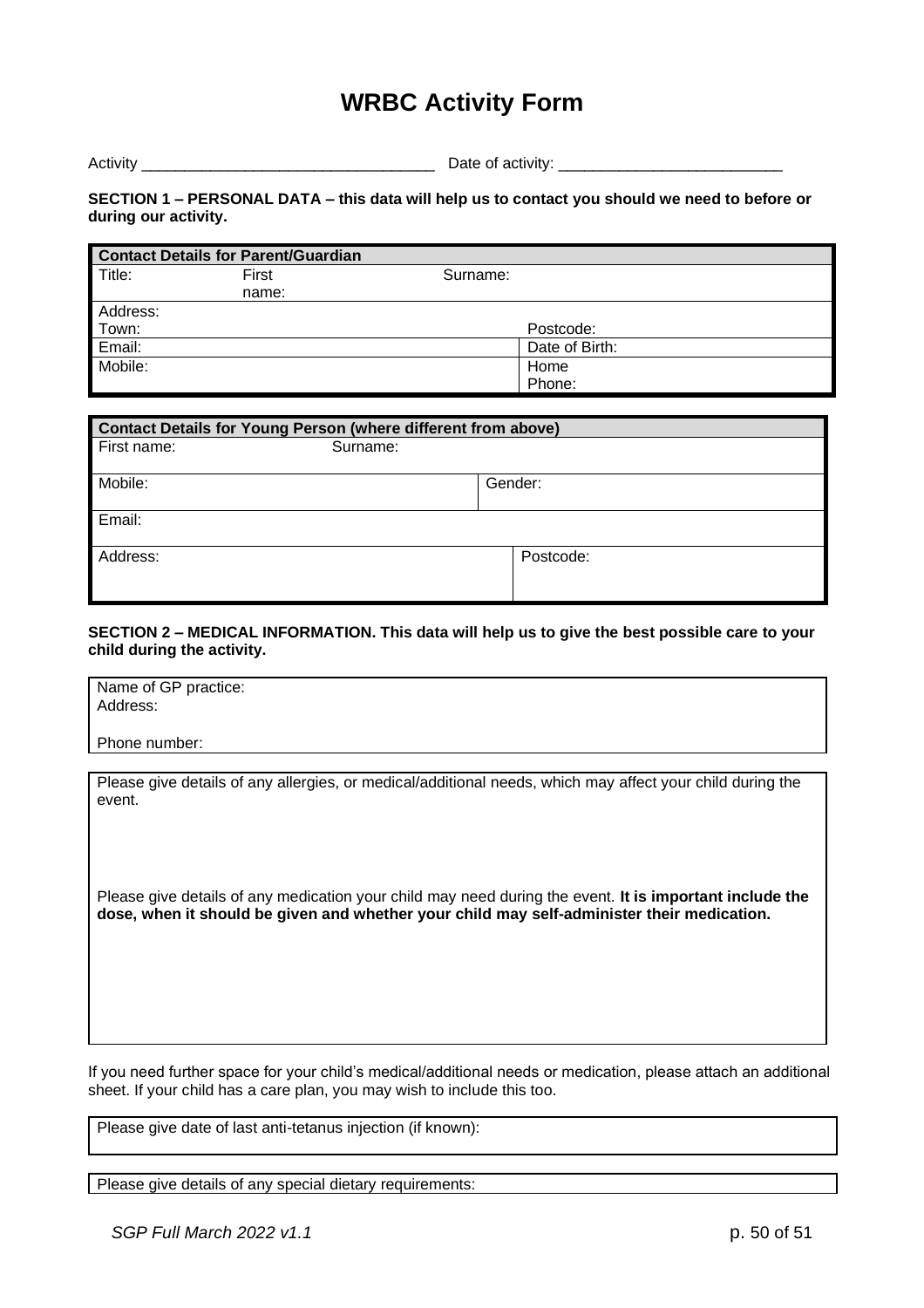# WRBC Activity Form

Activity ___________________________________ Date of activity: __________________________

**SECTION 1 – PERSONAL DATA – this data will help us to contact you should we need to before or during our activity.**

| Contact Details for Parent/Guardian | | | |
|---|---|---|---|
| Title: | First name: | Surname: | |
| Address: | | | |
| Town: | | | Postcode: |
| Email: | | | Date of Birth: |
| Mobile: | | | Home Phone: |

| Contact Details for Young Person (where different from above) | | |
|---|---|---|
| First name: | Surname: | |
| Mobile: | | Gender: |
| Email: | | |
| Address: | | Postcode: |

**SECTION 2 – MEDICAL INFORMATION. This data will help us to give the best possible care to your child during the activity.**

| Name of GP practice: |
|---|
| Address: |
| Phone number: |

| Please give details of any allergies, or medical/additional needs, which may affect your child during the event. |
|---|
| Please give details of any medication your child may need during the event. **It is important include the dose, when it should be given and whether your child may self-administer their medication.** |

If you need further space for your child's medical/additional needs or medication, please attach an additional sheet. If your child has a care plan, you may wish to include this too.

| Please give date of last anti-tetanus injection (if known): |
|---|

| Please give details of any special dietary requirements: |
|---|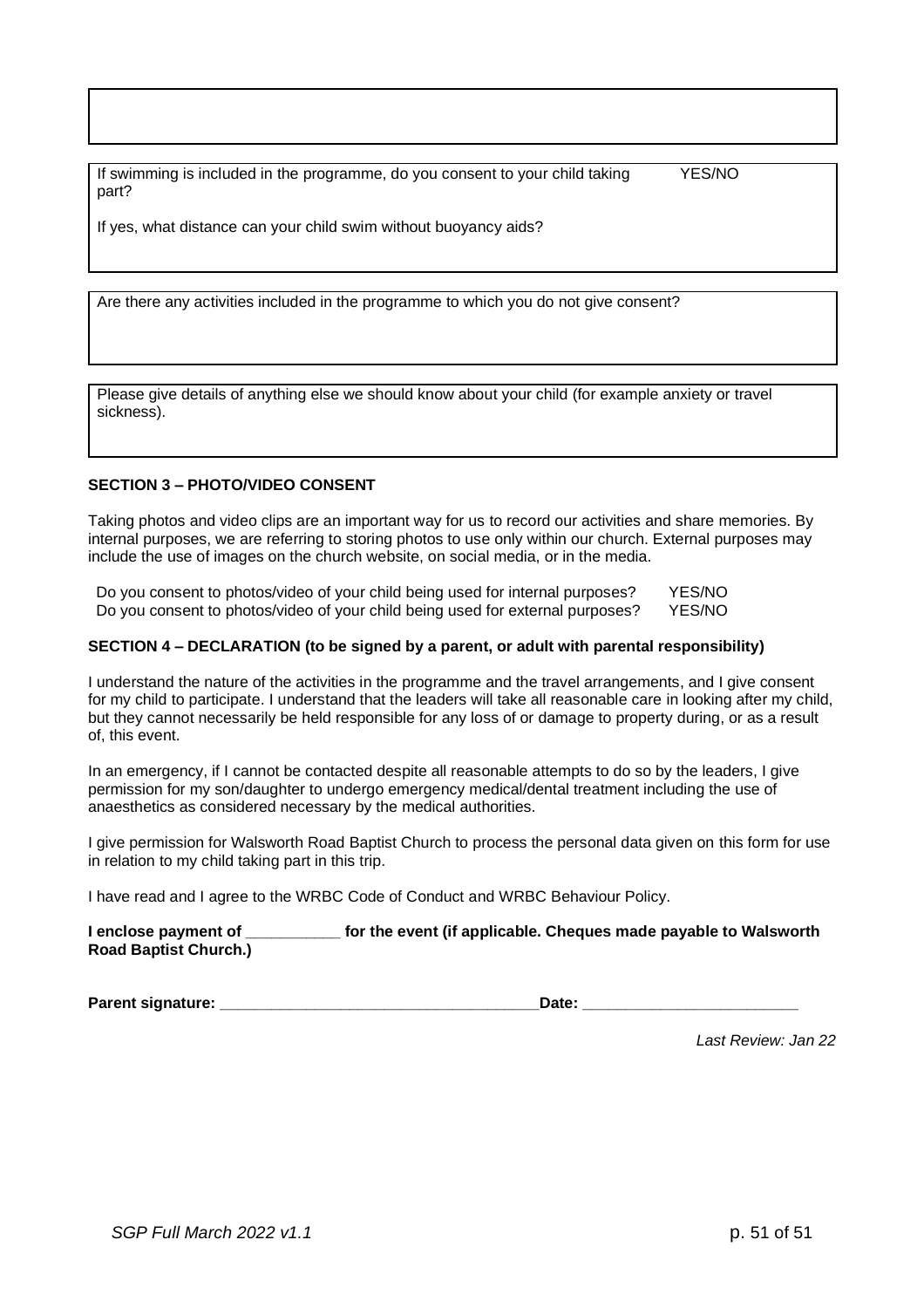If swimming is included in the programme, do you consent to your child taking part? YES/NO

If yes, what distance can your child swim without buoyancy aids?

Are there any activities included in the programme to which you do not give consent?

Please give details of anything else we should know about your child (for example anxiety or travel sickness).

**SECTION 3 – PHOTO/VIDEO CONSENT**

Taking photos and video clips are an important way for us to record our activities and share memories. By internal purposes, we are referring to storing photos to use only within our church. External purposes may include the use of images on the church website, on social media, or in the media.

Do you consent to photos/video of your child being used for internal purposes? YES/NO
Do you consent to photos/video of your child being used for external purposes? YES/NO

**SECTION 4 – DECLARATION (to be signed by a parent, or adult with parental responsibility)**

I understand the nature of the activities in the programme and the travel arrangements, and I give consent for my child to participate. I understand that the leaders will take all reasonable care in looking after my child, but they cannot necessarily be held responsible for any loss of or damage to property during, or as a result of, this event.

In an emergency, if I cannot be contacted despite all reasonable attempts to do so by the leaders, I give permission for my son/daughter to undergo emergency medical/dental treatment including the use of anaesthetics as considered necessary by the medical authorities.

I give permission for Walsworth Road Baptist Church to process the personal data given on this form for use in relation to my child taking part in this trip.

I have read and I agree to the WRBC Code of Conduct and WRBC Behaviour Policy.

**I enclose payment of ___________ for the event (if applicable. Cheques made payable to Walsworth Road Baptist Church.)**

**Parent signature: _____________________________________Date: _________________________**

*Last Review: Jan 22*

*SGP Full March 2022 v1.1*